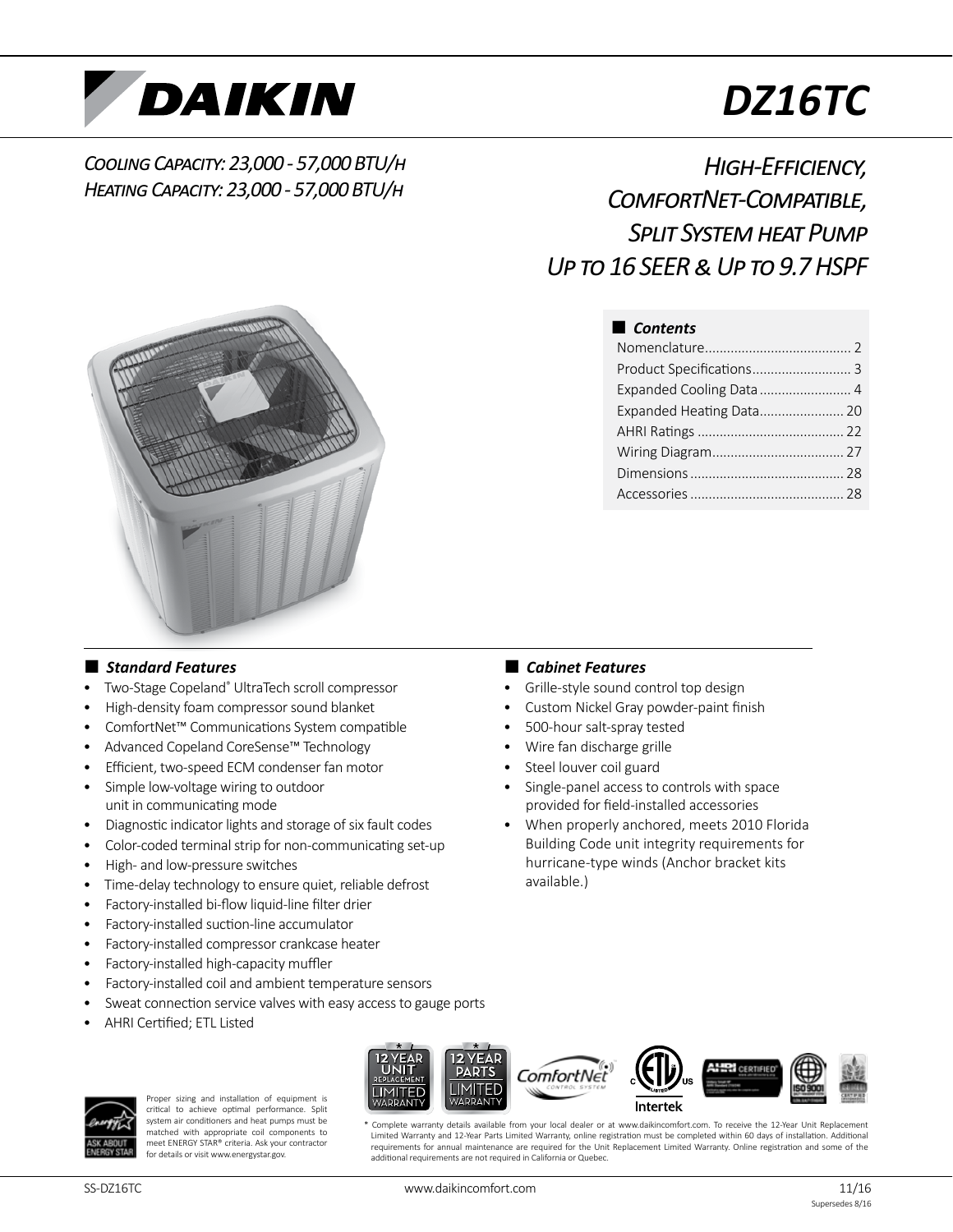# DAIKIN

# DZ16TC

*Cooling Capacity: 23,000 - 57,000 BTU/h*
*Heating Capacity: 23,000 - 57,000 BTU/h*

## *High-Efficiency, ComfortNet-Compatible, Split System heat Pump Up to 16 SEER & Up to 9.7 HSPF*

### Contents

- Nomenclature........................................ 2
- Product Specifications........................... 3
- Expanded Cooling Data......................... 4
- Expanded Heating Data....................... 20
- AHRI Ratings........................................ 22
- Wiring Diagram.................................... 27
- Dimensions.......................................... 28
- Accessories.......................................... 28

### Standard Features

- Two-Stage Copeland® UltraTech scroll compressor
- High-density foam compressor sound blanket
- ComfortNet™ Communications System compatible
- Advanced Copeland CoreSense™ Technology
- Efficient, two-speed ECM condenser fan motor
- Simple low-voltage wiring to outdoor unit in communicating mode
- Diagnostic indicator lights and storage of six fault codes
- Color-coded terminal strip for non-communicating set-up
- High- and low-pressure switches
- Time-delay technology to ensure quiet, reliable defrost
- Factory-installed bi-flow liquid-line filter drier
- Factory-installed suction-line accumulator
- Factory-installed compressor crankcase heater
- Factory-installed high-capacity muffler
- Factory-installed coil and ambient temperature sensors
- Sweat connection service valves with easy access to gauge ports
- AHRI Certified; ETL Listed

### Cabinet Features

- Grille-style sound control top design
- Custom Nickel Gray powder-paint finish
- 500-hour salt-spray tested
- Wire fan discharge grille
- Steel louver coil guard
- Single-panel access to controls with space provided for field-installed accessories
- When properly anchored, meets 2010 Florida Building Code unit integrity requirements for hurricane-type winds (Anchor bracket kits available.)

Proper sizing and installation of equipment is critical to achieve optimal performance. Split system air conditioners and heat pumps must be matched with appropriate coil components to meet ENERGY STAR® criteria. Ask your contractor for details or visit www.energystar.gov.

\* Complete warranty details available from your local dealer or at www.daikincomfort.com. To receive the 12-Year Unit Replacement Limited Warranty and 12-Year Parts Limited Warranty, online registration must be completed within 60 days of installation. Additional requirements for annual maintenance are required for the Unit Replacement Limited Warranty. Online registration and some of the additional requirements are not required in California or Quebec.

SS-DZ16TC www.daikincomfort.com 11/16
Supersedes 8/16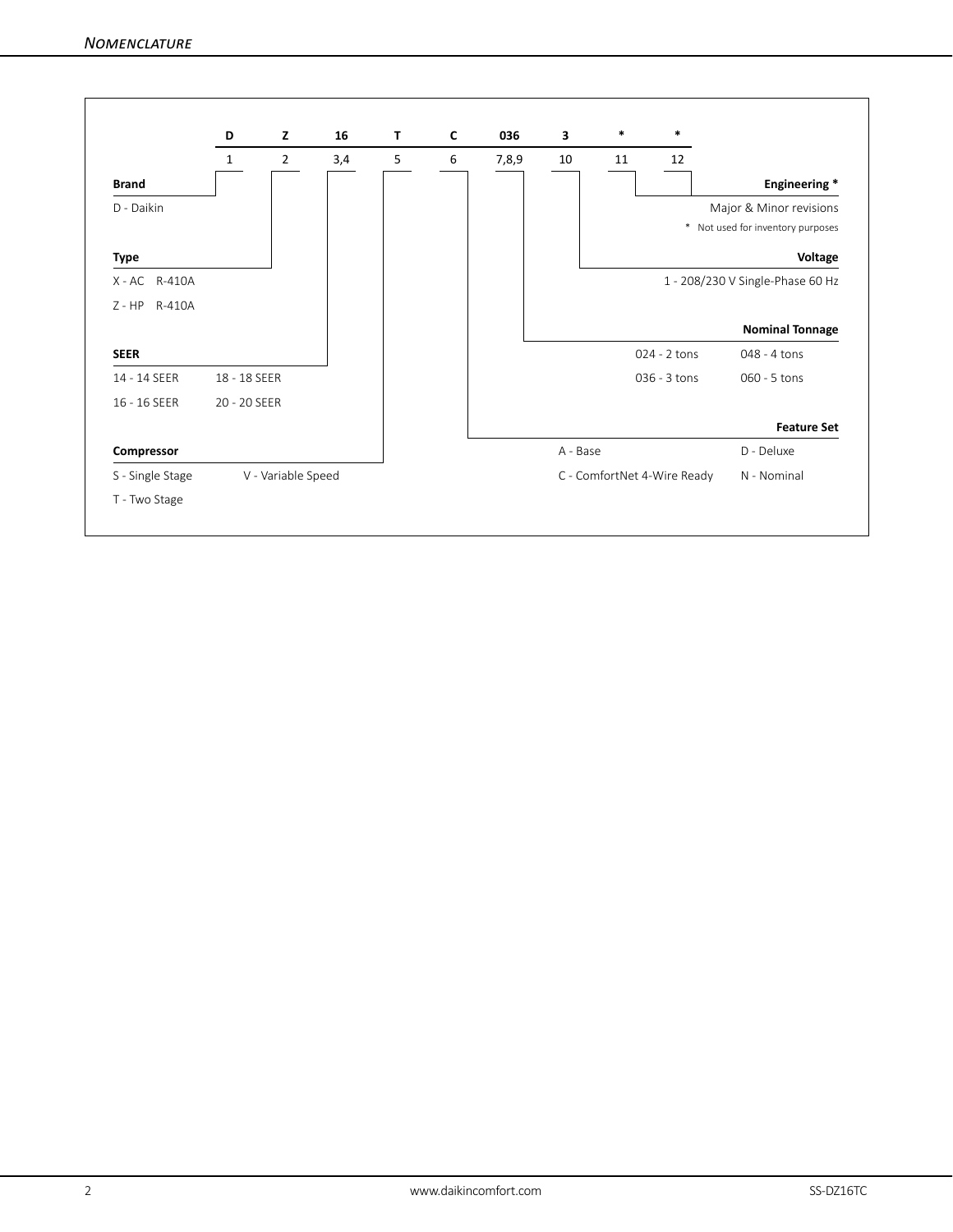## Nomenclature

| D | Z | 16 | T | C | 036 | 3 | * | * |
|---|---|---|---|---|---|---|---|---|
| 1 | 2 | 3,4 | 5 | 6 | 7,8,9 | 10 | 11 | 12 |

**Brand**

D - Daikin

**Type**

X - AC R-410A

Z - HP R-410A

**SEER**

14 - 14 SEER

16 - 16 SEER

18 - 18 SEER

20 - 20 SEER

**Compressor**

S - Single Stage

T - Two Stage

V - Variable Speed

**Engineering ***

Major & Minor revisions

\* Not used for inventory purposes

**Voltage**

1 - 208/230 V Single-Phase 60 Hz

**Nominal Tonnage**

024 - 2 tons

036 - 3 tons

048 - 4 tons

060 - 5 tons

**Feature Set**

A - Base

C - ComfortNet 4-Wire Ready

D - Deluxe

N - Nominal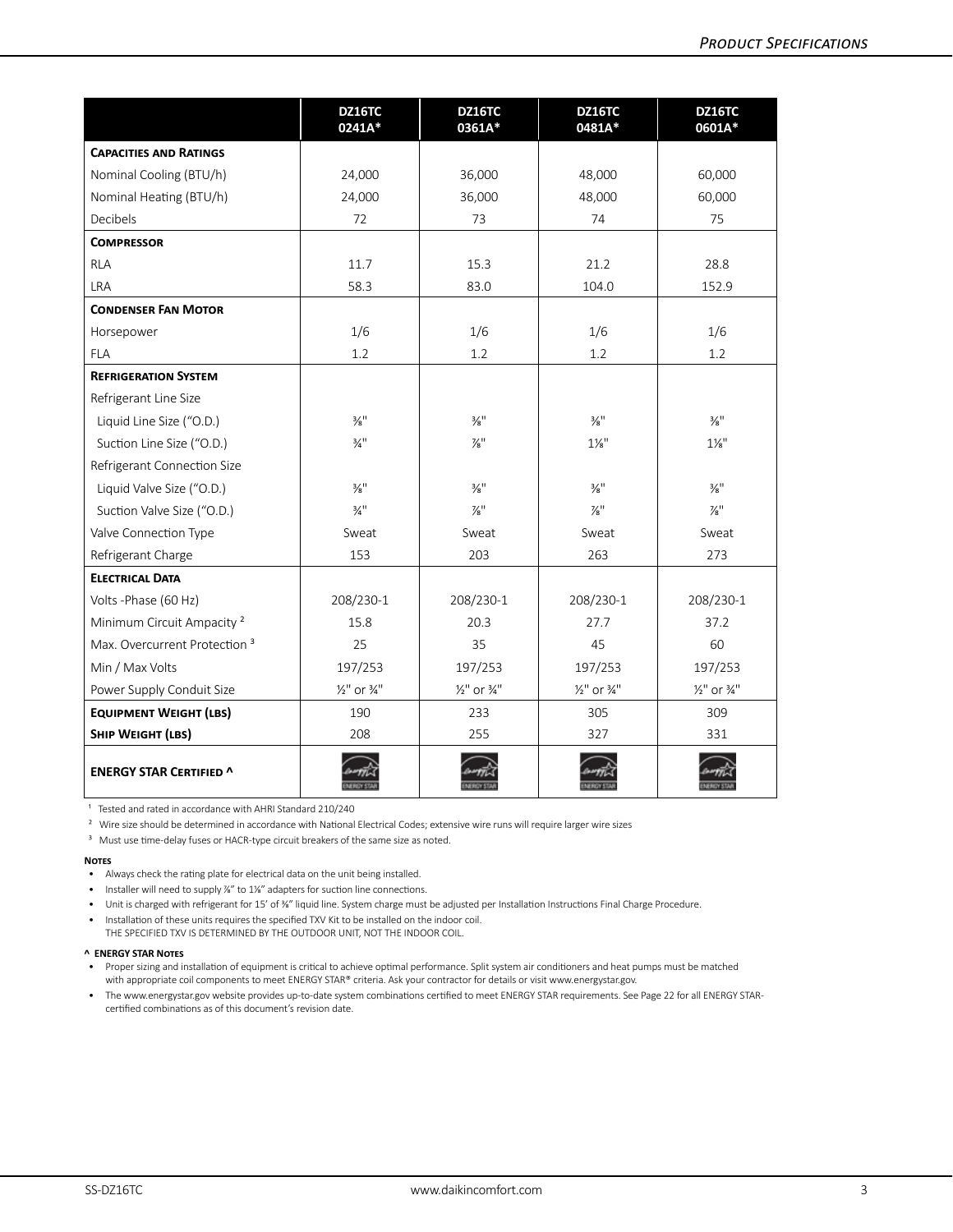| | DZ16TC 0241A* | DZ16TC 0361A* | DZ16TC 0481A* | DZ16TC 0601A* |
|---|---|---|---|---|
| **Capacities and Ratings** | | | | |
| Nominal Cooling (BTU/h) | 24,000 | 36,000 | 48,000 | 60,000 |
| Nominal Heating (BTU/h) | 24,000 | 36,000 | 48,000 | 60,000 |
| Decibels | 72 | 73 | 74 | 75 |
| **Compressor** | | | | |
| RLA | 11.7 | 15.3 | 21.2 | 28.8 |
| LRA | 58.3 | 83.0 | 104.0 | 152.9 |
| **Condenser Fan Motor** | | | | |
| Horsepower | 1/6 | 1/6 | 1/6 | 1/6 |
| FLA | 1.2 | 1.2 | 1.2 | 1.2 |
| **Refrigeration System** | | | | |
| Refrigerant Line Size | | | | |
| Liquid Line Size ("O.D.) | ⅜" | ⅜" | ⅜" | ⅜" |
| Suction Line Size ("O.D.) | ¾" | ⅞" | 1⅛" | 1⅛" |
| Refrigerant Connection Size | | | | |
| Liquid Valve Size ("O.D.) | ⅜" | ⅜" | ⅜" | ⅜" |
| Suction Valve Size ("O.D.) | ¾" | ⅞" | ⅞" | ⅞" |
| Valve Connection Type | Sweat | Sweat | Sweat | Sweat |
| Refrigerant Charge | 153 | 203 | 263 | 273 |
| **Electrical Data** | | | | |
| Volts -Phase (60 Hz) | 208/230-1 | 208/230-1 | 208/230-1 | 208/230-1 |
| Minimum Circuit Ampacity [2] | 15.8 | 20.3 | 27.7 | 37.2 |
| Max. Overcurrent Protection [3] | 25 | 35 | 45 | 60 |
| Min / Max Volts | 197/253 | 197/253 | 197/253 | 197/253 |
| Power Supply Conduit Size | ½" or ¾" | ½" or ¾" | ½" or ¾" | ½" or ¾" |
| **Equipment Weight (lbs)** | 190 | 233 | 305 | 309 |
| **Ship Weight (lbs)** | 208 | 255 | 327 | 331 |
| **ENERGY STAR Certified ^** | ENERGY STAR | ENERGY STAR | ENERGY STAR | ENERGY STAR |

[1] Tested and rated in accordance with AHRI Standard 210/240

[2] Wire size should be determined in accordance with National Electrical Codes; extensive wire runs will require larger wire sizes

[3] Must use time-delay fuses or HACR-type circuit breakers of the same size as noted.

**Notes**

- Always check the rating plate for electrical data on the unit being installed.
- Installer will need to supply ⅞" to 1⅛" adapters for suction line connections.
- Unit is charged with refrigerant for 15' of ⅜" liquid line. System charge must be adjusted per Installation Instructions Final Charge Procedure.
- Installation of these units requires the specified TXV Kit to be installed on the indoor coil.
  THE SPECIFIED TXV IS DETERMINED BY THE OUTDOOR UNIT, NOT THE INDOOR COIL.

**^ ENERGY STAR Notes**

- Proper sizing and installation of equipment is critical to achieve optimal performance. Split system air conditioners and heat pumps must be matched with appropriate coil components to meet ENERGY STAR® criteria. Ask your contractor for details or visit www.energystar.gov.
- The www.energystar.gov website provides up-to-date system combinations certified to meet ENERGY STAR requirements. See Page 22 for all ENERGY STAR-certified combinations as of this document's revision date.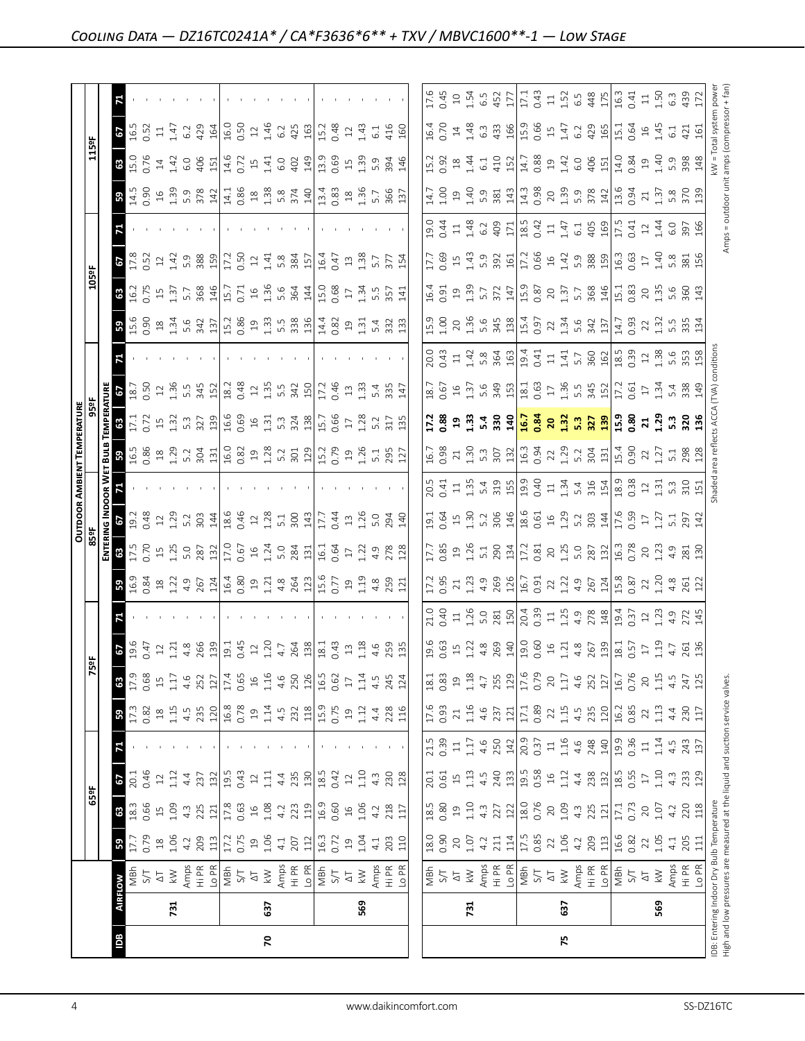# Cooling Data — DZ16TC0241A* / CA*F3636*6** + TXV / MBVC1600**-1 — Low Stage

| IDB | Airflow | | 65ºF | | | | 75ºF | | | | 85ºF | | | | 95ºF | | | | 105ºF | | | | 115ºF | | | |
|---|---|---|---|---|---|---|---|---|---|---|---|---|---|---|---|---|---|---|---|---|---|---|---|---|---|---|
| | | | **Entering Indoor Wet Bulb Temperature** | | | | | | | | | | | | | | | | | | | | | | | |
| | | | 59 | 63 | 67 | 71 | 59 | 63 | 67 | 71 | 59 | 63 | 67 | 71 | 59 | 63 | 67 | 71 | 59 | 63 | 67 | 71 | 59 | 63 | 67 | 71 |
| 70 | 731 | MBh | 17.7 | 18.3 | 20.1 | - | 17.3 | 17.9 | 19.6 | - | 16.9 | 17.5 | 19.2 | - | 16.5 | 17.1 | 18.7 | - | 15.6 | 16.2 | 17.8 | - | 14.5 | 15.0 | 16.5 | - |
| | | S/T | 0.79 | 0.66 | 0.46 | - | 0.82 | 0.68 | 0.47 | - | 0.84 | 0.70 | 0.48 | - | 0.86 | 0.72 | 0.50 | - | 0.90 | 0.75 | 0.52 | - | 0.90 | 0.76 | 0.52 | - |
| | | ΔT | 18 | 15 | 12 | - | 18 | 15 | 12 | - | 18 | 15 | 12 | - | 18 | 15 | 12 | - | 18 | 15 | 12 | - | 16 | 14 | 11 | - |
| | | kW | 1.06 | 1.09 | 1.12 | - | 1.15 | 1.17 | 1.21 | - | 1.22 | 1.25 | 1.29 | - | 1.29 | 1.32 | 1.36 | - | 1.34 | 1.37 | 1.42 | - | 1.39 | 1.42 | 1.47 | - |
| | | Amps | 4.2 | 4.3 | 4.4 | - | 4.5 | 4.6 | 4.8 | - | 4.9 | 5.0 | 5.2 | - | 5.2 | 5.3 | 5.5 | - | 5.6 | 5.7 | 5.9 | - | 5.9 | 6.0 | 6.2 | - |
| | | Hi PR | 209 | 225 | 237 | - | 235 | 252 | 266 | - | 267 | 287 | 303 | - | 304 | 327 | 345 | - | 342 | 368 | 388 | - | 378 | 406 | 429 | - |
| | | Lo PR | 113 | 121 | 132 | - | 120 | 127 | 139 | - | 124 | 132 | 144 | - | 131 | 139 | 152 | - | 137 | 146 | 159 | - | 142 | 151 | 164 | - |
| | 637 | MBh | 17.2 | 17.8 | 19.5 | - | 16.8 | 17.4 | 19.1 | - | 16.4 | 17.0 | 18.6 | - | 16.0 | 16.6 | 18.2 | - | 15.2 | 15.7 | 17.2 | - | 14.1 | 14.6 | 16.0 | - |
| | | S/T | 0.75 | 0.63 | 0.43 | - | 0.78 | 0.65 | 0.45 | - | 0.80 | 0.67 | 0.46 | - | 0.82 | 0.69 | 0.48 | - | 0.86 | 0.71 | 0.50 | - | 0.86 | 0.72 | 0.50 | - |
| | | ΔT | 19 | 16 | 12 | - | 19 | 16 | 12 | - | 19 | 16 | 12 | - | 19 | 16 | 12 | - | 19 | 16 | 12 | - | 18 | 15 | 12 | - |
| | | kW | 1.06 | 1.08 | 1.11 | - | 1.14 | 1.16 | 1.20 | - | 1.21 | 1.24 | 1.28 | - | 1.28 | 1.31 | 1.35 | - | 1.33 | 1.36 | 1.41 | - | 1.38 | 1.41 | 1.46 | - |
| | | Amps | 4.1 | 4.2 | 4.4 | - | 4.5 | 4.6 | 4.7 | - | 4.8 | 5.0 | 5.1 | - | 5.2 | 5.3 | 5.5 | - | 5.5 | 5.6 | 5.8 | - | 5.8 | 6.0 | 6.2 | - |
| | | Hi PR | 207 | 223 | 235 | - | 232 | 250 | 264 | - | 264 | 284 | 300 | - | 301 | 324 | 342 | - | 338 | 364 | 384 | - | 374 | 402 | 425 | - |
| | | Lo PR | 112 | 119 | 130 | - | 118 | 126 | 138 | - | 123 | 131 | 143 | - | 129 | 138 | 150 | - | 136 | 144 | 157 | - | 140 | 149 | 163 | - |
| | 569 | MBh | 16.3 | 16.9 | 18.5 | - | 15.9 | 16.5 | 18.1 | - | 15.6 | 16.1 | 17.7 | - | 15.2 | 15.7 | 17.2 | - | 14.4 | 15.0 | 16.4 | - | 13.4 | 13.9 | 15.2 | - |
| | | S/T | 0.72 | 0.60 | 0.42 | - | 0.75 | 0.62 | 0.43 | - | 0.77 | 0.64 | 0.44 | - | 0.79 | 0.66 | 0.46 | - | 0.82 | 0.68 | 0.47 | - | 0.83 | 0.69 | 0.48 | - |
| | | ΔT | 19 | 16 | 12 | - | 19 | 17 | 13 | - | 19 | 17 | 13 | - | 19 | 17 | 13 | - | 19 | 17 | 13 | - | 18 | 15 | 12 | - |
| | | kW | 1.04 | 1.06 | 1.10 | - | 1.12 | 1.14 | 1.18 | - | 1.19 | 1.22 | 1.26 | - | 1.26 | 1.28 | 1.33 | - | 1.31 | 1.34 | 1.38 | - | 1.36 | 1.39 | 1.43 | - |
| | | Amps | 4.1 | 4.2 | 4.3 | - | 4.4 | 4.5 | 4.6 | - | 4.8 | 4.9 | 5.0 | - | 5.1 | 5.2 | 5.4 | - | 5.4 | 5.5 | 5.7 | - | 5.7 | 5.9 | 6.1 | - |
| | | Hi PR | 203 | 218 | 230 | - | 228 | 245 | 259 | - | 259 | 278 | 294 | - | 295 | 317 | 335 | - | 332 | 357 | 377 | - | 366 | 394 | 416 | - |
| | | Lo PR | 110 | 117 | 128 | - | 116 | 124 | 135 | - | 121 | 128 | 140 | - | 127 | 135 | 147 | - | 133 | 141 | 154 | - | 137 | 146 | 160 | - |
| 75 | 731 | MBh | 18.0 | 18.5 | 20.1 | 21.5 | 17.6 | 18.1 | 19.6 | 21.0 | 17.2 | 17.7 | 19.1 | 20.5 | 16.7 | **17.2** | 18.7 | 20.0 | 15.9 | 16.4 | 17.7 | 19.0 | 14.7 | 15.2 | 16.4 | 17.6 |
| | | S/T | 0.90 | 0.80 | 0.61 | 0.39 | 0.93 | 0.83 | 0.63 | 0.40 | 0.95 | 0.85 | 0.64 | 0.41 | 0.98 | **0.88** | 0.67 | 0.43 | 1.00 | 0.91 | 0.69 | 0.44 | 1.00 | 0.92 | 0.70 | 0.45 |
| | | ΔT | 20 | 19 | 15 | 11 | 21 | 19 | 15 | 11 | 21 | 19 | 15 | 11 | 21 | **19** | 16 | 11 | 20 | 19 | 15 | 11 | 19 | 18 | 14 | 10 |
| | | kW | 1.07 | 1.10 | 1.13 | 1.17 | 1.16 | 1.18 | 1.22 | 1.26 | 1.23 | 1.26 | 1.30 | 1.35 | 1.30 | **1.33** | 1.37 | 1.42 | 1.36 | 1.39 | 1.43 | 1.48 | 1.40 | 1.44 | 1.48 | 1.54 |
| | | Amps | 4.2 | 4.3 | 4.5 | 4.6 | 4.6 | 4.7 | 4.8 | 5.0 | 4.9 | 5.1 | 5.2 | 5.4 | 5.3 | **5.4** | 5.6 | 5.8 | 5.6 | 5.7 | 5.9 | 6.2 | 5.9 | 6.1 | 6.3 | 6.5 |
| | | Hi PR | 211 | 227 | 240 | 250 | 237 | 255 | 269 | 281 | 269 | 290 | 306 | 319 | 307 | **330** | 349 | 364 | 345 | 372 | 392 | 409 | 381 | 410 | 433 | 452 |
| | | Lo PR | 114 | 122 | 133 | 142 | 121 | 129 | 140 | 150 | 126 | 134 | 146 | 155 | 132 | **140** | 153 | 163 | 138 | 147 | 161 | 171 | 143 | 152 | 166 | 177 |
| | 637 | MBh | 17.5 | 18.0 | 19.5 | 20.9 | 17.1 | 17.6 | 19.0 | 20.4 | 16.7 | 17.2 | 18.6 | 19.9 | 16.3 | **16.7** | 18.1 | 19.4 | 15.4 | 15.9 | 17.2 | 18.5 | 14.3 | 14.7 | 15.9 | 17.1 |
| | | S/T | 0.85 | 0.76 | 0.58 | 0.37 | 0.89 | 0.79 | 0.60 | 0.39 | 0.91 | 0.81 | 0.61 | 0.40 | 0.94 | **0.84** | 0.63 | 0.41 | 0.97 | 0.87 | 0.66 | 0.42 | 0.98 | 0.88 | 0.66 | 0.43 |
| | | ΔT | 22 | 20 | 16 | 11 | 22 | 20 | 16 | 11 | 22 | 20 | 16 | 11 | 22 | **20** | 17 | 11 | 22 | 20 | 16 | 11 | 20 | 19 | 15 | 11 |
| | | kW | 1.06 | 1.09 | 1.12 | 1.16 | 1.15 | 1.17 | 1.21 | 1.25 | 1.22 | 1.25 | 1.29 | 1.34 | 1.29 | **1.32** | 1.36 | 1.41 | 1.34 | 1.37 | 1.42 | 1.47 | 1.39 | 1.42 | 1.47 | 1.52 |
| | | Amps | 4.2 | 4.3 | 4.4 | 4.6 | 4.5 | 4.6 | 4.8 | 4.9 | 4.9 | 5.0 | 5.2 | 5.4 | 5.2 | **5.3** | 5.5 | 5.7 | 5.6 | 5.7 | 5.9 | 6.1 | 5.9 | 6.0 | 6.2 | 6.5 |
| | | Hi PR | 209 | 225 | 238 | 248 | 235 | 252 | 267 | 278 | 267 | 287 | 303 | 316 | 304 | **327** | 345 | 360 | 342 | 368 | 388 | 405 | 378 | 406 | 429 | 448 |
| | | Lo PR | 113 | 121 | 132 | 140 | 120 | 127 | 139 | 148 | 124 | 132 | 144 | 154 | 131 | **139** | 152 | 162 | 137 | 146 | 159 | 169 | 142 | 151 | 165 | 175 |
| | 569 | MBh | 16.6 | 17.1 | 18.5 | 19.9 | 16.2 | 16.7 | 18.1 | 19.4 | 15.8 | 16.3 | 17.6 | 18.9 | 15.4 | **15.9** | 17.2 | 18.5 | 14.7 | 15.1 | 16.3 | 17.5 | 13.6 | 14.0 | 15.1 | 16.3 |
| | | S/T | 0.82 | 0.73 | 0.55 | 0.36 | 0.85 | 0.76 | 0.57 | 0.37 | 0.87 | 0.78 | 0.59 | 0.38 | 0.90 | **0.80** | 0.61 | 0.39 | 0.93 | 0.83 | 0.63 | 0.41 | 0.94 | 0.84 | 0.64 | 0.41 |
| | | ΔT | 22 | 20 | 17 | 11 | 22 | 20 | 17 | 12 | 22 | 20 | 17 | 12 | 22 | **21** | 17 | 12 | 22 | 20 | 17 | 12 | 21 | 19 | 16 | 11 |
| | | kW | 1.05 | 1.07 | 1.10 | 1.14 | 1.13 | 1.15 | 1.19 | 1.23 | 1.20 | 1.23 | 1.27 | 1.31 | 1.27 | **1.29** | 1.34 | 1.38 | 1.32 | 1.35 | 1.40 | 1.44 | 1.37 | 1.40 | 1.45 | 1.50 |
| | | Amps | 4.1 | 4.2 | 4.3 | 4.5 | 4.4 | 4.5 | 4.7 | 4.9 | 4.8 | 4.9 | 5.1 | 5.3 | 5.1 | **5.3** | 5.4 | 5.6 | 5.5 | 5.6 | 5.8 | 6.0 | 5.8 | 5.9 | 6.1 | 6.3 |
| | | Hi PR | 205 | 220 | 233 | 243 | 230 | 247 | 261 | 272 | 261 | 281 | 297 | 310 | 298 | **320** | 338 | 353 | 335 | 360 | 381 | 397 | 370 | 398 | 421 | 439 |
| | | Lo PR | 111 | 118 | 129 | 137 | 117 | 125 | 136 | 145 | 122 | 130 | 142 | 151 | 128 | **136** | 149 | 158 | 134 | 143 | 156 | 166 | 139 | 148 | 161 | 172 |

IDB: Entering Indoor Dry Bulb Temperature
High and low pressures are measured at the liquid and suction service valves.

Shaded area reflects ACCA (TVA) conditions

kW = Total system power
Amps = outdoor unit amps (compressor + fan)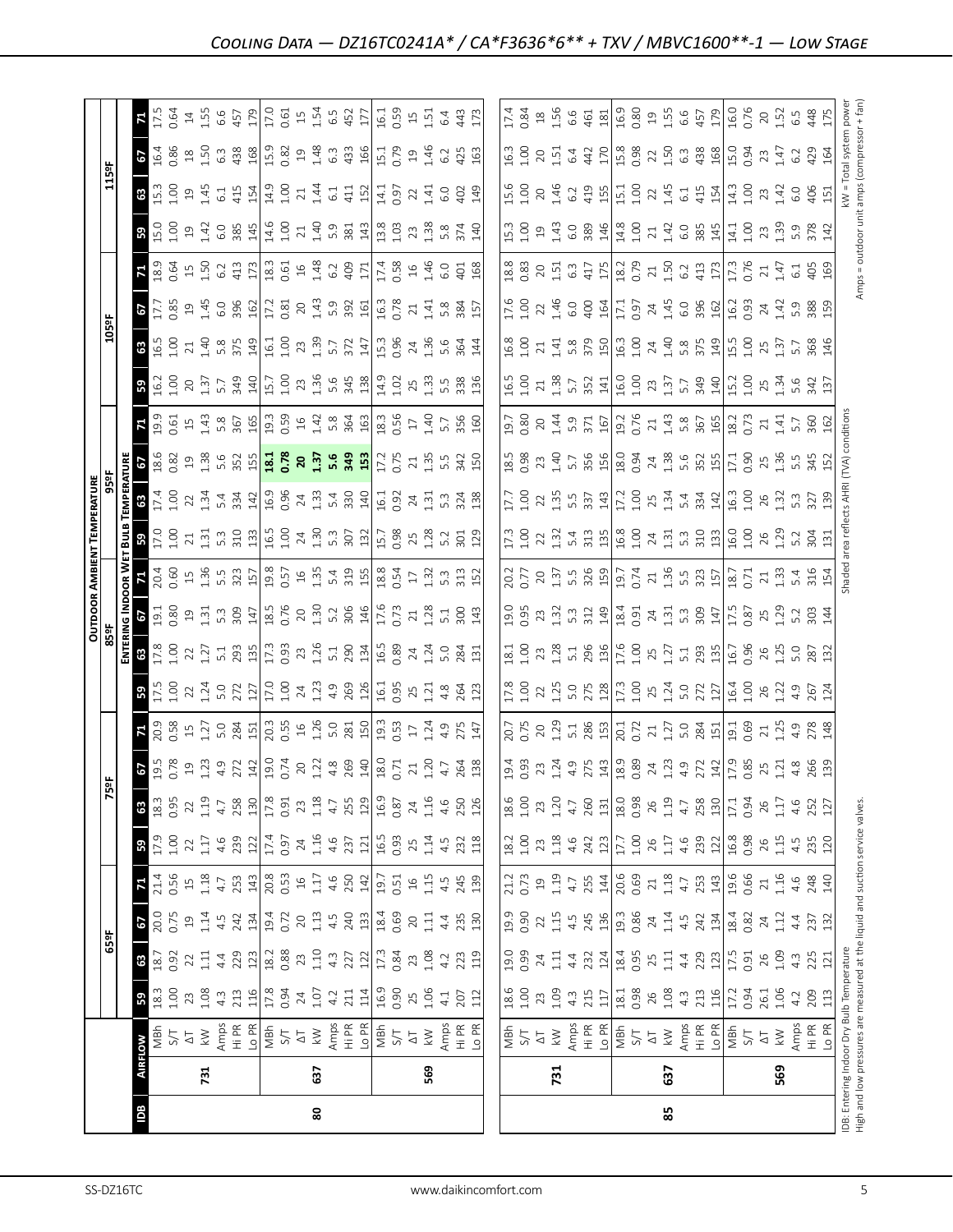# *Cooling Data — DZ16TC0241A* / CA*F3636*6** + TXV / MBVC1600**-1 — Low Stage*

| IDB | Airflow | | 65ºF | | | | 75ºF | | | | 85ºF | | | | 95ºF | | | | 105ºF | | | | 115ºF | | | |
|---|---|---|---|---|---|---|---|---|---|---|---|---|---|---|---|---|---|---|---|---|---|---|---|---|---|---|
| | | | **Entering Indoor Wet Bulb Temperature** | | | | | | | | | | | | | | | | | | | | | | | |
| | | | 59 | 63 | 67 | 71 | 59 | 63 | 67 | 71 | 59 | 63 | 67 | 71 | 59 | 63 | 67 | 71 | 59 | 63 | 67 | 71 | 59 | 63 | 67 | 71 |
| 80 | 731 | MBh | 18.3 | 18.7 | 20.0 | 21.4 | 17.9 | 18.3 | 19.5 | 20.9 | 17.5 | 17.8 | 19.1 | 20.4 | 17.0 | 17.4 | 18.6 | 19.9 | 16.2 | 16.5 | 17.7 | 18.9 | 15.0 | 15.3 | 16.4 | 17.5 |
| | | S/T | 1.00 | 0.92 | 0.75 | 0.56 | 1.00 | 0.95 | 0.78 | 0.58 | 1.00 | 1.00 | 0.80 | 0.60 | 1.00 | 1.00 | 0.82 | 0.61 | 1.00 | 1.00 | 0.85 | 0.64 | 1.00 | 1.00 | 0.86 | 0.64 |
| | | ΔT | 23 | 22 | 19 | 15 | 22 | 22 | 19 | 15 | 22 | 22 | 19 | 15 | 21 | 22 | 19 | 15 | 20 | 21 | 19 | 15 | 19 | 19 | 18 | 14 |
| | | kW | 1.08 | 1.11 | 1.14 | 1.18 | 1.17 | 1.19 | 1.23 | 1.27 | 1.24 | 1.27 | 1.31 | 1.36 | 1.31 | 1.34 | 1.38 | 1.43 | 1.37 | 1.40 | 1.45 | 1.50 | 1.42 | 1.45 | 1.50 | 1.55 |
| | | Amps | 4.3 | 4.4 | 4.5 | 4.7 | 4.6 | 4.7 | 4.9 | 5.0 | 5.0 | 5.1 | 5.3 | 5.5 | 5.3 | 5.4 | 5.6 | 5.8 | 5.7 | 5.8 | 6.0 | 6.2 | 6.0 | 6.1 | 6.3 | 6.6 |
| | | Hi PR | 213 | 229 | 242 | 253 | 239 | 258 | 272 | 284 | 272 | 293 | 309 | 323 | 310 | 334 | 352 | 367 | 349 | 375 | 396 | 413 | 385 | 415 | 438 | 457 |
| | | Lo PR | 116 | 123 | 134 | 143 | 122 | 130 | 140 | 151 | 127 | 135 | 147 | 157 | 133 | 142 | 155 | 165 | 140 | 149 | 162 | 173 | 145 | 154 | 168 | 179 |
| | 637 | MBh | 17.8 | 18.2 | 19.4 | 20.8 | 17.4 | 17.8 | 19.0 | 20.3 | 17.0 | 17.3 | 18.5 | 19.8 | 16.5 | 16.9 | **18.1** | 19.3 | 15.7 | 16.1 | 17.2 | 18.3 | 14.6 | 14.9 | 15.9 | 17.0 |
| | | S/T | 0.94 | 0.88 | 0.72 | 0.53 | 0.97 | 0.91 | 0.74 | 0.55 | 1.00 | 0.93 | 0.76 | 0.57 | 1.00 | 0.96 | **0.78** | 0.59 | 1.00 | 1.00 | 0.81 | 0.61 | 1.00 | 1.00 | 0.82 | 0.61 |
| | | ΔT | 24 | 23 | 20 | 16 | 24 | 23 | 20 | 16 | 24 | 23 | 20 | 16 | 24 | 24 | **20** | 16 | 23 | 23 | 20 | 16 | 21 | 21 | 19 | 15 |
| | | kW | 1.07 | 1.10 | 1.13 | 1.17 | 1.16 | 1.18 | 1.22 | 1.26 | 1.23 | 1.26 | 1.30 | 1.35 | 1.30 | 1.33 | **1.37** | 1.42 | 1.36 | 1.39 | 1.43 | 1.48 | 1.40 | 1.44 | 1.48 | 1.54 |
| | | Amps | 4.2 | 4.3 | 4.5 | 4.6 | 4.6 | 4.7 | 4.8 | 5.0 | 4.9 | 5.1 | 5.2 | 5.4 | 5.3 | 5.4 | **5.6** | 5.8 | 5.6 | 5.7 | 5.9 | 6.2 | 5.9 | 6.1 | 6.3 | 6.5 |
| | | Hi PR | 211 | 227 | 240 | 250 | 237 | 255 | 269 | 281 | 269 | 290 | 306 | 319 | 307 | 330 | **349** | 364 | 345 | 372 | 392 | 409 | 381 | 411 | 433 | 452 |
| | | Lo PR | 114 | 122 | 133 | 142 | 121 | 129 | 140 | 150 | 126 | 134 | 146 | 155 | 132 | 140 | **153** | 163 | 138 | 147 | 161 | 171 | 143 | 152 | 166 | 177 |
| | 569 | MBh | 16.9 | 17.3 | 18.4 | 19.7 | 16.5 | 16.9 | 18.0 | 19.3 | 16.1 | 16.5 | 17.6 | 18.8 | 15.7 | 16.1 | 17.2 | 18.3 | 14.9 | 15.3 | 16.3 | 17.4 | 13.8 | 14.1 | 15.1 | 16.1 |
| | | S/T | 0.90 | 0.84 | 0.69 | 0.51 | 0.93 | 0.87 | 0.71 | 0.53 | 0.95 | 0.89 | 0.73 | 0.54 | 0.98 | 0.92 | 0.75 | 0.56 | 1.02 | 0.96 | 0.78 | 0.58 | 1.03 | 0.97 | 0.79 | 0.59 |
| | | ΔT | 25 | 23 | 20 | 16 | 25 | 24 | 21 | 17 | 25 | 24 | 21 | 17 | 25 | 24 | 21 | 17 | 25 | 24 | 21 | 16 | 23 | 22 | 19 | 15 |
| | | kW | 1.06 | 1.08 | 1.11 | 1.15 | 1.14 | 1.16 | 1.20 | 1.24 | 1.21 | 1.24 | 1.28 | 1.32 | 1.28 | 1.31 | 1.35 | 1.40 | 1.33 | 1.36 | 1.41 | 1.46 | 1.38 | 1.41 | 1.46 | 1.51 |
| | | Amps | 4.1 | 4.2 | 4.4 | 4.5 | 4.5 | 4.6 | 4.7 | 4.9 | 4.8 | 5.0 | 5.1 | 5.3 | 5.2 | 5.3 | 5.5 | 5.7 | 5.5 | 5.6 | 5.8 | 6.0 | 5.8 | 6.0 | 6.2 | 6.4 |
| | | Hi PR | 207 | 223 | 235 | 245 | 232 | 250 | 264 | 275 | 264 | 284 | 300 | 313 | 301 | 324 | 342 | 356 | 338 | 364 | 384 | 401 | 374 | 402 | 425 | 443 |
| | | Lo PR | 112 | 119 | 130 | 139 | 118 | 126 | 138 | 147 | 123 | 131 | 143 | 152 | 129 | 138 | 150 | 160 | 136 | 144 | 157 | 168 | 140 | 149 | 163 | 173 |
| 85 | 731 | MBh | 18.6 | 19.0 | 19.9 | 21.2 | 18.2 | 18.6 | 19.4 | 20.7 | 17.8 | 18.1 | 19.0 | 20.2 | 17.3 | 17.7 | 18.5 | 19.7 | 16.5 | 16.8 | 17.6 | 18.8 | 15.3 | 15.6 | 16.3 | 17.4 |
| | | S/T | 1.00 | 0.99 | 0.90 | 0.73 | 1.00 | 1.00 | 0.93 | 0.75 | 1.00 | 1.00 | 0.95 | 0.77 | 1.00 | 1.00 | 0.98 | 0.80 | 1.00 | 1.00 | 1.00 | 0.83 | 1.00 | 1.00 | 1.00 | 0.84 |
| | | ΔT | 23 | 24 | 22 | 19 | 23 | 23 | 23 | 20 | 22 | 23 | 23 | 20 | 22 | 22 | 23 | 20 | 21 | 21 | 22 | 20 | 19 | 20 | 20 | 18 |
| | | kW | 1.09 | 1.11 | 1.15 | 1.19 | 1.18 | 1.20 | 1.24 | 1.29 | 1.25 | 1.28 | 1.32 | 1.37 | 1.32 | 1.35 | 1.40 | 1.44 | 1.38 | 1.41 | 1.46 | 1.51 | 1.43 | 1.46 | 1.51 | 1.56 |
| | | Amps | 4.3 | 4.4 | 4.5 | 4.7 | 4.6 | 4.7 | 4.9 | 5.1 | 5.0 | 5.1 | 5.3 | 5.5 | 5.4 | 5.5 | 5.7 | 5.9 | 5.7 | 5.8 | 6.0 | 6.3 | 6.0 | 6.2 | 6.4 | 6.6 |
| | | Hi PR | 215 | 232 | 245 | 255 | 242 | 260 | 275 | 286 | 275 | 296 | 312 | 326 | 313 | 337 | 356 | 371 | 352 | 379 | 400 | 417 | 389 | 419 | 442 | 461 |
| | | Lo PR | 117 | 124 | 136 | 144 | 123 | 131 | 143 | 153 | 128 | 136 | 149 | 159 | 135 | 143 | 156 | 167 | 141 | 150 | 164 | 175 | 146 | 155 | 170 | 181 |
| | 637 | MBh | 18.1 | 18.4 | 19.3 | 20.6 | 17.7 | 18.0 | 18.9 | 20.1 | 17.3 | 17.6 | 18.4 | 19.7 | 16.8 | 17.2 | 18.0 | 19.2 | 16.0 | 16.3 | 17.1 | 18.2 | 14.8 | 15.1 | 15.8 | 16.9 |
| | | S/T | 0.98 | 0.95 | 0.86 | 0.69 | 1.00 | 0.98 | 0.89 | 0.72 | 1.00 | 1.00 | 0.91 | 0.74 | 1.00 | 1.00 | 0.94 | 0.76 | 1.00 | 1.00 | 0.97 | 0.79 | 1.00 | 1.00 | 0.98 | 0.80 |
| | | ΔT | 26 | 25 | 24 | 21 | 26 | 26 | 24 | 21 | 25 | 25 | 24 | 21 | 24 | 25 | 24 | 21 | 23 | 24 | 24 | 21 | 21 | 22 | 22 | 19 |
| | | kW | 1.08 | 1.11 | 1.14 | 1.18 | 1.17 | 1.19 | 1.23 | 1.27 | 1.24 | 1.27 | 1.31 | 1.36 | 1.31 | 1.34 | 1.38 | 1.43 | 1.37 | 1.40 | 1.45 | 1.50 | 1.42 | 1.45 | 1.50 | 1.55 |
| | | Amps | 4.3 | 4.4 | 4.5 | 4.7 | 4.6 | 4.7 | 4.9 | 5.0 | 5.0 | 5.1 | 5.3 | 5.5 | 5.3 | 5.4 | 5.6 | 5.8 | 5.7 | 5.8 | 6.0 | 6.2 | 6.0 | 6.1 | 6.3 | 6.6 |
| | | Hi PR | 213 | 229 | 242 | 253 | 239 | 258 | 272 | 284 | 272 | 293 | 309 | 323 | 310 | 334 | 352 | 367 | 349 | 375 | 396 | 413 | 385 | 415 | 438 | 457 |
| | | Lo PR | 116 | 123 | 134 | 143 | 122 | 130 | 142 | 151 | 127 | 135 | 147 | 157 | 133 | 142 | 155 | 165 | 140 | 149 | 162 | 173 | 145 | 154 | 168 | 179 |
| | 569 | MBh | 17.2 | 17.5 | 18.4 | 19.6 | 16.8 | 17.1 | 17.9 | 19.1 | 16.4 | 16.7 | 17.5 | 18.7 | 16.0 | 16.3 | 17.1 | 18.2 | 15.2 | 15.5 | 16.2 | 17.3 | 14.1 | 14.3 | 15.0 | 16.0 |
| | | S/T | 0.94 | 0.91 | 0.82 | 0.66 | 0.98 | 0.94 | 0.85 | 0.69 | 1.00 | 0.96 | 0.87 | 0.71 | 1.00 | 1.00 | 0.90 | 0.73 | 1.00 | 1.00 | 0.93 | 0.76 | 1.00 | 1.00 | 0.94 | 0.76 |
| | | ΔT | 26.1 | 26 | 24 | 21 | 26 | 26 | 25 | 21 | 26 | 26 | 25 | 21 | 26 | 26 | 25 | 21 | 25 | 25 | 24 | 21 | 23 | 23 | 23 | 20 |
| | | kW | 1.06 | 1.09 | 1.12 | 1.16 | 1.15 | 1.17 | 1.21 | 1.25 | 1.22 | 1.25 | 1.29 | 1.33 | 1.29 | 1.32 | 1.36 | 1.41 | 1.34 | 1.37 | 1.42 | 1.47 | 1.39 | 1.42 | 1.47 | 1.52 |
| | | Amps | 4.2 | 4.3 | 4.4 | 4.6 | 4.5 | 4.6 | 4.8 | 4.9 | 4.9 | 5.0 | 5.2 | 5.4 | 5.2 | 5.3 | 5.5 | 5.7 | 5.6 | 5.7 | 5.9 | 6.1 | 5.9 | 6.0 | 6.2 | 6.5 |
| | | Hi PR | 209 | 225 | 237 | 248 | 235 | 252 | 266 | 278 | 267 | 287 | 303 | 316 | 304 | 327 | 345 | 360 | 342 | 368 | 388 | 405 | 378 | 406 | 429 | 448 |
| | | Lo PR | 113 | 121 | 132 | 140 | 120 | 127 | 139 | 148 | 124 | 132 | 144 | 154 | 131 | 139 | 152 | 162 | 137 | 146 | 159 | 169 | 142 | 151 | 164 | 175 |

IDB: Entering Indoor Dry Bulb Temperature
High and low pressures are measured at the liquid and suction service valves.

Shaded area reflects AHRI (TVA) conditions

kW = Total system power
Amps = outdoor unit amps (compressor + fan)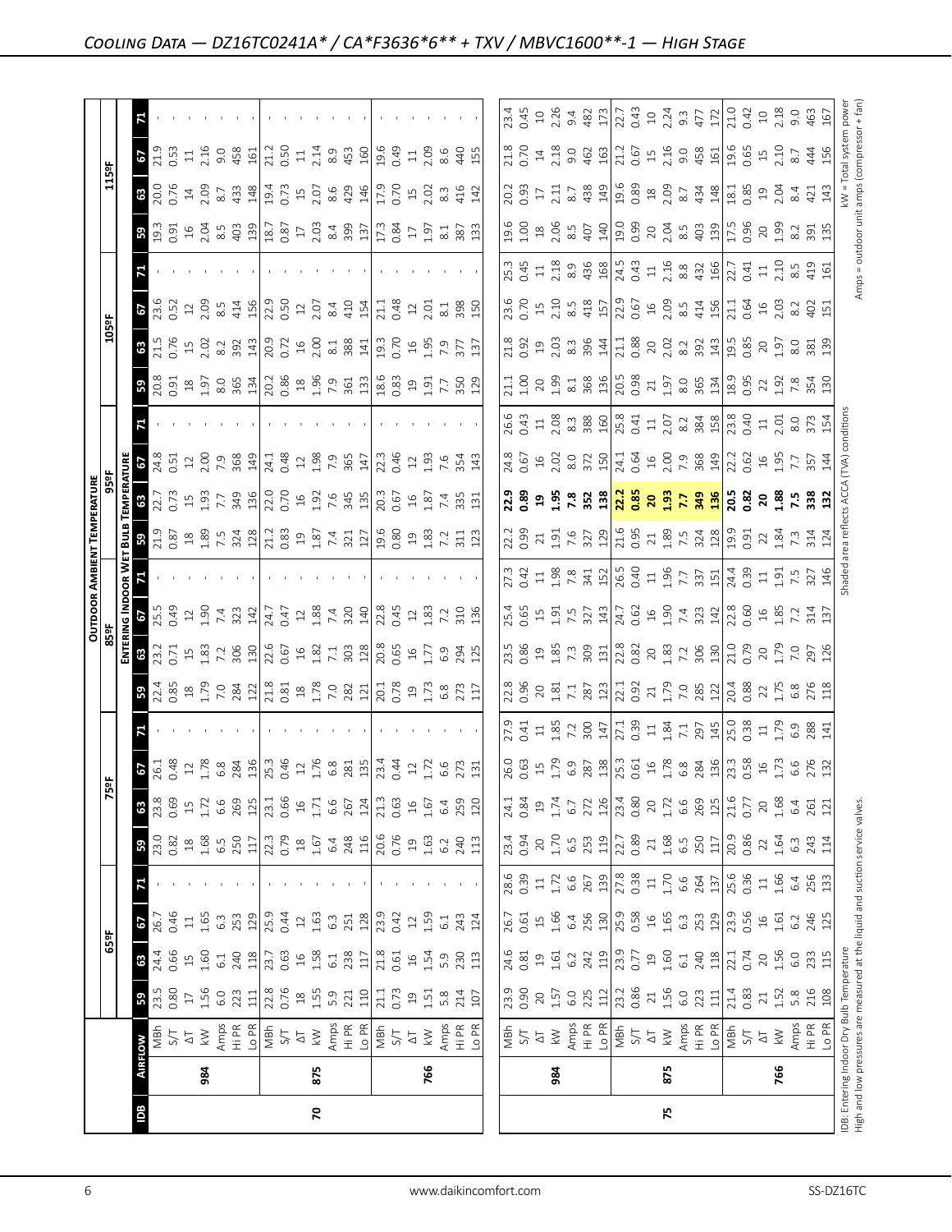## Cooling Data — DZ16TC0241A* / CA*F3636*6** + TXV / MBVC1600**-1 — High Stage

| IDB | Airflow | | Outdoor Ambient Temperature: 65ºF | | | | 75ºF | | | | 85ºF | | | | 95ºF | | | | 105ºF | | | | 115ºF | | | |
|---|---|---|---|---|---|---|---|---|---|---|---|---|---|---|---|---|---|---|---|---|---|---|---|---|---|---|
| | | | Entering Indoor Wet Bulb Temperature | | | | | | | | | | | | | | | | | | | | | | | |
| | | | 59 | 63 | 67 | 71 | 59 | 63 | 67 | 71 | 59 | 63 | 67 | 71 | 59 | 63 | 67 | 71 | 59 | 63 | 67 | 71 | 59 | 63 | 67 | 71 |
| 70 | 984 | MBh | 23.5 | 24.4 | 26.7 | - | 23.0 | 23.8 | 26.1 | - | 22.4 | 23.2 | 25.5 | - | 21.9 | 22.7 | 24.8 | - | 20.8 | 21.5 | 23.6 | - | 19.3 | 20.0 | 21.9 | - |
| | | S/T | 0.80 | 0.66 | 0.46 | - | 0.82 | 0.69 | 0.48 | - | 0.85 | 0.71 | 0.49 | - | 0.87 | 0.73 | 0.51 | - | 0.91 | 0.76 | 0.52 | - | 0.91 | 0.76 | 0.53 | - |
| | | ΔT | 17 | 15 | 11 | - | 18 | 15 | 12 | - | 18 | 15 | 12 | - | 18 | 15 | 12 | - | 18 | 15 | 12 | - | 16 | 14 | 11 | - |
| | | kW | 1.56 | 1.60 | 1.65 | - | 1.68 | 1.72 | 1.78 | - | 1.79 | 1.83 | 1.90 | - | 1.89 | 1.93 | 2.00 | - | 1.97 | 2.02 | 2.09 | - | 2.04 | 2.09 | 2.16 | - |
| | | Amps | 6.0 | 6.1 | 6.3 | - | 6.5 | 6.6 | 6.8 | - | 7.0 | 7.2 | 7.4 | - | 7.5 | 7.7 | 7.9 | - | 8.0 | 8.2 | 8.5 | - | 8.5 | 8.7 | 9.0 | - |
| | | Hi PR | 223 | 240 | 253 | - | 250 | 269 | 284 | - | 284 | 306 | 323 | - | 324 | 349 | 368 | - | 365 | 392 | 414 | - | 403 | 433 | 458 | - |
| | | Lo PR | 111 | 118 | 129 | - | 117 | 125 | 136 | - | 122 | 130 | 142 | - | 128 | 136 | 149 | - | 134 | 143 | 156 | - | 139 | 148 | 161 | - |
| | 875 | MBh | 22.8 | 23.7 | 25.9 | - | 22.3 | 23.1 | 25.3 | - | 21.8 | 22.6 | 24.7 | - | 21.2 | 22.0 | 24.1 | - | 20.2 | 20.9 | 22.9 | - | 18.7 | 19.4 | 21.2 | - |
| | | S/T | 0.76 | 0.63 | 0.44 | - | 0.79 | 0.66 | 0.46 | - | 0.81 | 0.67 | 0.47 | - | 0.83 | 0.70 | 0.48 | - | 0.86 | 0.72 | 0.50 | - | 0.87 | 0.73 | 0.50 | - |
| | | ΔT | 18 | 16 | 12 | - | 18 | 16 | 12 | - | 18 | 16 | 12 | - | 19 | 16 | 12 | - | 18 | 16 | 12 | - | 17 | 15 | 11 | - |
| | | kW | 1.55 | 1.58 | 1.63 | - | 1.67 | 1.71 | 1.76 | - | 1.78 | 1.82 | 1.88 | - | 1.87 | 1.92 | 1.98 | - | 1.96 | 2.00 | 2.07 | - | 2.03 | 2.07 | 2.14 | - |
| | | Amps | 5.9 | 6.1 | 6.3 | - | 6.4 | 6.6 | 6.8 | - | 7.0 | 7.1 | 7.4 | - | 7.4 | 7.6 | 7.9 | - | 7.9 | 8.1 | 8.4 | - | 8.4 | 8.6 | 8.9 | - |
| | | Hi PR | 221 | 238 | 251 | - | 248 | 267 | 281 | - | 282 | 303 | 320 | - | 321 | 345 | 365 | - | 361 | 388 | 410 | - | 399 | 429 | 453 | - |
| | | Lo PR | 110 | 117 | 128 | - | 116 | 124 | 135 | - | 121 | 128 | 140 | - | 127 | 135 | 147 | - | 133 | 141 | 154 | - | 137 | 146 | 160 | - |
| | 766 | MBh | 21.1 | 21.8 | 23.9 | - | 20.6 | 21.3 | 23.4 | - | 20.1 | 20.8 | 22.8 | - | 19.6 | 20.3 | 22.3 | - | 18.6 | 19.3 | 21.1 | - | 17.3 | 17.9 | 19.6 | - |
| | | S/T | 0.73 | 0.61 | 0.42 | - | 0.76 | 0.63 | 0.44 | - | 0.78 | 0.65 | 0.45 | - | 0.80 | 0.67 | 0.46 | - | 0.83 | 0.70 | 0.48 | - | 0.84 | 0.70 | 0.49 | - |
| | | ΔT | 19 | 16 | 12 | - | 19 | 16 | 12 | - | 19 | 16 | 12 | - | 19 | 16 | 12 | - | 19 | 16 | 12 | - | 17 | 15 | 11 | - |
| | | kW | 1.51 | 1.54 | 1.59 | - | 1.63 | 1.67 | 1.72 | - | 1.73 | 1.77 | 1.83 | - | 1.83 | 1.87 | 1.93 | - | 1.91 | 1.95 | 2.01 | - | 1.97 | 2.02 | 2.09 | - |
| | | Amps | 5.8 | 5.9 | 6.1 | - | 6.2 | 6.4 | 6.6 | - | 6.8 | 6.9 | 7.2 | - | 7.2 | 7.4 | 7.6 | - | 7.7 | 7.9 | 8.1 | - | 8.1 | 8.3 | 8.6 | - |
| | | Hi PR | 214 | 230 | 243 | - | 240 | 259 | 273 | - | 273 | 294 | 310 | - | 311 | 335 | 354 | - | 350 | 377 | 398 | - | 387 | 416 | 440 | - |
| | | Lo PR | 107 | 113 | 124 | - | 113 | 120 | 131 | - | 117 | 125 | 136 | - | 123 | 131 | 143 | - | 129 | 137 | 150 | - | 133 | 142 | 155 | - |
| 75 | 984 | MBh | 23.9 | 24.6 | 26.7 | 28.6 | 23.4 | 24.1 | 26.0 | 27.9 | 22.8 | 23.5 | 25.4 | 27.3 | 22.2 | 22.9 | 24.8 | 26.6 | 21.1 | 21.8 | 23.6 | 25.3 | 19.6 | 20.2 | 21.8 | 23.4 |
| | | S/T | 0.90 | 0.81 | 0.61 | 0.39 | 0.94 | 0.84 | 0.63 | 0.41 | 0.96 | 0.86 | 0.65 | 0.42 | 0.99 | 0.89 | 0.67 | 0.43 | 1.00 | 0.92 | 0.70 | 0.45 | 1.00 | 0.93 | 0.70 | 0.45 |
| | | ΔT | 20 | 19 | 15 | 11 | 20 | 19 | 15 | 11 | 20 | 19 | 15 | 11 | 21 | 19 | 16 | 11 | 20 | 19 | 15 | 11 | 18 | 17 | 14 | 10 |
| | | kW | 1.57 | 1.61 | 1.66 | 1.72 | 1.70 | 1.74 | 1.79 | 1.85 | 1.81 | 1.85 | 1.91 | 1.98 | 1.91 | 1.95 | 2.02 | 2.08 | 1.99 | 2.03 | 2.10 | 2.18 | 2.06 | 2.11 | 2.18 | 2.26 |
| | | Amps | 6.0 | 6.2 | 6.4 | 6.6 | 6.5 | 6.7 | 6.9 | 7.2 | 7.1 | 7.3 | 7.5 | 7.8 | 7.6 | 7.8 | 8.0 | 8.3 | 8.1 | 8.3 | 8.5 | 8.9 | 8.5 | 8.7 | 9.0 | 9.4 |
| | | Hi PR | 225 | 242 | 256 | 267 | 253 | 272 | 287 | 300 | 287 | 309 | 327 | 341 | 327 | 352 | 372 | 388 | 368 | 396 | 418 | 436 | 407 | 438 | 462 | 482 |
| | | Lo PR | 112 | 119 | 130 | 139 | 119 | 126 | 138 | 147 | 123 | 131 | 143 | 152 | 129 | 138 | 150 | 160 | 136 | 144 | 157 | 168 | 140 | 149 | 163 | 173 |
| | 875 | MBh | 23.2 | 23.9 | 25.9 | 27.8 | 22.7 | 23.4 | 25.3 | 27.1 | 22.1 | 22.8 | 24.7 | 26.5 | 21.6 | **22.2** | 24.1 | 25.8 | 20.5 | 21.1 | 22.9 | 24.5 | 19.0 | 19.6 | 21.2 | 22.7 |
| | | S/T | 0.86 | 0.77 | 0.58 | 0.38 | 0.89 | 0.80 | 0.61 | 0.39 | 0.92 | 0.82 | 0.62 | 0.40 | 0.95 | **0.85** | 0.64 | 0.41 | 0.98 | 0.88 | 0.67 | 0.43 | 0.99 | 0.89 | 0.67 | 0.43 |
| | | ΔT | 21 | 19 | 16 | 11 | 21 | 20 | 16 | 11 | 21 | 20 | 16 | 11 | 21 | **20** | 16 | 11 | 21 | 20 | 16 | 11 | 20 | 18 | 15 | 10 |
| | | kW | 1.56 | 1.60 | 1.65 | 1.70 | 1.68 | 1.72 | 1.78 | 1.84 | 1.79 | 1.83 | 1.90 | 1.96 | 1.89 | **1.93** | 2.00 | 2.07 | 1.97 | 2.02 | 2.09 | 2.16 | 2.04 | 2.09 | 2.16 | 2.24 |
| | | Amps | 6.0 | 6.1 | 6.3 | 6.6 | 6.5 | 6.6 | 6.8 | 7.1 | 7.0 | 7.2 | 7.4 | 7.7 | 7.5 | **7.7** | 7.9 | 8.2 | 8.0 | 8.2 | 8.5 | 8.8 | 8.5 | 8.7 | 9.0 | 9.3 |
| | | Hi PR | 223 | 240 | 253 | 264 | 250 | 269 | 284 | 297 | 285 | 306 | 323 | 337 | 324 | **349** | 368 | 384 | 365 | 392 | 414 | 432 | 403 | 434 | 458 | 477 |
| | | Lo PR | 111 | 118 | 129 | 137 | 117 | 125 | 136 | 145 | 122 | 130 | 142 | 151 | 128 | **136** | 149 | 158 | 134 | 143 | 156 | 166 | 139 | 148 | 161 | 172 |
| | 766 | MBh | 21.4 | 22.1 | 23.9 | 25.6 | 20.9 | 21.6 | 23.3 | 25.0 | 20.4 | 21.0 | 22.8 | 24.4 | 19.9 | **20.5** | 22.2 | 23.8 | 18.9 | 19.5 | 21.1 | 22.7 | 17.5 | 18.1 | 19.6 | 21.0 |
| | | S/T | 0.83 | 0.74 | 0.56 | 0.36 | 0.86 | 0.77 | 0.58 | 0.38 | 0.88 | 0.79 | 0.60 | 0.39 | 0.91 | **0.82** | 0.62 | 0.40 | 0.95 | 0.85 | 0.64 | 0.41 | 0.96 | 0.85 | 0.65 | 0.42 |
| | | ΔT | 21 | 20 | 16 | 11 | 22 | 20 | 16 | 11 | 22 | 20 | 16 | 11 | 22 | **20** | 16 | 11 | 22 | 20 | 16 | 11 | 20 | 19 | 15 | 10 |
| | | kW | 1.52 | 1.56 | 1.61 | 1.66 | 1.64 | 1.68 | 1.73 | 1.79 | 1.75 | 1.79 | 1.85 | 1.91 | 1.84 | **1.88** | 1.95 | 2.01 | 1.92 | 1.97 | 2.03 | 2.10 | 1.99 | 2.04 | 2.10 | 2.18 |
| | | Amps | 5.8 | 6.0 | 6.2 | 6.4 | 6.3 | 6.4 | 6.6 | 6.9 | 6.8 | 7.0 | 7.2 | 7.5 | 7.3 | **7.5** | 7.7 | 8.0 | 7.8 | 8.0 | 8.2 | 8.5 | 8.2 | 8.4 | 8.7 | 9.0 |
| | | Hi PR | 216 | 233 | 246 | 256 | 243 | 261 | 276 | 288 | 276 | 297 | 314 | 327 | 314 | **338** | 357 | 373 | 354 | 381 | 402 | 419 | 391 | 421 | 444 | 463 |
| | | Lo PR | 108 | 115 | 125 | 133 | 114 | 121 | 132 | 141 | 118 | 126 | 137 | 146 | 124 | **132** | 144 | 154 | 130 | 139 | 151 | 161 | 135 | 143 | 156 | 167 |

IDB: Entering Indoor Dry Bulb Temperature
High and low pressures are measured at the liquid and suction service valves.

Shaded area reflects ACCA (TVA) conditions

kW = Total system power
Amps = outdoor unit amps (compressor + fan)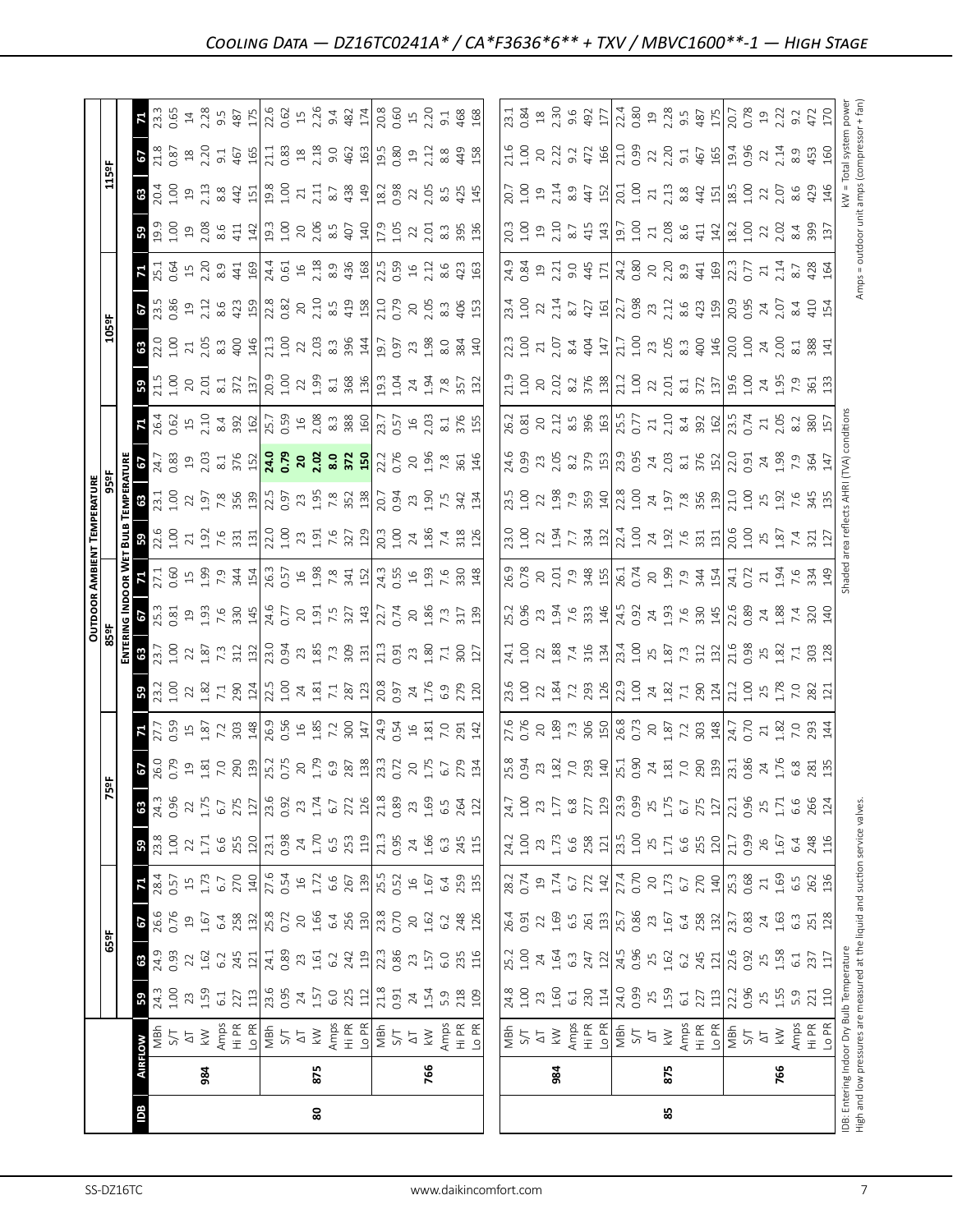# Cooling Data — DZ16TC0241A* / CA*F3636*6** + TXV / MBVC1600**-1 — High Stage

| | | | Outdoor Ambient Temperature | | | | | | | | | | | | | | | | | | | | | |
|---|---|---|---|---|---|---|---|---|---|---|---|---|---|---|---|---|---|---|---|---|---|---|---|---|
| | | | 65ºF | | | | 75ºF | | | | 85ºF | | | | 95ºF | | | | 105ºF | | | | 115ºF | | | |
| | | | Entering Indoor Wet Bulb Temperature | | | | | | | | | | | | | | | | | | | | | | | |
| IDB | Airflow | | 59 | 63 | 67 | 71 | 59 | 63 | 67 | 71 | 59 | 63 | 67 | 71 | 59 | 63 | 67 | 71 | 59 | 63 | 67 | 71 | 59 | 63 | 67 | 71 |
| 80 | 984 | MBh | 24.3 | 24.9 | 26.6 | 28.4 | 23.8 | 24.3 | 26.0 | 27.7 | 23.2 | 23.7 | 25.3 | 27.1 | 22.6 | 23.1 | 24.7 | 26.4 | 21.5 | 22.0 | 23.5 | 25.1 | 19.9 | 20.4 | 21.8 | 23.3 |
| | | S/T | 1.00 | 0.93 | 0.76 | 0.57 | 1.00 | 0.96 | 0.79 | 0.59 | 1.00 | 1.00 | 0.81 | 0.60 | 1.00 | 1.00 | 0.83 | 0.62 | 1.00 | 1.00 | 0.86 | 0.64 | 1.00 | 1.00 | 0.87 | 0.65 |
| | | ΔT | 23 | 22 | 19 | 15 | 22 | 22 | 19 | 15 | 22 | 22 | 19 | 15 | 21 | 22 | 19 | 15 | 20 | 21 | 19 | 15 | 19 | 19 | 18 | 14 |
| | | kW | 1.59 | 1.62 | 1.67 | 1.73 | 1.71 | 1.75 | 1.81 | 1.87 | 1.82 | 1.87 | 1.93 | 1.99 | 1.92 | 1.97 | 2.03 | 2.10 | 2.01 | 2.05 | 2.12 | 2.20 | 2.08 | 2.13 | 2.20 | 2.28 |
| | | Amps | 6.1 | 6.2 | 6.4 | 6.7 | 6.6 | 6.7 | 7.0 | 7.2 | 7.1 | 7.3 | 7.6 | 7.9 | 7.6 | 7.8 | 8.1 | 8.4 | 8.1 | 8.3 | 8.6 | 8.9 | 8.6 | 8.8 | 9.1 | 9.5 |
| | | Hi PR | 227 | 245 | 258 | 270 | 255 | 275 | 290 | 303 | 290 | 312 | 330 | 344 | 331 | 356 | 376 | 392 | 372 | 400 | 423 | 441 | 411 | 442 | 467 | 487 |
| | | Lo PR | 113 | 121 | 132 | 140 | 120 | 127 | 139 | 148 | 124 | 132 | 145 | 154 | 131 | 139 | 152 | 162 | 137 | 146 | 159 | 169 | 142 | 151 | 165 | 175 |
| | 875 | MBh | 23.6 | 24.1 | 25.8 | 27.6 | 23.1 | 23.6 | 25.2 | 26.9 | 22.5 | 23.0 | 24.6 | 26.3 | 22.0 | 22.5 | **24.0** | 25.7 | 20.9 | 21.3 | 22.8 | 24.4 | 19.3 | 19.8 | 21.1 | 22.6 |
| | | S/T | 0.95 | 0.89 | 0.72 | 0.54 | 0.98 | 0.92 | 0.75 | 0.56 | 1.00 | 0.94 | 0.77 | 0.57 | 1.00 | 0.97 | **0.79** | 0.59 | 1.00 | 1.00 | 0.82 | 0.61 | 1.00 | 1.00 | 0.83 | 0.62 |
| | | ΔT | 24 | 23 | 20 | 16 | 24 | 23 | 20 | 16 | 24 | 23 | 20 | 16 | 23 | 23 | **20** | 16 | 22 | 22 | 20 | 16 | 20 | 21 | 18 | 15 |
| | | kW | 1.57 | 1.61 | 1.66 | 1.72 | 1.70 | 1.74 | 1.79 | 1.85 | 1.81 | 1.85 | 1.91 | 1.98 | 1.91 | 1.95 | **2.02** | 2.08 | 1.99 | 2.03 | 2.10 | 2.18 | 2.06 | 2.11 | 2.18 | 2.26 |
| | | Amps | 6.0 | 6.2 | 6.4 | 6.6 | 6.5 | 6.7 | 6.9 | 7.2 | 7.1 | 7.3 | 7.5 | 7.8 | 7.6 | 7.8 | **8.0** | 8.3 | 8.1 | 8.3 | 8.5 | 8.9 | 8.5 | 8.7 | 9.0 | 9.4 |
| | | Hi PR | 225 | 242 | 256 | 267 | 253 | 272 | 287 | 300 | 287 | 309 | 327 | 341 | 327 | 352 | **372** | 388 | 368 | 396 | 419 | 436 | 407 | 438 | 462 | 482 |
| | | Lo PR | 112 | 119 | 130 | 139 | 119 | 126 | 138 | 147 | 123 | 131 | 143 | 152 | 129 | 138 | **150** | 160 | 136 | 144 | 158 | 168 | 140 | 149 | 163 | 174 |
| | 766 | MBh | 21.8 | 22.3 | 23.8 | 25.5 | 21.3 | 21.8 | 23.3 | 24.9 | 20.8 | 21.3 | 22.7 | 24.3 | 20.3 | 20.7 | 22.2 | 23.7 | 19.3 | 19.7 | 21.0 | 22.5 | 17.9 | 18.2 | 19.5 | 20.8 |
| | | S/T | 0.91 | 0.86 | 0.70 | 0.52 | 0.95 | 0.89 | 0.72 | 0.54 | 0.97 | 0.91 | 0.74 | 0.55 | 1.00 | 0.94 | 0.76 | 0.57 | 1.04 | 0.97 | 0.79 | 0.59 | 1.05 | 0.98 | 0.80 | 0.60 |
| | | ΔT | 24 | 23 | 20 | 16 | 24 | 23 | 20 | 16 | 24 | 23 | 20 | 16 | 24 | 23 | 20 | 16 | 24 | 23 | 20 | 16 | 22 | 22 | 19 | 15 |
| | | kW | 1.54 | 1.57 | 1.62 | 1.67 | 1.66 | 1.69 | 1.75 | 1.81 | 1.76 | 1.80 | 1.86 | 1.93 | 1.86 | 1.90 | 1.96 | 2.03 | 1.94 | 1.98 | 2.05 | 2.12 | 2.01 | 2.05 | 2.12 | 2.20 |
| | | Amps | 5.9 | 6.0 | 6.2 | 6.4 | 6.3 | 6.5 | 6.7 | 7.0 | 6.9 | 7.1 | 7.3 | 7.6 | 7.4 | 7.5 | 7.8 | 8.1 | 7.8 | 8.0 | 8.3 | 8.6 | 8.3 | 8.5 | 8.8 | 9.1 |
| | | Hi PR | 218 | 235 | 248 | 259 | 245 | 264 | 279 | 291 | 279 | 300 | 317 | 330 | 318 | 342 | 361 | 376 | 357 | 384 | 406 | 423 | 395 | 425 | 449 | 468 |
| | | Lo PR | 109 | 116 | 126 | 135 | 115 | 122 | 134 | 142 | 120 | 127 | 139 | 148 | 126 | 134 | 146 | 155 | 132 | 140 | 153 | 163 | 136 | 145 | 158 | 168 |
| 85 | 984 | MBh | 24.8 | 25.2 | 26.4 | 28.2 | 24.2 | 24.7 | 25.8 | 27.6 | 23.6 | 24.1 | 25.2 | 26.9 | 23.0 | 23.5 | 24.6 | 26.2 | 21.9 | 22.3 | 23.4 | 24.9 | 20.3 | 20.7 | 21.6 | 23.1 |
| | | S/T | 1.00 | 1.00 | 0.91 | 0.74 | 1.00 | 1.00 | 0.94 | 0.76 | 1.00 | 1.00 | 0.96 | 0.78 | 1.00 | 1.00 | 0.99 | 0.81 | 1.00 | 1.00 | 1.00 | 0.84 | 1.00 | 1.00 | 1.00 | 0.84 |
| | | ΔT | 23 | 24 | 22 | 19 | 23 | 23 | 23 | 20 | 22 | 22 | 23 | 20 | 22 | 22 | 23 | 20 | 20 | 21 | 22 | 19 | 19 | 19 | 20 | 18 |
| | | kW | 1.60 | 1.64 | 1.69 | 1.74 | 1.73 | 1.77 | 1.82 | 1.89 | 1.84 | 1.88 | 1.94 | 2.01 | 1.94 | 1.98 | 2.05 | 2.12 | 2.02 | 2.07 | 2.14 | 2.21 | 2.10 | 2.14 | 2.22 | 2.30 |
| | | Amps | 6.1 | 6.3 | 6.5 | 6.7 | 6.6 | 6.8 | 7.0 | 7.3 | 7.2 | 7.4 | 7.6 | 7.9 | 7.7 | 7.9 | 8.2 | 8.5 | 8.2 | 8.4 | 8.7 | 9.0 | 8.7 | 8.9 | 9.2 | 9.6 |
| | | Hi PR | 230 | 247 | 261 | 272 | 258 | 277 | 293 | 306 | 293 | 316 | 333 | 348 | 334 | 359 | 379 | 396 | 376 | 404 | 427 | 445 | 415 | 447 | 472 | 492 |
| | | Lo PR | 114 | 122 | 133 | 142 | 121 | 129 | 140 | 150 | 126 | 134 | 146 | 155 | 132 | 140 | 153 | 163 | 138 | 147 | 161 | 171 | 143 | 152 | 166 | 177 |
| | 875 | MBh | 24.0 | 24.5 | 25.7 | 27.4 | 23.5 | 23.9 | 25.1 | 26.8 | 22.9 | 23.4 | 24.5 | 26.1 | 22.4 | 22.8 | 23.9 | 25.5 | 21.2 | 21.7 | 22.7 | 24.2 | 19.7 | 20.1 | 21.0 | 22.4 |
| | | S/T | 0.99 | 0.96 | 0.86 | 0.70 | 1.00 | 0.99 | 0.90 | 0.73 | 1.00 | 1.00 | 0.92 | 0.74 | 1.00 | 1.00 | 0.95 | 0.77 | 1.00 | 1.00 | 0.98 | 0.80 | 1.00 | 1.00 | 0.99 | 0.80 |
| | | ΔT | 25 | 25 | 23 | 20 | 25 | 25 | 24 | 20 | 24 | 25 | 24 | 20 | 24 | 24 | 24 | 21 | 22 | 23 | 23 | 20 | 21 | 21 | 22 | 19 |
| | | kW | 1.59 | 1.62 | 1.67 | 1.73 | 1.71 | 1.75 | 1.81 | 1.87 | 1.82 | 1.87 | 1.93 | 1.99 | 1.92 | 1.97 | 2.03 | 2.10 | 2.01 | 2.05 | 2.12 | 2.20 | 2.08 | 2.13 | 2.20 | 2.28 |
| | | Amps | 6.1 | 6.2 | 6.4 | 6.7 | 6.6 | 6.7 | 7.0 | 7.2 | 7.1 | 7.3 | 7.6 | 7.9 | 7.6 | 7.8 | 8.1 | 8.4 | 8.1 | 8.3 | 8.6 | 8.9 | 8.6 | 8.8 | 9.1 | 9.5 |
| | | Hi PR | 227 | 245 | 258 | 270 | 255 | 275 | 290 | 303 | 290 | 312 | 330 | 344 | 331 | 356 | 376 | 392 | 372 | 400 | 423 | 441 | 411 | 442 | 467 | 487 |
| | | Lo PR | 113 | 121 | 132 | 140 | 120 | 127 | 139 | 148 | 124 | 132 | 145 | 154 | 131 | 139 | 152 | 162 | 137 | 146 | 159 | 169 | 142 | 151 | 165 | 175 |
| | 766 | MBh | 22.2 | 22.6 | 23.7 | 25.3 | 21.7 | 22.1 | 23.1 | 24.7 | 21.2 | 21.6 | 22.6 | 24.1 | 20.6 | 21.0 | 22.0 | 23.5 | 19.6 | 20.0 | 20.9 | 22.3 | 18.2 | 18.5 | 19.4 | 20.7 |
| | | S/T | 0.96 | 0.92 | 0.83 | 0.68 | 0.99 | 0.96 | 0.86 | 0.70 | 1.00 | 0.98 | 0.89 | 0.72 | 1.00 | 1.00 | 0.91 | 0.74 | 1.00 | 1.00 | 0.95 | 0.77 | 1.00 | 1.00 | 0.96 | 0.78 |
| | | ΔT | 25 | 25 | 24 | 21 | 26 | 25 | 24 | 21 | 25 | 25 | 24 | 21 | 25 | 25 | 24 | 21 | 24 | 24 | 24 | 21 | 22 | 22 | 22 | 19 |
| | | kW | 1.55 | 1.58 | 1.63 | 1.69 | 1.67 | 1.71 | 1.76 | 1.82 | 1.78 | 1.82 | 1.88 | 1.94 | 1.87 | 1.92 | 1.98 | 2.05 | 1.95 | 2.00 | 2.07 | 2.14 | 2.02 | 2.07 | 2.14 | 2.22 |
| | | Amps | 5.9 | 6.1 | 6.3 | 6.5 | 6.4 | 6.6 | 6.8 | 7.0 | 7.0 | 7.1 | 7.4 | 7.6 | 7.4 | 7.6 | 7.9 | 8.2 | 7.9 | 8.1 | 8.4 | 8.7 | 8.4 | 8.6 | 8.9 | 9.2 |
| | | Hi PR | 221 | 237 | 251 | 262 | 248 | 266 | 281 | 293 | 282 | 303 | 320 | 334 | 321 | 345 | 364 | 380 | 361 | 388 | 410 | 428 | 399 | 429 | 453 | 472 |
| | | Lo PR | 110 | 117 | 128 | 136 | 116 | 124 | 135 | 144 | 121 | 128 | 140 | 149 | 127 | 135 | 147 | 157 | 133 | 141 | 154 | 164 | 137 | 146 | 160 | 170 |

IDB: Entering Indoor Dry Bulb Temperature
High and low pressures are measured at the liquid and suction service valves.

Shaded area reflects AHRI (TVA) conditions

kW = Total system power
Amps = outdoor unit amps (compressor + fan)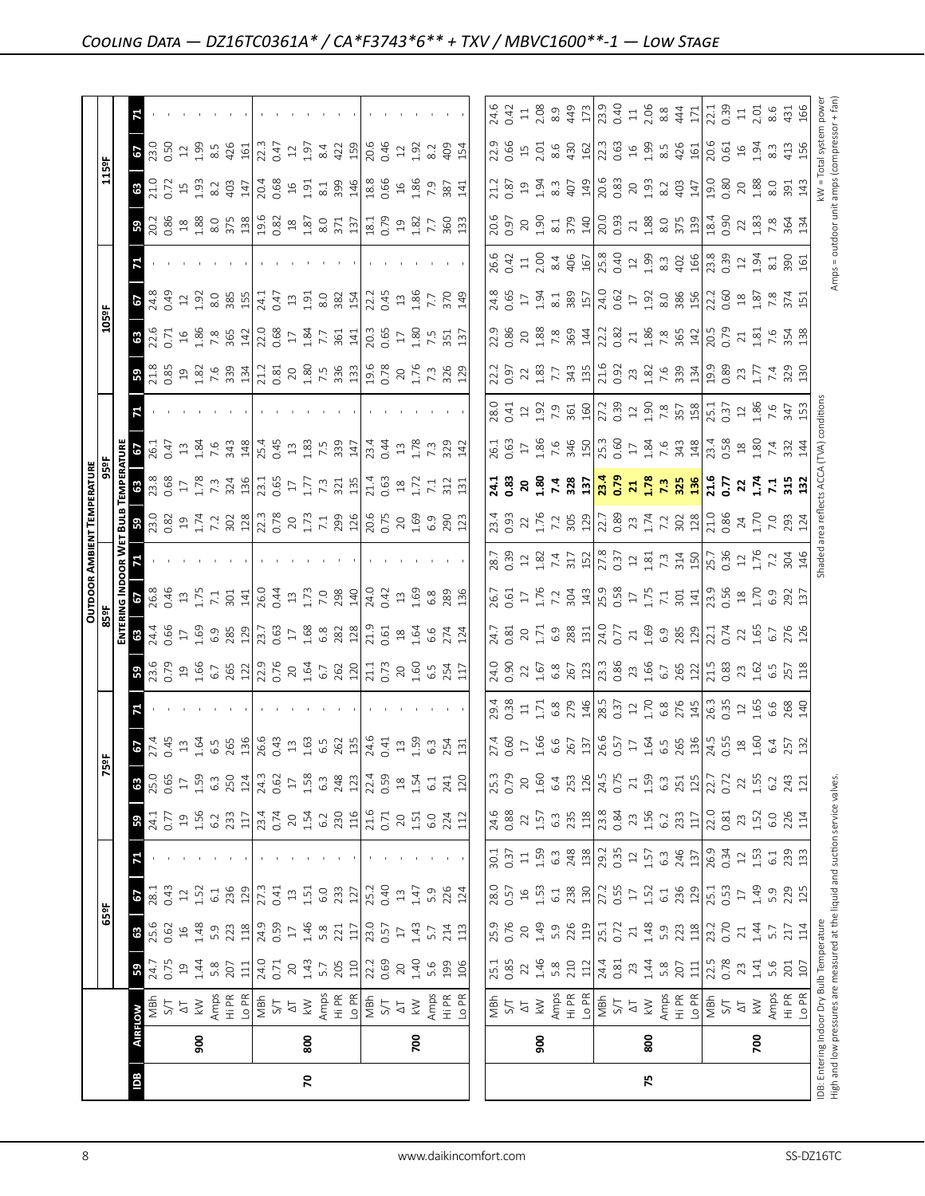# Cooling Data — DZ16TC0361A* / CA*F3743*6** + TXV / MBVC1600**-1 — Low Stage

| IDB | Airflow | | 65ºF 59 | 65ºF 63 | 65ºF 67 | 65ºF 71 | 75ºF 59 | 75ºF 63 | 75ºF 67 | 75ºF 71 | 85ºF 59 | 85ºF 63 | 85ºF 67 | 85ºF 71 | 95ºF 59 | 95ºF 63 | 95ºF 67 | 95ºF 71 | 105ºF 59 | 105ºF 63 | 105ºF 67 | 105ºF 71 | 115ºF 59 | 115ºF 63 | 115ºF 67 | 115ºF 71 |
|---|---|---|---|---|---|---|---|---|---|---|---|---|---|---|---|---|---|---|---|---|---|---|---|---|---|---|
| | | | **Outdoor Ambient Temperature / Entering Indoor Wet Bulb Temperature** | | | | | | | | | | | | | | | | | | | | | | | |
| 70 | 900 | MBh | 24.7 | 25.6 | 28.1 | - | 24.1 | 25.0 | 27.4 | - | 23.6 | 24.4 | 26.8 | - | 23.0 | 23.8 | 26.1 | - | 21.8 | 22.6 | 24.8 | - | 20.2 | 21.0 | 23.0 | - |
| | | S/T | 0.75 | 0.62 | 0.43 | - | 0.77 | 0.65 | 0.45 | - | 0.79 | 0.66 | 0.46 | - | 0.82 | 0.68 | 0.47 | - | 0.85 | 0.71 | 0.49 | - | 0.86 | 0.72 | 0.50 | - |
| | | ΔT | 19 | 16 | 12 | - | 19 | 17 | 13 | - | 19 | 17 | 13 | - | 19 | 17 | 13 | - | 19 | 16 | 12 | - | 18 | 15 | 12 | - |
| | | kW | 1.44 | 1.48 | 1.52 | - | 1.56 | 1.59 | 1.64 | - | 1.66 | 1.69 | 1.75 | - | 1.74 | 1.78 | 1.84 | - | 1.82 | 1.86 | 1.92 | - | 1.88 | 1.93 | 1.99 | - |
| | | Amps | 5.8 | 5.9 | 6.1 | - | 6.2 | 6.3 | 6.5 | - | 6.7 | 6.9 | 7.1 | - | 7.2 | 7.3 | 7.6 | - | 7.6 | 7.8 | 8.0 | - | 8.0 | 8.2 | 8.5 | - |
| | | Hi PR | 207 | 223 | 236 | - | 233 | 250 | 265 | - | 265 | 285 | 301 | - | 302 | 324 | 343 | - | 339 | 365 | 385 | - | 375 | 403 | 426 | - |
| | | Lo PR | 111 | 118 | 129 | - | 117 | 124 | 136 | - | 122 | 129 | 141 | - | 128 | 136 | 148 | - | 134 | 142 | 155 | - | 138 | 147 | 161 | - |
| | 800 | MBh | 24.0 | 24.9 | 27.3 | - | 23.4 | 24.3 | 26.6 | - | 22.9 | 23.7 | 26.0 | - | 22.3 | 23.1 | 25.4 | - | 21.2 | 22.0 | 24.1 | - | 19.6 | 20.4 | 22.3 | - |
| | | S/T | 0.71 | 0.59 | 0.41 | - | 0.74 | 0.62 | 0.43 | - | 0.76 | 0.63 | 0.44 | - | 0.78 | 0.65 | 0.45 | - | 0.81 | 0.68 | 0.47 | - | 0.82 | 0.68 | 0.47 | - |
| | | ΔT | 20 | 17 | 13 | - | 20 | 17 | 13 | - | 20 | 17 | 13 | - | 20 | 17 | 13 | - | 20 | 17 | 13 | - | 18 | 16 | 12 | - |
| | | kW | 1.43 | 1.46 | 1.51 | - | 1.54 | 1.58 | 1.63 | - | 1.64 | 1.68 | 1.73 | - | 1.73 | 1.77 | 1.83 | - | 1.80 | 1.84 | 1.91 | - | 1.87 | 1.91 | 1.97 | - |
| | | Amps | 5.7 | 5.8 | 6.0 | - | 6.2 | 6.3 | 6.5 | - | 6.7 | 6.8 | 7.0 | - | 7.1 | 7.3 | 7.5 | - | 7.5 | 7.7 | 8.0 | - | 8.0 | 8.1 | 8.4 | - |
| | | Hi PR | 205 | 221 | 233 | - | 230 | 248 | 262 | - | 262 | 282 | 298 | - | 299 | 321 | 339 | - | 336 | 361 | 382 | - | 371 | 399 | 422 | - |
| | | Lo PR | 110 | 117 | 127 | - | 116 | 123 | 135 | - | 120 | 128 | 140 | - | 126 | 135 | 147 | - | 133 | 141 | 154 | - | 137 | 146 | 159 | - |
| | 700 | MBh | 22.2 | 23.0 | 25.2 | - | 21.6 | 22.4 | 24.6 | - | 21.1 | 21.9 | 24.0 | - | 20.6 | 21.4 | 23.4 | - | 19.6 | 20.3 | 22.2 | - | 18.1 | 18.8 | 20.6 | - |
| | | S/T | 0.69 | 0.57 | 0.40 | - | 0.71 | 0.59 | 0.41 | - | 0.73 | 0.61 | 0.42 | - | 0.75 | 0.63 | 0.44 | - | 0.78 | 0.65 | 0.45 | - | 0.79 | 0.66 | 0.46 | - |
| | | ΔT | 20 | 17 | 13 | - | 20 | 18 | 13 | - | 20 | 18 | 13 | - | 20 | 18 | 13 | - | 20 | 17 | 13 | - | 19 | 16 | 12 | - |
| | | kW | 1.40 | 1.43 | 1.47 | - | 1.51 | 1.54 | 1.59 | - | 1.60 | 1.64 | 1.69 | - | 1.69 | 1.72 | 1.78 | - | 1.76 | 1.80 | 1.86 | - | 1.82 | 1.86 | 1.92 | - |
| | | Amps | 5.6 | 5.7 | 5.9 | - | 6.0 | 6.1 | 6.3 | - | 6.5 | 6.6 | 6.8 | - | 6.9 | 7.1 | 7.3 | - | 7.3 | 7.5 | 7.7 | - | 7.7 | 7.9 | 8.2 | - |
| | | Hi PR | 199 | 214 | 226 | - | 224 | 241 | 254 | - | 254 | 274 | 289 | - | 290 | 312 | 329 | - | 326 | 351 | 370 | - | 360 | 387 | 409 | - |
| | | Lo PR | 106 | 113 | 124 | - | 112 | 120 | 131 | - | 117 | 124 | 136 | - | 123 | 131 | 142 | - | 129 | 137 | 149 | - | 133 | 141 | 154 | - |
| 75 | 900 | MBh | 25.1 | 25.9 | 28.0 | 30.1 | 24.6 | 25.3 | 27.4 | 29.4 | 24.0 | 24.7 | 26.7 | 28.7 | 23.4 | **24.1** | 26.1 | 28.0 | 22.2 | 22.9 | 24.8 | 26.6 | 20.6 | 21.2 | 22.9 | 24.6 |
| | | S/T | 0.85 | 0.76 | 0.57 | 0.37 | 0.88 | 0.79 | 0.60 | 0.38 | 0.90 | 0.81 | 0.61 | 0.39 | 0.93 | **0.83** | 0.63 | 0.41 | 0.97 | 0.86 | 0.65 | 0.42 | 0.97 | 0.87 | 0.66 | 0.42 |
| | | ΔT | 22 | 20 | 16 | 11 | 22 | 20 | 17 | 11 | 22 | 20 | 17 | 12 | 22 | **20** | 17 | 12 | 22 | 20 | 17 | 11 | 20 | 19 | 15 | 11 |
| | | kW | 1.46 | 1.49 | 1.53 | 1.59 | 1.57 | 1.60 | 1.66 | 1.71 | 1.67 | 1.71 | 1.76 | 1.82 | 1.76 | **1.80** | 1.86 | 1.92 | 1.83 | 1.88 | 1.94 | 2.00 | 1.90 | 1.94 | 2.01 | 2.08 |
| | | Amps | 5.8 | 5.9 | 6.1 | 6.3 | 6.3 | 6.4 | 6.6 | 6.8 | 6.8 | 6.9 | 7.2 | 7.4 | 7.2 | **7.4** | 7.6 | 7.9 | 7.7 | 7.8 | 8.1 | 8.4 | 8.1 | 8.3 | 8.6 | 8.9 |
| | | Hi PR | 210 | 226 | 238 | 248 | 235 | 253 | 267 | 279 | 267 | 288 | 304 | 317 | 305 | **328** | 346 | 361 | 343 | 369 | 389 | 406 | 379 | 407 | 430 | 449 |
| | | Lo PR | 112 | 119 | 130 | 138 | 118 | 126 | 137 | 146 | 123 | 131 | 143 | 152 | 129 | **137** | 150 | 160 | 135 | 144 | 157 | 167 | 140 | 149 | 162 | 173 |
| | 800 | MBh | 24.4 | 25.1 | 27.2 | 29.2 | 23.8 | 24.5 | 26.6 | 28.5 | 23.3 | 24.0 | 25.9 | 27.8 | 22.7 | **23.4** | 25.3 | 27.2 | 21.6 | 22.2 | 24.0 | 25.8 | 20.0 | 20.6 | 22.3 | 23.9 |
| | | S/T | 0.81 | 0.72 | 0.55 | 0.35 | 0.84 | 0.75 | 0.57 | 0.37 | 0.86 | 0.77 | 0.58 | 0.37 | 0.89 | **0.79** | 0.60 | 0.39 | 0.92 | 0.82 | 0.62 | 0.40 | 0.93 | 0.83 | 0.63 | 0.40 |
| | | ΔT | 23 | 21 | 17 | 12 | 23 | 21 | 17 | 12 | 23 | 21 | 17 | 12 | 23 | **21** | 17 | 12 | 23 | 21 | 17 | 12 | 21 | 20 | 16 | 11 |
| | | kW | 1.44 | 1.48 | 1.52 | 1.57 | 1.56 | 1.59 | 1.64 | 1.70 | 1.66 | 1.69 | 1.75 | 1.81 | 1.74 | **1.78** | 1.84 | 1.90 | 1.82 | 1.86 | 1.92 | 1.99 | 1.88 | 1.93 | 1.99 | 2.06 |
| | | Amps | 5.8 | 5.9 | 6.1 | 6.3 | 6.2 | 6.3 | 6.5 | 6.8 | 6.7 | 6.9 | 7.1 | 7.3 | 7.2 | **7.3** | 7.6 | 7.8 | 7.6 | 7.8 | 8.0 | 8.3 | 8.0 | 8.2 | 8.5 | 8.8 |
| | | Hi PR | 207 | 223 | 236 | 246 | 233 | 251 | 265 | 276 | 265 | 285 | 301 | 314 | 302 | **325** | 343 | 357 | 339 | 365 | 386 | 402 | 375 | 403 | 426 | 444 |
| | | Lo PR | 111 | 118 | 129 | 137 | 117 | 125 | 136 | 145 | 122 | 129 | 141 | 150 | 128 | **136** | 148 | 158 | 134 | 142 | 156 | 166 | 139 | 147 | 161 | 171 |
| | 700 | MBh | 22.5 | 23.2 | 25.1 | 26.9 | 22.0 | 22.7 | 24.5 | 26.3 | 21.5 | 22.1 | 23.9 | 25.7 | 21.0 | **21.6** | 23.4 | 25.1 | 19.9 | 20.5 | 22.2 | 23.8 | 18.4 | 19.0 | 20.6 | 22.1 |
| | | S/T | 0.78 | 0.70 | 0.53 | 0.34 | 0.81 | 0.72 | 0.55 | 0.35 | 0.83 | 0.74 | 0.56 | 0.36 | 0.86 | **0.77** | 0.58 | 0.37 | 0.89 | 0.79 | 0.60 | 0.39 | 0.90 | 0.80 | 0.61 | 0.39 |
| | | ΔT | 23 | 21 | 17 | 12 | 23 | 22 | 18 | 12 | 23 | 22 | 18 | 12 | 24 | **22** | 18 | 12 | 23 | 21 | 18 | 12 | 22 | 20 | 16 | 11 |
| | | kW | 1.41 | 1.44 | 1.49 | 1.53 | 1.52 | 1.55 | 1.60 | 1.65 | 1.62 | 1.65 | 1.70 | 1.76 | 1.70 | **1.74** | 1.80 | 1.86 | 1.77 | 1.81 | 1.87 | 1.94 | 1.83 | 1.88 | 1.94 | 2.01 |
| | | Amps | 5.6 | 5.7 | 5.9 | 6.1 | 6.0 | 6.2 | 6.4 | 6.6 | 6.5 | 6.7 | 6.9 | 7.2 | 7.0 | **7.1** | 7.4 | 7.6 | 7.4 | 7.6 | 7.8 | 8.1 | 7.8 | 8.0 | 8.3 | 8.6 |
| | | Hi PR | 201 | 217 | 229 | 239 | 226 | 243 | 257 | 268 | 257 | 276 | 292 | 304 | 293 | **315** | 332 | 347 | 329 | 354 | 374 | 390 | 364 | 391 | 413 | 431 |
| | | Lo PR | 107 | 114 | 125 | 133 | 114 | 121 | 132 | 140 | 118 | 126 | 137 | 146 | 124 | **132** | 144 | 153 | 130 | 138 | 151 | 161 | 134 | 143 | 156 | 166 |

IDB: Entering Indoor Dry Bulb Temperature
High and low pressures are measured at the liquid and suction service valves.

Shaded area reflects ACCA (TVA) conditions

kW = Total system power
Amps = outdoor unit amps (compressor + fan)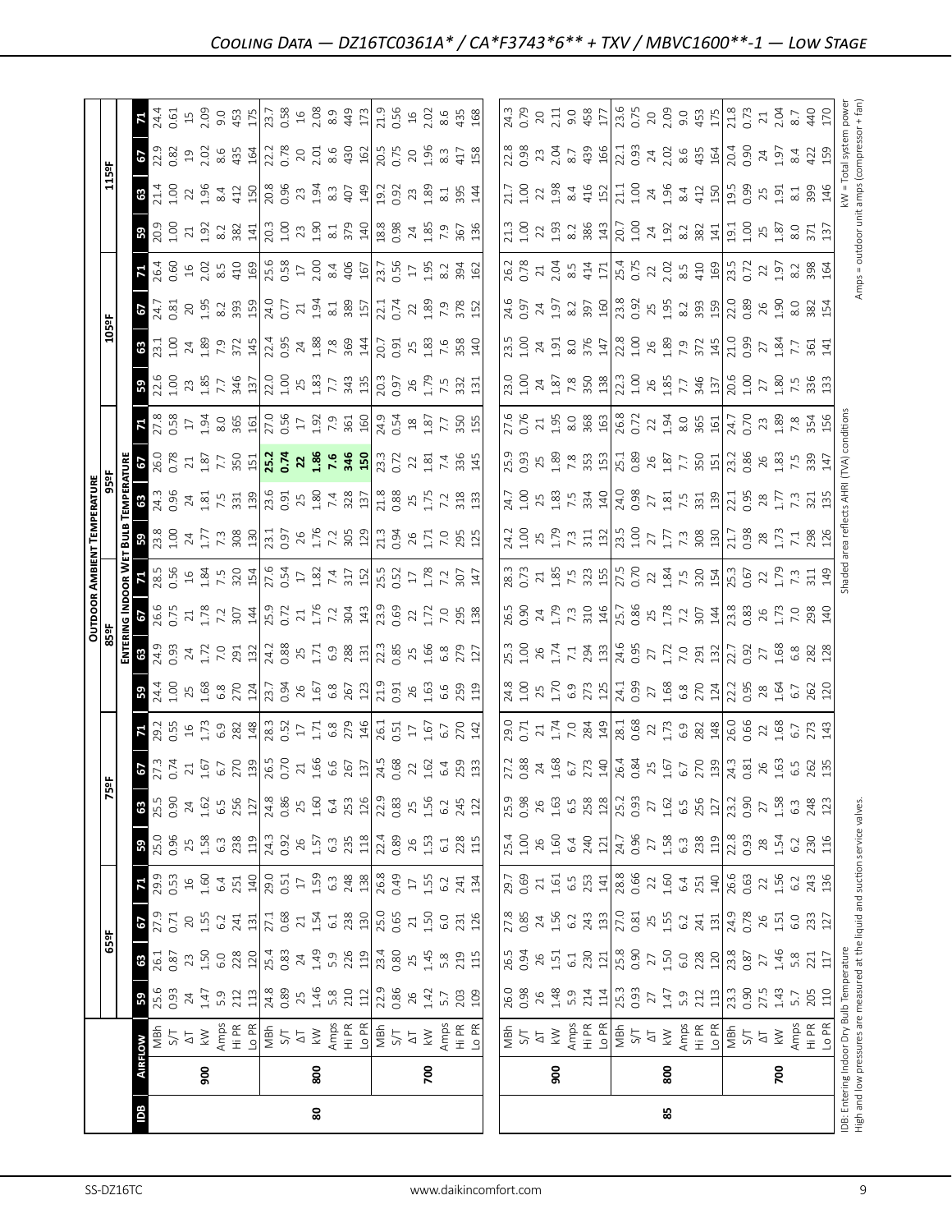# Cooling Data — DZ16TC0361A* / CA*F3743*6** + TXV / MBVC1600**-1 — Low Stage

| IDB | Airflow | | 65ºF | | | | 75ºF | | | | 85ºF | | | | 95ºF | | | | 105ºF | | | | 115ºF | | | |
|---|---|---|---|---|---|---|---|---|---|---|---|---|---|---|---|---|---|---|---|---|---|---|---|---|---|---|
| | | | **Entering Indoor Wet Bulb Temperature** | | | | | | | | | | | | | | | | | | | | | | | |
| | | | 59 | 63 | 67 | 71 | 59 | 63 | 67 | 71 | 59 | 63 | 67 | 71 | 59 | 63 | 67 | 71 | 59 | 63 | 67 | 71 | 59 | 63 | 67 | 71 |
| 80 | 900 | MBh | 25.6 | 26.1 | 27.9 | 29.9 | 25.0 | 25.5 | 27.3 | 29.2 | 24.4 | 24.9 | 26.6 | 28.5 | 23.8 | 24.3 | 26.0 | 27.8 | 22.6 | 23.1 | 24.7 | 26.4 | 20.9 | 21.4 | 22.9 | 24.4 |
| | | S/T | 0.93 | 0.87 | 0.71 | 0.53 | 0.96 | 0.90 | 0.74 | 0.55 | 1.00 | 0.93 | 0.75 | 0.56 | 1.00 | 0.96 | 0.78 | 0.58 | 1.00 | 1.00 | 0.81 | 0.60 | 1.00 | 1.00 | 0.82 | 0.61 |
| | | ΔT | 24 | 23 | 20 | 16 | 25 | 24 | 21 | 16 | 25 | 24 | 21 | 16 | 24 | 24 | 21 | 17 | 23 | 24 | 20 | 16 | 21 | 22 | 19 | 15 |
| | | kW | 1.47 | 1.50 | 1.55 | 1.60 | 1.58 | 1.62 | 1.67 | 1.73 | 1.68 | 1.72 | 1.78 | 1.84 | 1.77 | 1.81 | 1.87 | 1.94 | 1.85 | 1.89 | 1.95 | 2.02 | 1.92 | 1.96 | 2.02 | 2.09 |
| | | Amps | 5.9 | 6.0 | 6.2 | 6.4 | 6.3 | 6.5 | 6.7 | 6.9 | 6.8 | 7.0 | 7.2 | 7.5 | 7.3 | 7.5 | 7.7 | 8.0 | 7.7 | 7.9 | 8.2 | 8.5 | 8.2 | 8.4 | 8.6 | 9.0 |
| | | Hi PR | 212 | 228 | 241 | 251 | 238 | 256 | 270 | 282 | 270 | 291 | 307 | 320 | 308 | 331 | 350 | 365 | 346 | 372 | 393 | 410 | 382 | 412 | 435 | 453 |
| | | Lo PR | 113 | 120 | 131 | 140 | 119 | 127 | 139 | 148 | 124 | 132 | 144 | 154 | 130 | 139 | 151 | 161 | 137 | 145 | 159 | 169 | 141 | 150 | 164 | 175 |
| | 800 | MBh | 24.8 | 25.4 | 27.1 | 29.0 | 24.3 | 24.8 | 26.5 | 28.3 | 23.7 | 24.2 | 25.9 | 27.6 | 23.1 | 23.6 | **25.2** | 27.0 | 22.0 | 22.4 | 24.0 | 25.6 | 20.3 | 20.8 | 22.2 | 23.7 |
| | | S/T | 0.89 | 0.83 | 0.68 | 0.51 | 0.92 | 0.86 | 0.70 | 0.52 | 0.94 | 0.88 | 0.72 | 0.54 | 0.97 | 0.91 | **0.74** | 0.56 | 1.00 | 0.95 | 0.77 | 0.58 | 1.00 | 0.96 | 0.78 | 0.58 |
| | | ΔT | 25 | 24 | 21 | 17 | 26 | 25 | 21 | 17 | 26 | 25 | 21 | 17 | 26 | 25 | **22** | 17 | 25 | 24 | 21 | 17 | 23 | 23 | 20 | 16 |
| | | kW | 1.46 | 1.49 | 1.54 | 1.59 | 1.57 | 1.60 | 1.66 | 1.71 | 1.67 | 1.71 | 1.76 | 1.82 | 1.76 | 1.80 | **1.86** | 1.92 | 1.83 | 1.88 | 1.94 | 2.00 | 1.90 | 1.94 | 2.01 | 2.08 |
| | | Amps | 5.8 | 5.9 | 6.1 | 6.3 | 6.3 | 6.4 | 6.6 | 6.8 | 6.8 | 6.9 | 7.2 | 7.4 | 7.2 | 7.4 | **7.6** | 7.9 | 7.7 | 7.8 | 8.1 | 8.4 | 8.1 | 8.3 | 8.6 | 8.9 |
| | | Hi PR | 210 | 226 | 238 | 248 | 235 | 253 | 267 | 279 | 267 | 288 | 304 | 317 | 305 | 328 | **346** | 361 | 343 | 369 | 389 | 406 | 379 | 407 | 430 | 449 |
| | | Lo PR | 112 | 119 | 130 | 138 | 118 | 126 | 137 | 146 | 123 | 131 | 143 | 152 | 129 | 137 | **150** | 160 | 135 | 144 | 157 | 167 | 140 | 149 | 162 | 173 |
| | 700 | MBh | 22.9 | 23.4 | 25.0 | 26.8 | 22.4 | 22.9 | 24.5 | 26.1 | 21.9 | 22.3 | 23.9 | 25.5 | 21.3 | 21.8 | 23.3 | 24.9 | 20.3 | 20.7 | 22.1 | 23.7 | 18.8 | 19.2 | 20.5 | 21.9 |
| | | S/T | 0.86 | 0.80 | 0.65 | 0.49 | 0.89 | 0.83 | 0.68 | 0.51 | 0.91 | 0.85 | 0.69 | 0.52 | 0.94 | 0.88 | 0.72 | 0.54 | 0.97 | 0.91 | 0.74 | 0.56 | 0.98 | 0.92 | 0.75 | 0.56 |
| | | ΔT | 26 | 25 | 21 | 17 | 26 | 25 | 22 | 17 | 26 | 25 | 22 | 17 | 26 | 25 | 22 | 18 | 26 | 25 | 22 | 17 | 24 | 23 | 20 | 16 |
| | | kW | 1.42 | 1.45 | 1.50 | 1.55 | 1.53 | 1.56 | 1.62 | 1.67 | 1.63 | 1.66 | 1.72 | 1.78 | 1.71 | 1.75 | 1.81 | 1.87 | 1.79 | 1.83 | 1.89 | 1.95 | 1.85 | 1.89 | 1.96 | 2.02 |
| | | Amps | 5.7 | 5.8 | 6.0 | 6.2 | 6.1 | 6.2 | 6.4 | 6.7 | 6.6 | 6.8 | 7.0 | 7.2 | 7.0 | 7.2 | 7.4 | 7.7 | 7.5 | 7.6 | 7.9 | 8.2 | 7.9 | 8.1 | 8.3 | 8.6 |
| | | Hi PR | 203 | 219 | 231 | 241 | 228 | 245 | 259 | 270 | 259 | 279 | 295 | 307 | 295 | 318 | 336 | 350 | 332 | 358 | 378 | 394 | 367 | 395 | 417 | 435 |
| | | Lo PR | 109 | 115 | 126 | 134 | 115 | 122 | 133 | 142 | 119 | 127 | 138 | 147 | 125 | 133 | 145 | 155 | 131 | 140 | 152 | 162 | 136 | 144 | 158 | 168 |
| 85 | 900 | MBh | 26.0 | 26.5 | 27.8 | 29.7 | 25.4 | 25.9 | 27.2 | 29.0 | 24.8 | 25.3 | 26.5 | 28.3 | 24.2 | 24.7 | 25.9 | 27.6 | 23.0 | 23.5 | 24.6 | 26.2 | 21.3 | 21.7 | 22.8 | 24.3 |
| | | S/T | 0.98 | 0.94 | 0.85 | 0.69 | 1.00 | 0.98 | 0.88 | 0.71 | 1.00 | 1.00 | 0.90 | 0.73 | 1.00 | 1.00 | 0.93 | 0.76 | 1.00 | 1.00 | 0.97 | 0.78 | 1.00 | 1.00 | 0.98 | 0.79 |
| | | ΔT | 26 | 26 | 24 | 21 | 26 | 26 | 24 | 21 | 25 | 26 | 24 | 21 | 25 | 25 | 25 | 21 | 24 | 24 | 24 | 21 | 22 | 22 | 23 | 20 |
| | | kW | 1.48 | 1.51 | 1.56 | 1.61 | 1.60 | 1.63 | 1.68 | 1.74 | 1.70 | 1.74 | 1.79 | 1.85 | 1.79 | 1.83 | 1.89 | 1.95 | 1.87 | 1.91 | 1.97 | 2.04 | 1.93 | 1.98 | 2.04 | 2.11 |
| | | Amps | 5.9 | 6.1 | 6.2 | 6.5 | 6.4 | 6.5 | 6.7 | 7.0 | 6.9 | 7.1 | 7.3 | 7.5 | 7.3 | 7.5 | 7.8 | 8.0 | 7.8 | 8.0 | 8.2 | 8.5 | 8.2 | 8.4 | 8.7 | 9.0 |
| | | Hi PR | 214 | 230 | 243 | 253 | 240 | 258 | 273 | 284 | 273 | 294 | 310 | 323 | 311 | 334 | 353 | 368 | 350 | 376 | 397 | 414 | 386 | 416 | 439 | 458 |
| | | Lo PR | 114 | 121 | 133 | 141 | 121 | 128 | 140 | 149 | 125 | 133 | 146 | 155 | 132 | 140 | 153 | 163 | 138 | 147 | 160 | 171 | 143 | 152 | 166 | 177 |
| | 800 | MBh | 25.3 | 25.8 | 27.0 | 28.8 | 24.7 | 25.2 | 26.4 | 28.1 | 24.1 | 24.6 | 25.7 | 27.5 | 23.5 | 24.0 | 25.1 | 26.8 | 22.3 | 22.8 | 23.8 | 25.4 | 20.7 | 21.1 | 22.1 | 23.6 |
| | | S/T | 0.93 | 0.90 | 0.81 | 0.66 | 0.96 | 0.93 | 0.84 | 0.68 | 0.99 | 0.95 | 0.86 | 0.70 | 1.00 | 0.98 | 0.89 | 0.72 | 1.00 | 1.00 | 0.92 | 0.75 | 1.00 | 1.00 | 0.93 | 0.75 |
| | | ΔT | 27 | 27 | 25 | 22 | 27 | 27 | 25 | 22 | 27 | 27 | 25 | 22 | 27 | 27 | 26 | 22 | 26 | 26 | 25 | 22 | 24 | 24 | 24 | 20 |
| | | kW | 1.47 | 1.50 | 1.55 | 1.60 | 1.58 | 1.62 | 1.67 | 1.73 | 1.68 | 1.72 | 1.78 | 1.84 | 1.77 | 1.81 | 1.87 | 1.94 | 1.85 | 1.89 | 1.95 | 2.02 | 1.92 | 1.96 | 2.02 | 2.09 |
| | | Amps | 5.9 | 6.0 | 6.2 | 6.4 | 6.3 | 6.5 | 6.7 | 6.9 | 6.8 | 7.0 | 7.2 | 7.5 | 7.3 | 7.5 | 7.7 | 8.0 | 7.7 | 7.9 | 8.2 | 8.5 | 8.2 | 8.4 | 8.6 | 9.0 |
| | | Hi PR | 212 | 228 | 241 | 251 | 238 | 256 | 270 | 282 | 270 | 291 | 307 | 320 | 308 | 331 | 350 | 365 | 346 | 372 | 393 | 410 | 382 | 412 | 435 | 453 |
| | | Lo PR | 113 | 120 | 131 | 140 | 119 | 127 | 139 | 148 | 124 | 132 | 144 | 154 | 130 | 139 | 151 | 161 | 137 | 145 | 159 | 169 | 141 | 150 | 164 | 175 |
| | 700 | MBh | 23.3 | 23.8 | 24.9 | 26.6 | 22.8 | 23.2 | 24.3 | 26.0 | 22.2 | 22.7 | 23.8 | 25.3 | 21.7 | 22.1 | 23.2 | 24.7 | 20.6 | 21.0 | 22.0 | 23.5 | 19.1 | 19.5 | 20.4 | 21.8 |
| | | S/T | 0.90 | 0.87 | 0.78 | 0.63 | 0.93 | 0.90 | 0.81 | 0.66 | 0.95 | 0.92 | 0.83 | 0.67 | 0.98 | 0.95 | 0.86 | 0.70 | 1.00 | 0.99 | 0.89 | 0.72 | 1.00 | 0.99 | 0.90 | 0.73 |
| | | ΔT | 27.5 | 27 | 26 | 22 | 28 | 27 | 26 | 22 | 28 | 27 | 26 | 22 | 28 | 28 | 26 | 23 | 27 | 27 | 26 | 22 | 25 | 25 | 24 | 21 |
| | | kW | 1.43 | 1.46 | 1.51 | 1.56 | 1.54 | 1.58 | 1.63 | 1.68 | 1.64 | 1.68 | 1.73 | 1.79 | 1.73 | 1.77 | 1.83 | 1.89 | 1.80 | 1.84 | 1.90 | 1.97 | 1.87 | 1.91 | 1.97 | 2.04 |
| | | Amps | 5.7 | 5.8 | 6.0 | 6.2 | 6.2 | 6.3 | 6.5 | 6.7 | 6.7 | 6.8 | 7.0 | 7.3 | 7.1 | 7.3 | 7.5 | 7.8 | 7.5 | 7.7 | 8.0 | 8.2 | 8.0 | 8.1 | 8.4 | 8.7 |
| | | Hi PR | 205 | 221 | 233 | 243 | 230 | 248 | 262 | 273 | 262 | 282 | 298 | 311 | 298 | 321 | 339 | 354 | 336 | 361 | 382 | 398 | 371 | 399 | 422 | 440 |
| | | Lo PR | 110 | 117 | 127 | 136 | 116 | 123 | 135 | 143 | 120 | 128 | 140 | 149 | 126 | 135 | 147 | 156 | 133 | 141 | 154 | 164 | 137 | 146 | 159 | 170 |

IDB: Entering Indoor Dry Bulb Temperature

High and low pressures are measured at the liquid and suction service valves.

Shaded area reflects AHRI (TVA) conditions

kW = Total system power

Amps = outdoor unit amps (compressor + fan)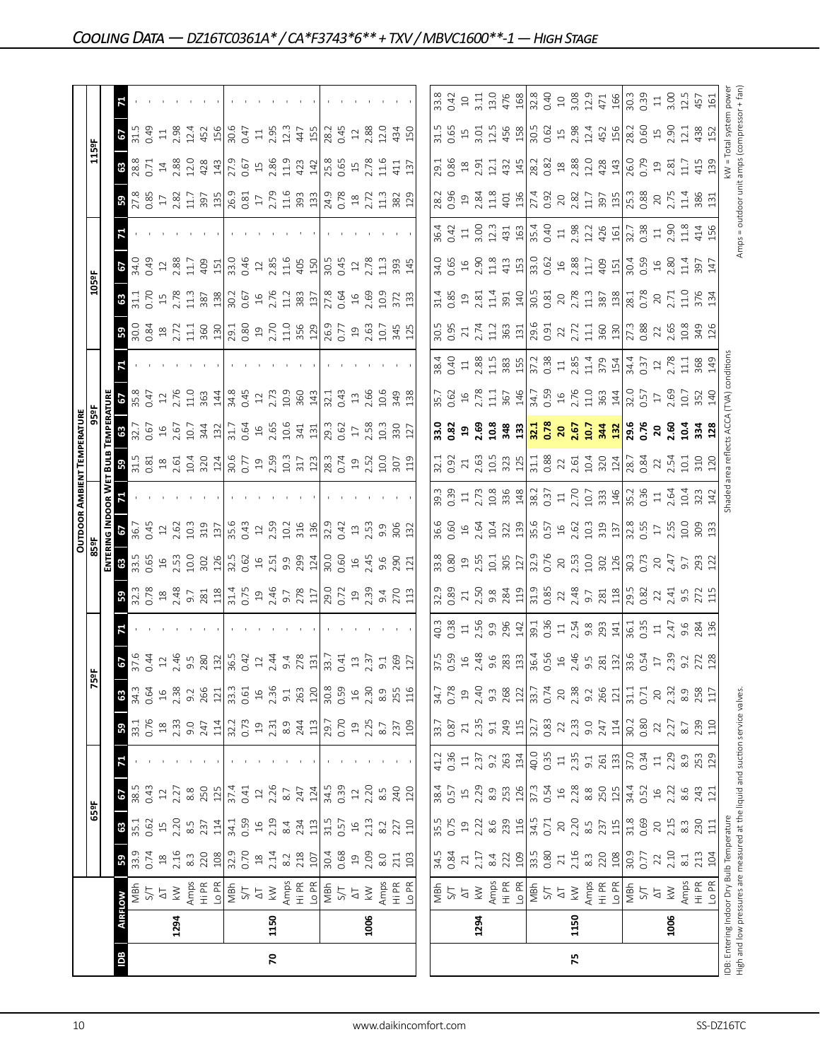## COOLING DATA — DZ16TC0361A* / CA*F3743*6** + TXV / MBVC1600**-1 — HIGH STAGE

| IDB | AIRFLOW | | 65ºF 59 | 65ºF 63 | 65ºF 67 | 65ºF 71 | 75ºF 59 | 75ºF 63 | 75ºF 67 | 75ºF 71 | 85ºF 59 | 85ºF 63 | 85ºF 67 | 85ºF 71 | 95ºF 59 | 95ºF 63 | 95ºF 67 | 95ºF 71 | 105ºF 59 | 105ºF 63 | 105ºF 67 | 105ºF 71 | 115ºF 59 | 115ºF 63 | 115ºF 67 | 115ºF 71 |
|---|---|---|---|---|---|---|---|---|---|---|---|---|---|---|---|---|---|---|---|---|---|---|---|---|---|---|
| | | | **OUTDOOR AMBIENT TEMPERATURE** / **ENTERING INDOOR WET BULB TEMPERATURE** | | | | | | | | | | | | | | | | | | | | | | | |
| 70 | 1294 | MBh | 33.9 | 35.1 | 38.5 | - | 33.1 | 34.3 | 37.6 | - | 32.3 | 33.5 | 36.7 | - | 31.5 | 32.7 | 35.8 | - | 30.0 | 31.1 | 34.0 | - | 27.8 | 28.8 | 31.5 | - |
| | | S/T | 0.74 | 0.62 | 0.43 | - | 0.76 | 0.64 | 0.44 | - | 0.78 | 0.65 | 0.45 | - | 0.81 | 0.67 | 0.47 | - | 0.84 | 0.70 | 0.49 | - | 0.85 | 0.71 | 0.49 | - |
| | | ΔT | 18 | 15 | 12 | - | 18 | 16 | 12 | - | 18 | 16 | 12 | - | 18 | 16 | 12 | - | 18 | 15 | 12 | - | 17 | 14 | 11 | - |
| | | kW | 2.16 | 2.20 | 2.27 | - | 2.33 | 2.38 | 2.46 | - | 2.48 | 2.53 | 2.62 | - | 2.61 | 2.67 | 2.76 | - | 2.72 | 2.78 | 2.88 | - | 2.82 | 2.88 | 2.98 | - |
| | | Amps | 8.3 | 8.5 | 8.8 | - | 9.0 | 9.2 | 9.5 | - | 9.7 | 10.0 | 10.3 | - | 10.4 | 10.7 | 11.0 | - | 11.1 | 11.3 | 11.7 | - | 11.7 | 12.0 | 12.4 | - |
| | | Hi PR | 220 | 237 | 250 | - | 247 | 266 | 280 | - | 281 | 302 | 319 | - | 320 | 344 | 363 | - | 360 | 387 | 409 | - | 397 | 428 | 452 | - |
| | | Lo PR | 108 | 114 | 125 | - | 114 | 121 | 132 | - | 118 | 126 | 137 | - | 124 | 132 | 144 | - | 130 | 138 | 151 | - | 135 | 143 | 156 | - |
| | 1150 | MBh | 32.9 | 34.1 | 37.4 | - | 32.2 | 33.3 | 36.5 | - | 31.4 | 32.5 | 35.6 | - | 30.6 | 31.7 | 34.8 | - | 29.1 | 30.2 | 33.0 | - | 26.9 | 27.9 | 30.6 | - |
| | | S/T | 0.70 | 0.59 | 0.41 | - | 0.73 | 0.61 | 0.42 | - | 0.75 | 0.62 | 0.43 | - | 0.77 | 0.64 | 0.45 | - | 0.80 | 0.67 | 0.46 | - | 0.81 | 0.67 | 0.47 | - |
| | | ΔT | 18 | 16 | 12 | - | 19 | 16 | 12 | - | 19 | 16 | 12 | - | 19 | 16 | 12 | - | 19 | 16 | 12 | - | 17 | 15 | 11 | - |
| | | kW | 2.14 | 2.19 | 2.26 | - | 2.31 | 2.36 | 2.44 | - | 2.46 | 2.51 | 2.59 | - | 2.59 | 2.65 | 2.73 | - | 2.70 | 2.76 | 2.85 | - | 2.79 | 2.86 | 2.95 | - |
| | | Amps | 8.2 | 8.4 | 8.7 | - | 8.9 | 9.1 | 9.4 | - | 9.7 | 9.9 | 10.2 | - | 10.3 | 10.6 | 10.9 | - | 11.0 | 11.2 | 11.6 | - | 11.6 | 11.9 | 12.3 | - |
| | | Hi PR | 218 | 234 | 247 | - | 244 | 263 | 278 | - | 278 | 299 | 316 | - | 317 | 341 | 360 | - | 356 | 383 | 405 | - | 393 | 423 | 447 | - |
| | | Lo PR | 107 | 113 | 124 | - | 113 | 120 | 131 | - | 117 | 124 | 136 | - | 123 | 131 | 143 | - | 129 | 137 | 150 | - | 133 | 142 | 155 | - |
| | 1006 | MBh | 30.4 | 31.5 | 34.5 | - | 29.7 | 30.8 | 33.7 | - | 29.0 | 30.0 | 32.9 | - | 28.3 | 29.3 | 32.1 | - | 26.9 | 27.8 | 30.5 | - | 24.9 | 25.8 | 28.2 | - |
| | | S/T | 0.68 | 0.57 | 0.39 | - | 0.70 | 0.59 | 0.41 | - | 0.72 | 0.60 | 0.42 | - | 0.74 | 0.62 | 0.43 | - | 0.77 | 0.64 | 0.45 | - | 0.78 | 0.65 | 0.45 | - |
| | | ΔT | 19 | 16 | 12 | - | 19 | 16 | 13 | - | 19 | 16 | 13 | - | 19 | 17 | 13 | - | 19 | 16 | 12 | - | 18 | 15 | 12 | - |
| | | kW | 2.09 | 2.13 | 2.20 | - | 2.25 | 2.30 | 2.37 | - | 2.39 | 2.45 | 2.53 | - | 2.52 | 2.58 | 2.66 | - | 2.63 | 2.69 | 2.78 | - | 2.72 | 2.78 | 2.88 | - |
| | | Amps | 8.0 | 8.2 | 8.5 | - | 8.7 | 8.9 | 9.1 | - | 9.4 | 9.6 | 9.9 | - | 10.0 | 10.3 | 10.6 | - | 10.7 | 10.9 | 11.3 | - | 11.3 | 11.6 | 12.0 | - |
| | | Hi PR | 211 | 227 | 240 | - | 237 | 255 | 269 | - | 270 | 290 | 306 | - | 307 | 330 | 349 | - | 345 | 372 | 393 | - | 382 | 411 | 434 | - |
| | | Lo PR | 103 | 110 | 120 | - | 109 | 116 | 127 | - | 113 | 121 | 132 | - | 119 | 127 | 138 | - | 125 | 133 | 145 | - | 129 | 137 | 150 | - |
| 75 | 1294 | MBh | 34.5 | 35.5 | 38.4 | 41.2 | 33.7 | 34.7 | 37.5 | 40.3 | 32.9 | 33.8 | 36.6 | 39.3 | 32.1 | 33.0 | 35.7 | 38.4 | 30.5 | 31.4 | 34.0 | 36.4 | 28.2 | 29.1 | 31.5 | 33.8 |
| | | S/T | 0.84 | 0.75 | 0.57 | 0.36 | 0.87 | 0.78 | 0.59 | 0.38 | 0.89 | 0.80 | 0.60 | 0.39 | 0.92 | 0.82 | 0.62 | 0.40 | 0.95 | 0.85 | 0.65 | 0.42 | 0.96 | 0.86 | 0.65 | 0.42 |
| | | ΔT | 21 | 19 | 15 | 11 | 21 | 19 | 16 | 11 | 21 | 19 | 16 | 11 | 21 | 19 | 16 | 11 | 21 | 19 | 16 | 11 | 19 | 18 | 15 | 10 |
| | | kW | 2.17 | 2.22 | 2.29 | 2.37 | 2.35 | 2.40 | 2.48 | 2.56 | 2.50 | 2.55 | 2.64 | 2.73 | 2.63 | 2.69 | 2.78 | 2.88 | 2.74 | 2.81 | 2.90 | 3.00 | 2.84 | 2.91 | 3.01 | 3.11 |
| | | Amps | 8.4 | 8.6 | 8.9 | 9.2 | 9.1 | 9.3 | 9.6 | 9.9 | 9.8 | 10.1 | 10.4 | 10.8 | 10.5 | 10.8 | 11.1 | 11.5 | 11.2 | 11.4 | 11.8 | 12.3 | 11.8 | 12.1 | 12.5 | 13.0 |
| | | Hi PR | 222 | 239 | 253 | 263 | 249 | 268 | 283 | 296 | 284 | 305 | 322 | 336 | 323 | 348 | 367 | 383 | 363 | 391 | 413 | 431 | 401 | 432 | 456 | 476 |
| | | Lo PR | 109 | 116 | 126 | 134 | 115 | 122 | 133 | 142 | 119 | 127 | 139 | 148 | 125 | 133 | 146 | 155 | 131 | 140 | 153 | 163 | 136 | 145 | 158 | 168 |
| | 1150 | MBh | 33.5 | 34.5 | 37.3 | 40.0 | 32.7 | 33.7 | 36.4 | 39.1 | 31.9 | 32.9 | 35.6 | 38.2 | 31.1 | 32.1 | 34.7 | 37.2 | 29.6 | 30.5 | 33.0 | 35.4 | 27.4 | 28.2 | 30.5 | 32.8 |
| | | S/T | 0.80 | 0.71 | 0.54 | 0.35 | 0.83 | 0.74 | 0.56 | 0.36 | 0.85 | 0.76 | 0.57 | 0.37 | 0.88 | 0.78 | 0.59 | 0.38 | 0.91 | 0.81 | 0.62 | 0.40 | 0.92 | 0.82 | 0.62 | 0.40 |
| | | ΔT | 21 | 20 | 16 | 11 | 22 | 20 | 16 | 11 | 22 | 20 | 16 | 11 | 22 | 20 | 16 | 11 | 22 | 20 | 16 | 11 | 20 | 18 | 15 | 10 |
| | | kW | 2.16 | 2.20 | 2.28 | 2.35 | 2.33 | 2.38 | 2.46 | 2.54 | 2.48 | 2.53 | 2.62 | 2.70 | 2.61 | 2.67 | 2.76 | 2.85 | 2.72 | 2.78 | 2.88 | 2.98 | 2.82 | 2.88 | 2.98 | 3.08 |
| | | Amps | 8.3 | 8.5 | 8.8 | 9.1 | 9.0 | 9.2 | 9.5 | 9.8 | 9.7 | 10.0 | 10.3 | 10.7 | 10.4 | 10.7 | 11.0 | 11.4 | 11.1 | 11.3 | 11.7 | 12.2 | 11.7 | 12.0 | 12.4 | 12.9 |
| | | Hi PR | 220 | 237 | 250 | 261 | 247 | 266 | 281 | 293 | 281 | 302 | 319 | 333 | 320 | 344 | 363 | 379 | 360 | 387 | 409 | 426 | 397 | 428 | 452 | 471 |
| | | Lo PR | 108 | 115 | 125 | 133 | 114 | 121 | 132 | 141 | 118 | 126 | 137 | 146 | 124 | 132 | 144 | 154 | 130 | 138 | 151 | 161 | 135 | 143 | 156 | 166 |
| | 1006 | MBh | 30.9 | 31.8 | 34.4 | 37.0 | 30.2 | 31.1 | 33.6 | 36.1 | 29.5 | 30.3 | 32.8 | 35.2 | 28.7 | 29.6 | 32.0 | 34.4 | 27.3 | 28.1 | 30.4 | 32.7 | 25.3 | 26.0 | 28.2 | 30.3 |
| | | S/T | 0.77 | 0.69 | 0.52 | 0.34 | 0.80 | 0.71 | 0.54 | 0.35 | 0.82 | 0.73 | 0.55 | 0.36 | 0.84 | 0.76 | 0.57 | 0.37 | 0.88 | 0.78 | 0.59 | 0.38 | 0.88 | 0.79 | 0.60 | 0.39 |
| | | ΔT | 22 | 20 | 16 | 11 | 22 | 20 | 17 | 11 | 22 | 20 | 17 | 11 | 22 | 20 | 17 | 12 | 22 | 20 | 16 | 11 | 20 | 19 | 15 | 11 |
| | | kW | 2.10 | 2.15 | 2.22 | 2.29 | 2.27 | 2.32 | 2.39 | 2.47 | 2.41 | 2.47 | 2.55 | 2.64 | 2.54 | 2.60 | 2.69 | 2.78 | 2.65 | 2.71 | 2.80 | 2.90 | 2.75 | 2.81 | 2.90 | 3.00 |
| | | Amps | 8.1 | 8.3 | 8.6 | 8.9 | 8.7 | 8.9 | 9.2 | 9.6 | 9.5 | 9.7 | 10.0 | 10.4 | 10.1 | 10.4 | 10.7 | 11.1 | 10.8 | 11.0 | 11.4 | 11.8 | 11.4 | 11.7 | 12.1 | 12.5 |
| | | Hi PR | 213 | 230 | 243 | 253 | 239 | 258 | 272 | 284 | 272 | 293 | 309 | 323 | 310 | 334 | 352 | 368 | 349 | 376 | 397 | 414 | 386 | 415 | 438 | 457 |
| | | Lo PR | 104 | 111 | 121 | 129 | 110 | 117 | 128 | 136 | 115 | 122 | 133 | 142 | 120 | 128 | 140 | 149 | 126 | 134 | 147 | 156 | 131 | 139 | 152 | 161 |

IDB: Entering Indoor Dry Bulb Temperature
High and low pressures are measured at the liquid and suction service valves.

Shaded area reflects ACCA (TVA) conditions

kW = Total system power
Amps = outdoor unit amps (compressor + fan)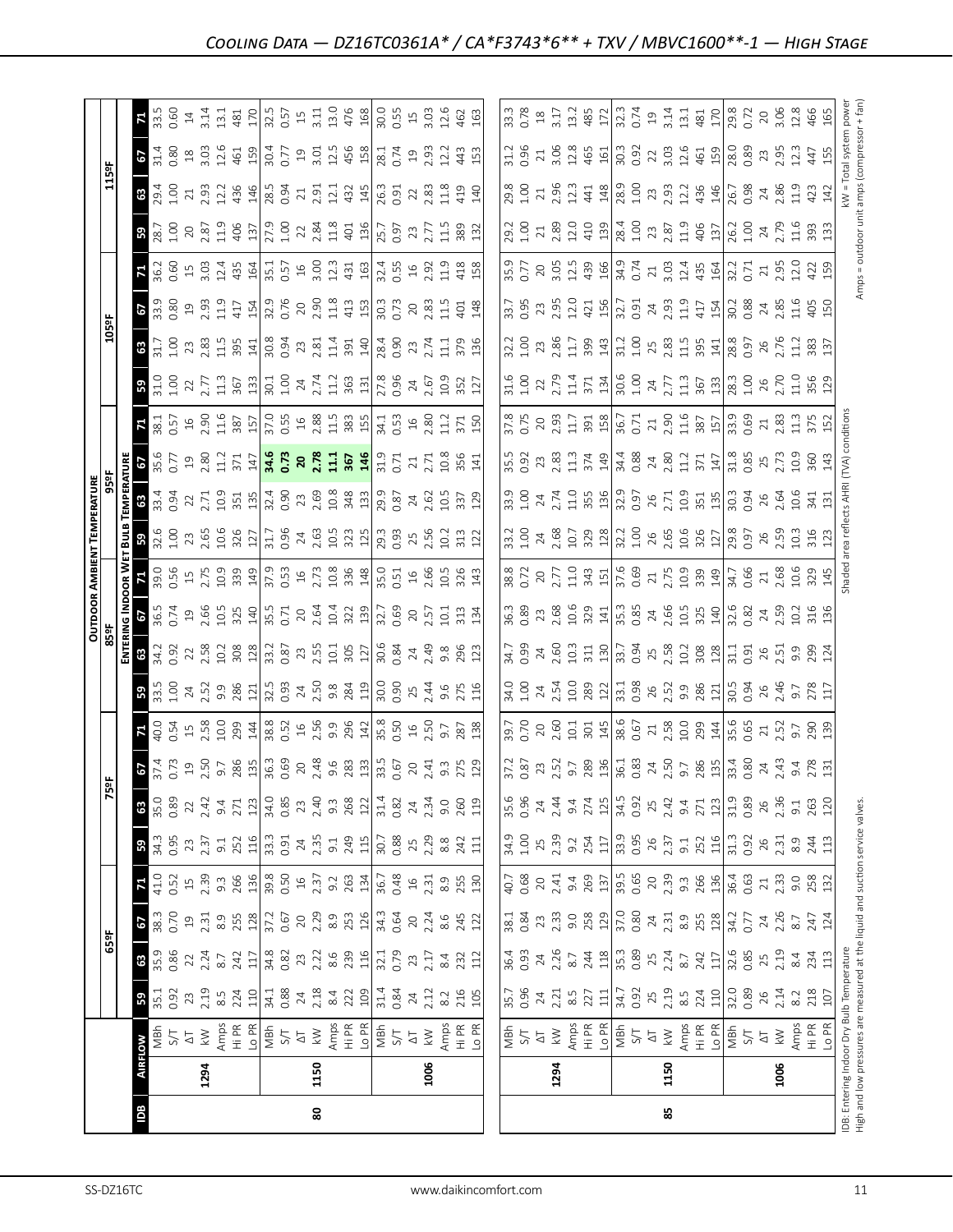## Cooling Data — DZ16TC0361A* / CA*F3743*6** + TXV / MBVC1600**-1 — High Stage

| IDB | Airflow | | 65ºF | | | | 75ºF | | | | 85ºF | | | | 95ºF | | | | 105ºF | | | | 115ºF | | | |
|---|---|---|---|---|---|---|---|---|---|---|---|---|---|---|---|---|---|---|---|---|---|---|---|---|---|---|
| | | | **Outdoor Ambient Temperature / Entering Indoor Wet Bulb Temperature** | | | | | | | | | | | | | | | | | | | | | | | |
| | | | 59 | 63 | 67 | 71 | 59 | 63 | 67 | 71 | 59 | 63 | 67 | 71 | 59 | 63 | 67 | 71 | 59 | 63 | 67 | 71 | 59 | 63 | 67 | 71 |
| 80 | 1294 | MBh | 35.1 | 35.9 | 38.3 | 41.0 | 34.3 | 35.0 | 37.4 | 40.0 | 33.5 | 34.2 | 36.5 | 39.0 | 32.6 | 33.4 | 35.6 | 38.1 | 31.0 | 31.7 | 33.9 | 36.2 | 28.7 | 29.4 | 31.4 | 33.5 |
| | | S/T | 0.92 | 0.86 | 0.70 | 0.52 | 0.95 | 0.89 | 0.73 | 0.54 | 1.00 | 0.92 | 0.74 | 0.56 | 1.00 | 0.94 | 0.77 | 0.57 | 1.00 | 1.00 | 0.80 | 0.60 | 1.00 | 1.00 | 0.80 | 0.60 |
| | | ΔT | 23 | 22 | 19 | 15 | 23 | 22 | 19 | 15 | 24 | 22 | 19 | 15 | 23 | 22 | 19 | 16 | 22 | 23 | 19 | 15 | 20 | 21 | 18 | 14 |
| | | kW | 2.19 | 2.24 | 2.31 | 2.39 | 2.37 | 2.42 | 2.50 | 2.58 | 2.52 | 2.58 | 2.66 | 2.75 | 2.65 | 2.71 | 2.80 | 2.90 | 2.77 | 2.83 | 2.93 | 3.03 | 2.87 | 2.93 | 3.03 | 3.14 |
| | | Amps | 8.5 | 8.7 | 8.9 | 9.3 | 9.1 | 9.4 | 9.7 | 10.0 | 9.9 | 10.2 | 10.5 | 10.9 | 10.6 | 10.9 | 11.2 | 11.6 | 11.3 | 11.5 | 11.9 | 12.4 | 11.9 | 12.2 | 12.6 | 13.1 |
| | | Hi PR | 224 | 242 | 255 | 266 | 252 | 271 | 286 | 299 | 286 | 308 | 325 | 339 | 326 | 351 | 371 | 387 | 367 | 395 | 417 | 435 | 406 | 436 | 461 | 481 |
| | | Lo PR | 110 | 117 | 128 | 136 | 116 | 123 | 135 | 144 | 121 | 128 | 140 | 149 | 127 | 135 | 147 | 157 | 133 | 141 | 154 | 164 | 137 | 146 | 159 | 170 |
| | 1150 | MBh | 34.1 | 34.8 | 37.2 | 39.8 | 33.3 | 34.0 | 36.3 | 38.8 | 32.5 | 33.2 | 35.5 | 37.9 | 31.7 | 32.4 | **34.6** | 37.0 | 30.1 | 30.8 | 32.9 | 35.1 | 27.9 | 28.5 | 30.4 | 32.5 |
| | | S/T | 0.88 | 0.82 | 0.67 | 0.50 | 0.91 | 0.85 | 0.69 | 0.52 | 0.93 | 0.87 | 0.71 | 0.53 | 0.96 | 0.90 | **0.73** | 0.55 | 1.00 | 0.94 | 0.76 | 0.57 | 1.00 | 0.94 | 0.77 | 0.57 |
| | | ΔT | 24 | 23 | 20 | 16 | 24 | 23 | 20 | 16 | 24 | 23 | 20 | 16 | 24 | 23 | **20** | 16 | 24 | 23 | 20 | 16 | 22 | 21 | 19 | 15 |
| | | kW | 2.18 | 2.22 | 2.29 | 2.37 | 2.35 | 2.40 | 2.48 | 2.56 | 2.50 | 2.55 | 2.64 | 2.73 | 2.63 | 2.69 | **2.78** | 2.88 | 2.74 | 2.81 | 2.90 | 3.00 | 2.84 | 2.91 | 3.01 | 3.11 |
| | | Amps | 8.4 | 8.6 | 8.9 | 9.2 | 9.1 | 9.3 | 9.6 | 9.9 | 9.8 | 10.1 | 10.4 | 10.8 | 10.5 | 10.8 | **11.1** | 11.5 | 11.2 | 11.4 | 11.8 | 12.3 | 11.8 | 12.1 | 12.5 | 13.0 |
| | | Hi PR | 222 | 239 | 253 | 263 | 249 | 268 | 283 | 296 | 284 | 305 | 322 | 336 | 323 | 348 | **367** | 383 | 363 | 391 | 413 | 431 | 401 | 432 | 456 | 476 |
| | | Lo PR | 109 | 116 | 126 | 134 | 115 | 122 | 133 | 142 | 119 | 127 | 139 | 148 | 125 | 133 | **146** | 155 | 131 | 140 | 153 | 163 | 136 | 145 | 158 | 168 |
| | 1006 | MBh | 31.4 | 32.1 | 34.3 | 36.7 | 30.7 | 31.4 | 33.5 | 35.8 | 30.0 | 30.6 | 32.7 | 35.0 | 29.3 | 29.9 | 31.9 | 34.1 | 27.8 | 28.4 | 30.3 | 32.4 | 25.7 | 26.3 | 28.1 | 30.0 |
| | | S/T | 0.84 | 0.79 | 0.64 | 0.48 | 0.88 | 0.82 | 0.67 | 0.50 | 0.90 | 0.84 | 0.69 | 0.51 | 0.93 | 0.87 | 0.71 | 0.53 | 0.96 | 0.90 | 0.73 | 0.55 | 0.97 | 0.91 | 0.74 | 0.55 |
| | | ΔT | 24 | 23 | 20 | 16 | 25 | 24 | 20 | 16 | 25 | 24 | 20 | 16 | 25 | 24 | 21 | 16 | 24 | 23 | 20 | 16 | 23 | 22 | 19 | 15 |
| | | kW | 2.12 | 2.17 | 2.24 | 2.31 | 2.29 | 2.34 | 2.41 | 2.50 | 2.44 | 2.49 | 2.57 | 2.66 | 2.56 | 2.62 | 2.71 | 2.80 | 2.67 | 2.74 | 2.83 | 2.92 | 2.77 | 2.83 | 2.93 | 3.03 |
| | | Amps | 8.2 | 8.4 | 8.6 | 8.9 | 8.8 | 9.0 | 9.3 | 9.7 | 9.6 | 9.8 | 10.1 | 10.5 | 10.2 | 10.5 | 10.8 | 11.2 | 10.9 | 11.1 | 11.5 | 11.9 | 11.5 | 11.8 | 12.2 | 12.6 |
| | | Hi PR | 216 | 232 | 245 | 255 | 242 | 260 | 275 | 287 | 275 | 296 | 313 | 326 | 313 | 337 | 356 | 371 | 352 | 379 | 401 | 418 | 389 | 419 | 443 | 462 |
| | | Lo PR | 105 | 112 | 122 | 130 | 111 | 119 | 129 | 138 | 116 | 123 | 134 | 143 | 122 | 129 | 141 | 150 | 127 | 136 | 148 | 158 | 132 | 140 | 153 | 163 |
| 85 | 1294 | MBh | 35.7 | 36.4 | 38.1 | 40.7 | 34.9 | 35.6 | 37.2 | 39.7 | 34.0 | 34.7 | 36.3 | 38.8 | 33.2 | 33.9 | 35.5 | 37.8 | 31.6 | 32.2 | 33.7 | 35.9 | 29.2 | 29.8 | 31.2 | 33.3 |
| | | S/T | 0.96 | 0.93 | 0.84 | 0.68 | 1.00 | 0.96 | 0.87 | 0.70 | 1.00 | 0.99 | 0.89 | 0.72 | 1.00 | 1.00 | 0.92 | 0.75 | 1.00 | 1.00 | 0.95 | 0.77 | 1.00 | 1.00 | 0.96 | 0.78 |
| | | ΔT | 24 | 24 | 23 | 20 | 25 | 24 | 23 | 20 | 24 | 24 | 23 | 20 | 24 | 24 | 23 | 20 | 22 | 23 | 23 | 20 | 21 | 21 | 21 | 18 |
| | | kW | 2.21 | 2.26 | 2.33 | 2.41 | 2.39 | 2.44 | 2.52 | 2.60 | 2.54 | 2.60 | 2.68 | 2.77 | 2.68 | 2.74 | 2.83 | 2.93 | 2.79 | 2.86 | 2.95 | 3.05 | 2.89 | 2.96 | 3.06 | 3.17 |
| | | Amps | 8.5 | 8.7 | 9.0 | 9.4 | 9.2 | 9.4 | 9.7 | 10.1 | 10.0 | 10.3 | 10.6 | 11.0 | 10.7 | 11.0 | 11.3 | 11.7 | 11.4 | 11.7 | 12.0 | 12.5 | 12.0 | 12.3 | 12.8 | 13.2 |
| | | Hi PR | 227 | 244 | 258 | 269 | 254 | 274 | 289 | 301 | 289 | 311 | 329 | 343 | 329 | 355 | 374 | 391 | 371 | 399 | 421 | 439 | 410 | 441 | 465 | 485 |
| | | Lo PR | 111 | 118 | 129 | 137 | 117 | 125 | 136 | 145 | 122 | 130 | 141 | 151 | 128 | 136 | 149 | 158 | 134 | 143 | 156 | 166 | 139 | 148 | 161 | 172 |
| | 1150 | MBh | 34.7 | 35.3 | 37.0 | 39.5 | 33.9 | 34.5 | 36.1 | 38.6 | 33.1 | 33.7 | 35.3 | 37.6 | 32.2 | 32.9 | 34.4 | 36.7 | 30.6 | 31.2 | 32.7 | 34.9 | 28.4 | 28.9 | 30.3 | 32.3 |
| | | S/T | 0.92 | 0.89 | 0.80 | 0.65 | 0.95 | 0.92 | 0.83 | 0.67 | 0.98 | 0.94 | 0.85 | 0.69 | 1.00 | 0.97 | 0.88 | 0.71 | 1.00 | 1.00 | 0.91 | 0.74 | 1.00 | 1.00 | 0.92 | 0.74 |
| | | ΔT | 25 | 25 | 24 | 20 | 26 | 25 | 24 | 21 | 26 | 25 | 24 | 21 | 26 | 26 | 24 | 21 | 24 | 25 | 24 | 21 | 23 | 23 | 22 | 19 |
| | | kW | 2.19 | 2.24 | 2.31 | 2.39 | 2.37 | 2.42 | 2.50 | 2.58 | 2.52 | 2.58 | 2.66 | 2.75 | 2.65 | 2.71 | 2.80 | 2.90 | 2.77 | 2.83 | 2.93 | 3.03 | 2.87 | 2.93 | 3.03 | 3.14 |
| | | Amps | 8.5 | 8.7 | 8.9 | 9.3 | 9.1 | 9.4 | 9.7 | 10.0 | 9.9 | 10.2 | 10.5 | 10.9 | 10.6 | 10.9 | 11.2 | 11.6 | 11.3 | 11.5 | 11.9 | 12.4 | 11.9 | 12.2 | 12.6 | 13.1 |
| | | Hi PR | 224 | 242 | 255 | 266 | 252 | 271 | 286 | 299 | 286 | 308 | 325 | 339 | 326 | 351 | 371 | 387 | 367 | 395 | 417 | 435 | 406 | 436 | 461 | 481 |
| | | Lo PR | 110 | 117 | 128 | 136 | 116 | 123 | 135 | 144 | 121 | 128 | 140 | 149 | 127 | 135 | 147 | 157 | 133 | 141 | 154 | 164 | 137 | 146 | 159 | 170 |
| | 1006 | MBh | 32.0 | 32.6 | 34.2 | 36.4 | 31.3 | 31.9 | 33.4 | 35.6 | 30.5 | 31.1 | 32.6 | 34.7 | 29.8 | 30.3 | 31.8 | 33.9 | 28.3 | 28.8 | 30.2 | 32.2 | 26.2 | 26.7 | 28.0 | 29.8 |
| | | S/T | 0.89 | 0.85 | 0.77 | 0.63 | 0.92 | 0.89 | 0.80 | 0.65 | 0.94 | 0.91 | 0.82 | 0.66 | 0.97 | 0.94 | 0.85 | 0.69 | 1.00 | 0.97 | 0.88 | 0.71 | 1.00 | 0.98 | 0.89 | 0.72 |
| | | ΔT | 26 | 25 | 24 | 21 | 26 | 26 | 24 | 21 | 26 | 26 | 24 | 21 | 26 | 26 | 25 | 21 | 26 | 26 | 24 | 21 | 24 | 24 | 23 | 20 |
| | | kW | 2.14 | 2.19 | 2.26 | 2.33 | 2.31 | 2.36 | 2.43 | 2.52 | 2.46 | 2.51 | 2.59 | 2.68 | 2.59 | 2.64 | 2.73 | 2.83 | 2.70 | 2.76 | 2.85 | 2.95 | 2.79 | 2.86 | 2.95 | 3.06 |
| | | Amps | 8.2 | 8.4 | 8.7 | 9.0 | 8.9 | 9.1 | 9.4 | 9.7 | 9.7 | 9.9 | 10.2 | 10.6 | 10.3 | 10.6 | 10.9 | 11.3 | 11.0 | 11.2 | 11.6 | 12.0 | 11.6 | 11.9 | 12.3 | 12.8 |
| | | Hi PR | 218 | 234 | 247 | 258 | 244 | 263 | 278 | 290 | 278 | 299 | 316 | 329 | 316 | 341 | 360 | 375 | 356 | 383 | 405 | 422 | 393 | 423 | 447 | 466 |
| | | Lo PR | 107 | 113 | 124 | 132 | 113 | 120 | 131 | 139 | 117 | 124 | 136 | 145 | 123 | 131 | 143 | 152 | 129 | 137 | 150 | 159 | 133 | 142 | 155 | 165 |

IDB: Entering Indoor Dry Bulb Temperature
High and low pressures are measured at the liquid and suction service valves.

Shaded area reflects AHRI (TVA) conditions

kW = Total system power
Amps = outdoor unit amps (compressor + fan)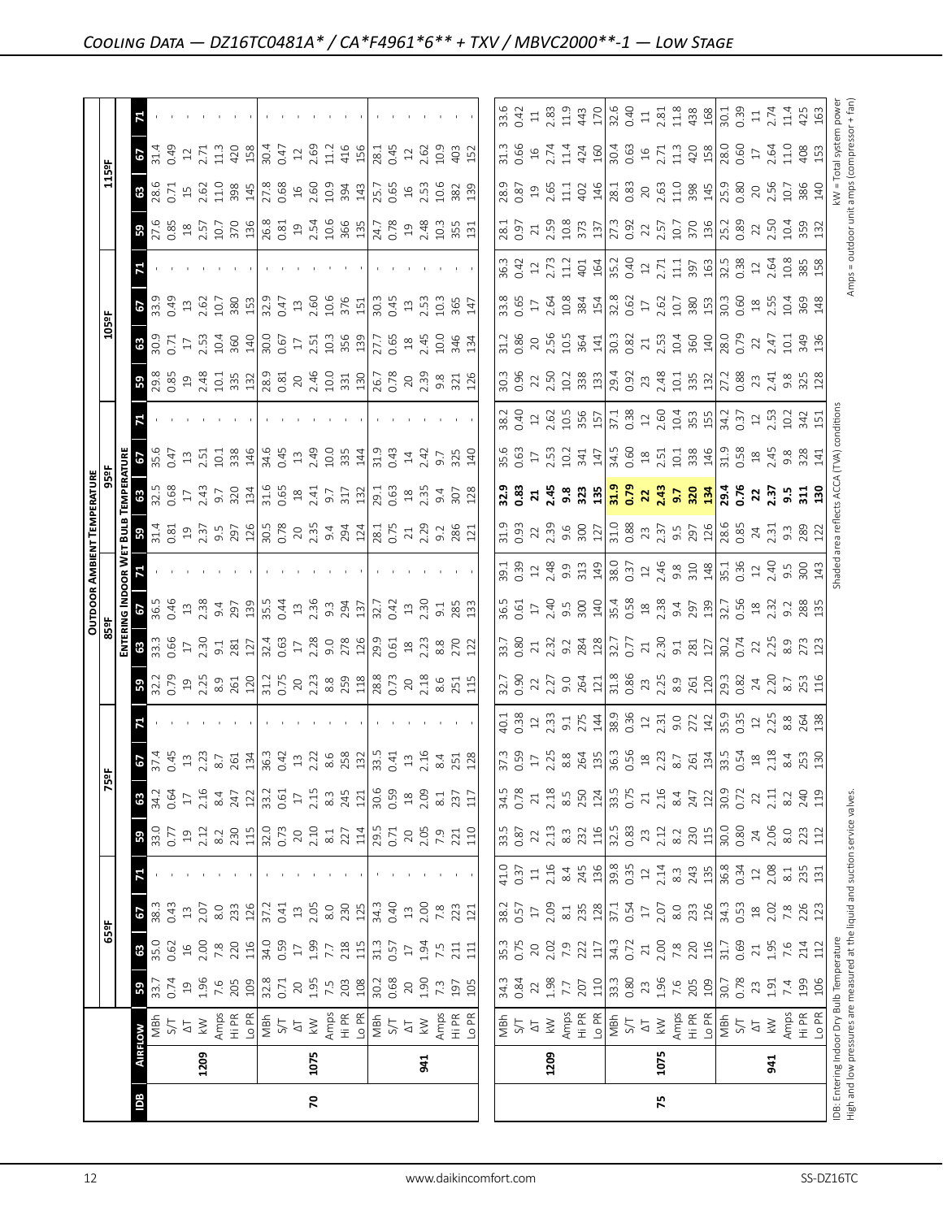# Cooling Data — DZ16TC0481A* / CA*F4961*6** + TXV / MBVC2000**-1 — Low Stage

| IDB | AIRFLOW | | 65ºF 59 | 65ºF 63 | 65ºF 67 | 65ºF 71 | 75ºF 59 | 75ºF 63 | 75ºF 67 | 75ºF 71 | 85ºF 59 | 85ºF 63 | 85ºF 67 | 85ºF 71 | 95ºF 59 | 95ºF 63 | 95ºF 67 | 95ºF 71 | 105ºF 59 | 105ºF 63 | 105ºF 67 | 105ºF 71 | 115ºF 59 | 115ºF 63 | 115ºF 67 | 115ºF 71 |
|---|---|---|---|---|---|---|---|---|---|---|---|---|---|---|---|---|---|---|---|---|---|---|---|---|---|---|
| 70 | 1209 | MBh | 33.7 | 35.0 | 38.3 | - | 33.0 | 34.2 | 37.4 | - | 32.2 | 33.3 | 36.5 | - | 31.4 | 32.5 | 35.6 | - | 29.8 | 30.9 | 33.9 | - | 27.6 | 28.6 | 31.4 | - |
| | | S/T | 0.74 | 0.62 | 0.43 | - | 0.77 | 0.64 | 0.45 | - | 0.79 | 0.66 | 0.46 | - | 0.81 | 0.68 | 0.47 | - | 0.85 | 0.71 | 0.49 | - | 0.85 | 0.71 | 0.49 | - |
| | | ΔT | 19 | 16 | 13 | - | 19 | 17 | 13 | - | 19 | 17 | 13 | - | 19 | 17 | 13 | - | 19 | 17 | 13 | - | 18 | 15 | 12 | - |
| | | kW | 1.96 | 2.00 | 2.07 | - | 2.12 | 2.16 | 2.23 | - | 2.25 | 2.30 | 2.38 | - | 2.37 | 2.43 | 2.51 | - | 2.48 | 2.53 | 2.62 | - | 2.57 | 2.62 | 2.71 | - |
| | | Amps | 7.6 | 7.8 | 8.0 | - | 8.2 | 8.4 | 8.7 | - | 8.9 | 9.1 | 9.4 | - | 9.5 | 9.7 | 10.1 | - | 10.1 | 10.4 | 10.7 | - | 10.7 | 11.0 | 11.3 | - |
| | | Hi PR | 205 | 220 | 233 | - | 230 | 247 | 261 | - | 261 | 281 | 297 | - | 297 | 320 | 338 | - | 335 | 360 | 380 | - | 370 | 398 | 420 | - |
| | | Lo PR | 109 | 116 | 126 | - | 115 | 122 | 134 | - | 120 | 127 | 139 | - | 126 | 134 | 146 | - | 132 | 140 | 153 | - | 136 | 145 | 158 | - |
| | 1075 | MBh | 32.8 | 34.0 | 37.2 | - | 32.0 | 33.2 | 36.3 | - | 31.2 | 32.4 | 35.5 | - | 30.5 | 31.6 | 34.6 | - | 28.9 | 30.0 | 32.9 | - | 26.8 | 27.8 | 30.4 | - |
| | | S/T | 0.71 | 0.59 | 0.41 | - | 0.73 | 0.61 | 0.42 | - | 0.75 | 0.63 | 0.44 | - | 0.78 | 0.65 | 0.45 | - | 0.81 | 0.67 | 0.47 | - | 0.81 | 0.68 | 0.47 | - |
| | | ΔT | 20 | 17 | 13 | - | 20 | 17 | 13 | - | 20 | 17 | 13 | - | 20 | 18 | 13 | - | 20 | 17 | 13 | - | 19 | 16 | 12 | - |
| | | kW | 1.95 | 1.99 | 2.05 | - | 2.10 | 2.15 | 2.22 | - | 2.23 | 2.28 | 2.36 | - | 2.35 | 2.41 | 2.49 | - | 2.46 | 2.51 | 2.60 | - | 2.54 | 2.60 | 2.69 | - |
| | | Amps | 7.5 | 7.7 | 8.0 | - | 8.1 | 8.3 | 8.6 | - | 8.8 | 9.0 | 9.3 | - | 9.4 | 9.7 | 10.0 | - | 10.0 | 10.3 | 10.6 | - | 10.6 | 10.9 | 11.2 | - |
| | | Hi PR | 203 | 218 | 230 | - | 227 | 245 | 258 | - | 259 | 278 | 294 | - | 294 | 317 | 335 | - | 331 | 356 | 376 | - | 366 | 394 | 416 | - |
| | | Lo PR | 108 | 115 | 125 | - | 114 | 121 | 132 | - | 118 | 126 | 137 | - | 124 | 132 | 144 | - | 130 | 139 | 151 | - | 135 | 143 | 156 | - |
| | 941 | MBh | 30.2 | 31.3 | 34.3 | - | 29.5 | 30.6 | 33.5 | - | 28.8 | 29.9 | 32.7 | - | 28.1 | 29.1 | 31.9 | - | 26.7 | 27.7 | 30.3 | - | 24.7 | 25.7 | 28.1 | - |
| | | S/T | 0.68 | 0.57 | 0.40 | - | 0.71 | 0.59 | 0.41 | - | 0.73 | 0.61 | 0.42 | - | 0.75 | 0.63 | 0.43 | - | 0.78 | 0.65 | 0.45 | - | 0.78 | 0.65 | 0.45 | - |
| | | ΔT | 20 | 17 | 13 | - | 20 | 18 | 13 | - | 20 | 18 | 13 | - | 21 | 18 | 14 | - | 20 | 18 | 13 | - | 19 | 16 | 12 | - |
| | | kW | 1.90 | 1.94 | 2.00 | - | 2.05 | 2.09 | 2.16 | - | 2.18 | 2.23 | 2.30 | - | 2.29 | 2.35 | 2.42 | - | 2.39 | 2.45 | 2.53 | - | 2.48 | 2.53 | 2.62 | - |
| | | Amps | 7.3 | 7.5 | 7.8 | - | 7.9 | 8.1 | 8.4 | - | 8.6 | 8.8 | 9.1 | - | 9.2 | 9.4 | 9.7 | - | 9.8 | 10.0 | 10.3 | - | 10.3 | 10.6 | 10.9 | - |
| | | Hi PR | 197 | 211 | 223 | - | 221 | 237 | 251 | - | 251 | 270 | 285 | - | 286 | 307 | 325 | - | 321 | 346 | 365 | - | 355 | 382 | 403 | - |
| | | Lo PR | 105 | 111 | 121 | - | 110 | 117 | 128 | - | 115 | 122 | 133 | - | 121 | 128 | 140 | - | 126 | 134 | 147 | - | 131 | 139 | 152 | - |
| 75 | 1209 | MBh | 34.3 | 35.3 | 38.2 | 41.0 | 33.5 | 34.5 | 37.3 | 40.1 | 32.7 | 33.7 | 36.5 | 39.1 | 31.9 | **32.9** | 35.6 | 38.2 | 30.3 | 31.2 | 33.8 | 36.3 | 28.1 | 28.9 | 31.3 | 33.6 |
| | | S/T | 0.84 | 0.75 | 0.57 | 0.37 | 0.87 | 0.78 | 0.59 | 0.38 | 0.90 | 0.80 | 0.61 | 0.39 | 0.93 | **0.83** | 0.63 | 0.40 | 0.96 | 0.86 | 0.65 | 0.42 | 0.97 | 0.87 | 0.66 | 0.42 |
| | | ΔT | 22 | 20 | 17 | 11 | 22 | 21 | 17 | 12 | 22 | 21 | 17 | 12 | 22 | **21** | 17 | 12 | 22 | 20 | 17 | 12 | 21 | 19 | 16 | 11 |
| | | kW | 1.98 | 2.02 | 2.09 | 2.16 | 2.13 | 2.18 | 2.25 | 2.33 | 2.27 | 2.32 | 2.40 | 2.48 | 2.39 | **2.45** | 2.53 | 2.62 | 2.50 | 2.56 | 2.64 | 2.73 | 2.59 | 2.65 | 2.74 | 2.83 |
| | | Amps | 7.7 | 7.9 | 8.1 | 8.4 | 8.3 | 8.5 | 8.8 | 9.1 | 9.0 | 9.2 | 9.5 | 9.9 | 9.6 | **9.8** | 10.2 | 10.5 | 10.2 | 10.5 | 10.8 | 11.2 | 10.8 | 11.1 | 11.4 | 11.9 |
| | | Hi PR | 207 | 222 | 235 | 245 | 232 | 250 | 264 | 275 | 264 | 284 | 300 | 313 | 300 | **323** | 341 | 356 | 338 | 364 | 384 | 401 | 373 | 402 | 424 | 443 |
| | | Lo PR | 110 | 117 | 128 | 136 | 116 | 124 | 135 | 144 | 121 | 128 | 140 | 149 | 127 | **135** | 147 | 157 | 133 | 141 | 154 | 164 | 137 | 146 | 160 | 170 |
| | 1075 | MBh | 33.3 | 34.3 | 37.1 | 39.8 | 32.5 | 33.5 | 36.3 | 38.9 | 31.8 | 32.7 | 35.4 | 38.0 | 31.0 | **31.9** | 34.5 | 37.1 | 29.4 | 30.3 | 32.8 | 35.2 | 27.3 | 28.1 | 30.4 | 32.6 |
| | | S/T | 0.80 | 0.72 | 0.54 | 0.35 | 0.83 | 0.75 | 0.56 | 0.36 | 0.86 | 0.77 | 0.58 | 0.37 | 0.88 | **0.79** | 0.60 | 0.38 | 0.92 | 0.82 | 0.62 | 0.40 | 0.92 | 0.83 | 0.63 | 0.40 |
| | | ΔT | 23 | 21 | 17 | 12 | 23 | 21 | 18 | 12 | 23 | 21 | 18 | 12 | 23 | **22** | 18 | 12 | 23 | 21 | 17 | 12 | 22 | 20 | 16 | 11 |
| | | kW | 1.96 | 2.00 | 2.07 | 2.14 | 2.12 | 2.16 | 2.23 | 2.31 | 2.25 | 2.30 | 2.38 | 2.46 | 2.37 | **2.43** | 2.51 | 2.60 | 2.48 | 2.53 | 2.62 | 2.71 | 2.57 | 2.63 | 2.71 | 2.81 |
| | | Amps | 7.6 | 7.8 | 8.0 | 8.3 | 8.2 | 8.4 | 8.7 | 9.0 | 8.9 | 9.1 | 9.4 | 9.8 | 9.5 | **9.7** | 10.1 | 10.4 | 10.1 | 10.4 | 10.7 | 11.1 | 10.7 | 11.0 | 11.3 | 11.8 |
| | | Hi PR | 205 | 220 | 233 | 243 | 230 | 247 | 261 | 272 | 261 | 281 | 297 | 310 | 297 | **320** | 338 | 353 | 335 | 360 | 380 | 397 | 370 | 398 | 420 | 438 |
| | | Lo PR | 109 | 116 | 126 | 135 | 115 | 122 | 134 | 142 | 120 | 127 | 139 | 148 | 126 | **134** | 146 | 155 | 132 | 140 | 153 | 163 | 136 | 145 | 158 | 168 |
| | 941 | MBh | 30.7 | 31.7 | 34.3 | 36.8 | 30.0 | 30.9 | 33.5 | 35.9 | 29.3 | 30.2 | 32.7 | 35.1 | 28.6 | **29.4** | 31.9 | 34.2 | 27.2 | 28.0 | 30.3 | 32.5 | 25.2 | 25.9 | 28.0 | 30.1 |
| | | S/T | 0.78 | 0.69 | 0.53 | 0.34 | 0.80 | 0.72 | 0.54 | 0.35 | 0.82 | 0.74 | 0.56 | 0.36 | 0.85 | **0.76** | 0.58 | 0.37 | 0.88 | 0.79 | 0.60 | 0.38 | 0.89 | 0.80 | 0.60 | 0.39 |
| | | ΔT | 23 | 21 | 18 | 12 | 24 | 22 | 18 | 12 | 24 | 22 | 18 | 12 | 24 | **22** | 18 | 12 | 23 | 22 | 18 | 12 | 22 | 20 | 17 | 11 |
| | | kW | 1.91 | 1.95 | 2.02 | 2.08 | 2.06 | 2.11 | 2.18 | 2.25 | 2.20 | 2.25 | 2.32 | 2.40 | 2.31 | **2.37** | 2.45 | 2.53 | 2.41 | 2.47 | 2.55 | 2.64 | 2.50 | 2.56 | 2.64 | 2.74 |
| | | Amps | 7.4 | 7.6 | 7.8 | 8.1 | 8.0 | 8.2 | 8.4 | 8.8 | 8.7 | 8.9 | 9.2 | 9.5 | 9.3 | **9.5** | 9.8 | 10.2 | 9.8 | 10.1 | 10.4 | 10.8 | 10.4 | 10.7 | 11.0 | 11.4 |
| | | Hi PR | 199 | 214 | 226 | 235 | 223 | 240 | 253 | 264 | 253 | 273 | 288 | 300 | 289 | **311** | 328 | 342 | 325 | 349 | 369 | 385 | 359 | 386 | 408 | 425 |
| | | Lo PR | 106 | 112 | 123 | 131 | 112 | 119 | 130 | 138 | 116 | 123 | 135 | 143 | 122 | **130** | 141 | 151 | 128 | 136 | 148 | 158 | 132 | 140 | 153 | 163 |

Column headings: Outdoor Ambient Temperature (65ºF–115ºF); Entering Indoor Wet Bulb Temperature (59, 63, 67, 71).

IDB: Entering Indoor Dry Bulb Temperature
High and low pressures are measured at the liquid and suction service valves.

Shaded area reflects ACCA (TVA) conditions

kW = Total system power
Amps = outdoor unit amps (compressor + fan)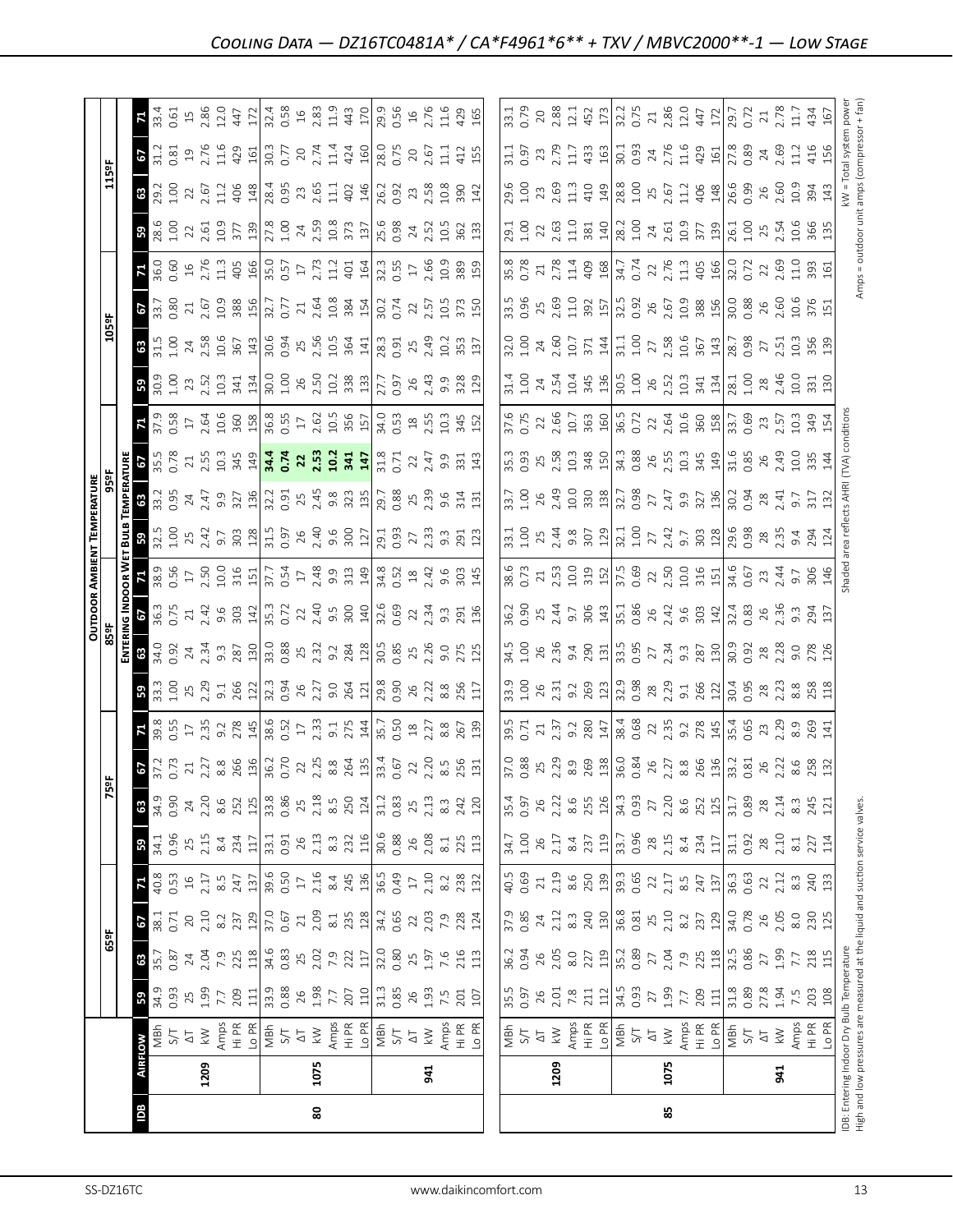## Cooling Data — DZ16TC0481A* / CA*F4961*6** + TXV / MBVC2000**-1 — Low Stage

| IDB | Airflow | | Outdoor Ambient Temperature | | | | | | | | | | | | | | | | | | | |
|---|---|---|---|---|---|---|---|---|---|---|---|---|---|---|---|---|---|---|---|---|---|---|
| | | | 65ºF | | | | 75ºF | | | | 85ºF | | | | 95ºF | | | | 105ºF | | | | 115ºF | | | |
| | | | Entering Indoor Wet Bulb Temperature | | | | | | | | | | | | | | | | | | | | | | | |
| | | | 59 | 63 | 67 | 71 | 59 | 63 | 67 | 71 | 59 | 63 | 67 | 71 | 59 | 63 | 67 | 71 | 59 | 63 | 67 | 71 | 59 | 63 | 67 | 71 |
| 80 | 1209 | MBh | 34.9 | 35.7 | 38.1 | 40.8 | 34.1 | 34.9 | 37.2 | 39.8 | 33.3 | 34.0 | 36.3 | 38.9 | 32.5 | 33.2 | 35.5 | 37.9 | 30.9 | 31.5 | 33.7 | 36.0 | 28.6 | 29.2 | 31.2 | 33.4 |
| | | S/T | 0.93 | 0.87 | 0.71 | 0.53 | 0.96 | 0.90 | 0.73 | 0.55 | 1.00 | 0.92 | 0.75 | 0.56 | 1.00 | 0.95 | 0.78 | 0.58 | 1.00 | 1.00 | 0.80 | 0.60 | 1.00 | 1.00 | 0.81 | 0.61 |
| | | ΔT | 25 | 24 | 20 | 16 | 25 | 24 | 21 | 17 | 25 | 24 | 21 | 17 | 25 | 24 | 21 | 17 | 23 | 24 | 21 | 16 | 22 | 22 | 19 | 15 |
| | | kW | 1.99 | 2.04 | 2.10 | 2.17 | 2.15 | 2.20 | 2.27 | 2.35 | 2.29 | 2.34 | 2.42 | 2.50 | 2.42 | 2.47 | 2.55 | 2.64 | 2.52 | 2.58 | 2.67 | 2.76 | 2.61 | 2.67 | 2.76 | 2.86 |
| | | Amps | 7.7 | 7.9 | 8.2 | 8.5 | 8.4 | 8.6 | 8.8 | 9.2 | 9.1 | 9.3 | 9.6 | 10.0 | 9.7 | 9.9 | 10.3 | 10.6 | 10.3 | 10.6 | 10.9 | 11.3 | 10.9 | 11.2 | 11.6 | 12.0 |
| | | Hi PR | 209 | 225 | 237 | 247 | 234 | 252 | 266 | 278 | 266 | 287 | 303 | 316 | 303 | 327 | 345 | 360 | 341 | 367 | 388 | 405 | 377 | 406 | 429 | 447 |
| | | Lo PR | 111 | 118 | 129 | 137 | 117 | 125 | 136 | 145 | 122 | 130 | 142 | 151 | 128 | 136 | 149 | 158 | 134 | 143 | 156 | 166 | 139 | 148 | 161 | 172 |
| | 1075 | MBh | 33.9 | 34.6 | 37.0 | 39.6 | 33.1 | 33.8 | 36.2 | 38.6 | 32.3 | 33.0 | 35.3 | 37.7 | 31.5 | 32.2 | **34.4** | 36.8 | 30.0 | 30.6 | 32.7 | 35.0 | 27.8 | 28.4 | 30.3 | 32.4 |
| | | S/T | 0.88 | 0.83 | 0.67 | 0.50 | 0.91 | 0.86 | 0.70 | 0.52 | 0.94 | 0.88 | 0.72 | 0.54 | 0.97 | 0.91 | **0.74** | 0.55 | 1.00 | 0.94 | 0.77 | 0.57 | 1.00 | 0.95 | 0.77 | 0.58 |
| | | ΔT | 26 | 25 | 21 | 17 | 26 | 25 | 22 | 17 | 26 | 25 | 22 | 17 | 26 | 25 | **22** | 17 | 26 | 25 | 21 | 17 | 24 | 23 | 20 | 16 |
| | | kW | 1.98 | 2.02 | 2.09 | 2.16 | 2.13 | 2.18 | 2.25 | 2.33 | 2.27 | 2.32 | 2.40 | 2.48 | 2.40 | 2.45 | **2.53** | 2.62 | 2.50 | 2.56 | 2.64 | 2.73 | 2.59 | 2.65 | 2.74 | 2.83 |
| | | Amps | 7.7 | 7.9 | 8.1 | 8.4 | 8.3 | 8.5 | 8.8 | 9.1 | 9.0 | 9.2 | 9.5 | 9.9 | 9.6 | 9.8 | **10.2** | 10.5 | 10.2 | 10.5 | 10.8 | 11.2 | 10.8 | 11.1 | 11.4 | 11.9 |
| | | Hi PR | 207 | 222 | 235 | 245 | 232 | 250 | 264 | 275 | 264 | 284 | 300 | 313 | 300 | 323 | **341** | 356 | 338 | 364 | 384 | 401 | 373 | 402 | 424 | 443 |
| | | Lo PR | 110 | 117 | 128 | 136 | 116 | 124 | 135 | 144 | 121 | 128 | 140 | 149 | 127 | 135 | **147** | 157 | 133 | 141 | 154 | 164 | 137 | 146 | 160 | 170 |
| | 941 | MBh | 31.3 | 32.0 | 34.2 | 36.5 | 30.6 | 31.2 | 33.4 | 35.7 | 29.8 | 30.5 | 32.6 | 34.8 | 29.1 | 29.7 | 31.8 | 34.0 | 27.7 | 28.3 | 30.2 | 32.3 | 25.6 | 26.2 | 28.0 | 29.9 |
| | | S/T | 0.85 | 0.80 | 0.65 | 0.49 | 0.88 | 0.83 | 0.67 | 0.50 | 0.90 | 0.85 | 0.69 | 0.52 | 0.93 | 0.88 | 0.71 | 0.53 | 0.97 | 0.91 | 0.74 | 0.55 | 0.98 | 0.92 | 0.75 | 0.56 |
| | | ΔT | 26 | 25 | 22 | 17 | 26 | 25 | 22 | 18 | 26 | 25 | 22 | 18 | 27 | 25 | 22 | 18 | 26 | 25 | 22 | 17 | 24 | 23 | 20 | 16 |
| | | kW | 1.93 | 1.97 | 2.03 | 2.10 | 2.08 | 2.13 | 2.20 | 2.27 | 2.22 | 2.26 | 2.34 | 2.42 | 2.33 | 2.39 | 2.47 | 2.55 | 2.43 | 2.49 | 2.57 | 2.66 | 2.52 | 2.58 | 2.67 | 2.76 |
| | | Amps | 7.5 | 7.6 | 7.9 | 8.2 | 8.1 | 8.3 | 8.5 | 8.8 | 8.8 | 9.0 | 9.3 | 9.6 | 9.3 | 9.6 | 9.9 | 10.3 | 9.9 | 10.2 | 10.5 | 10.9 | 10.5 | 10.8 | 11.1 | 11.6 |
| | | Hi PR | 201 | 216 | 228 | 238 | 225 | 242 | 256 | 267 | 256 | 275 | 291 | 303 | 291 | 314 | 331 | 345 | 328 | 353 | 373 | 389 | 362 | 390 | 412 | 429 |
| | | Lo PR | 107 | 113 | 124 | 132 | 113 | 120 | 131 | 139 | 117 | 125 | 136 | 145 | 123 | 131 | 143 | 152 | 129 | 137 | 150 | 159 | 133 | 142 | 155 | 165 |
| 85 | 1209 | MBh | 35.5 | 36.2 | 37.9 | 40.5 | 34.7 | 35.4 | 37.0 | 39.5 | 33.9 | 34.5 | 36.2 | 38.6 | 33.1 | 33.7 | 35.3 | 37.6 | 31.4 | 32.0 | 33.5 | 35.8 | 29.1 | 29.6 | 31.1 | 33.1 |
| | | S/T | 0.97 | 0.94 | 0.85 | 0.69 | 1.00 | 0.97 | 0.88 | 0.71 | 1.00 | 1.00 | 0.90 | 0.73 | 1.00 | 1.00 | 0.93 | 0.75 | 1.00 | 1.00 | 0.96 | 0.78 | 1.00 | 1.00 | 0.97 | 0.79 |
| | | ΔT | 26 | 26 | 24 | 21 | 26 | 26 | 25 | 21 | 26 | 26 | 25 | 21 | 25 | 26 | 25 | 22 | 24 | 24 | 25 | 21 | 22 | 23 | 23 | 20 |
| | | kW | 2.01 | 2.05 | 2.12 | 2.19 | 2.17 | 2.22 | 2.29 | 2.37 | 2.31 | 2.36 | 2.44 | 2.53 | 2.44 | 2.49 | 2.58 | 2.66 | 2.54 | 2.60 | 2.69 | 2.78 | 2.63 | 2.69 | 2.79 | 2.88 |
| | | Amps | 7.8 | 8.0 | 8.3 | 8.6 | 8.4 | 8.6 | 8.9 | 9.2 | 9.2 | 9.4 | 9.7 | 10.0 | 9.8 | 10.0 | 10.3 | 10.7 | 10.4 | 10.7 | 11.0 | 11.4 | 11.0 | 11.3 | 11.7 | 12.1 |
| | | Hi PR | 211 | 227 | 240 | 250 | 237 | 255 | 269 | 280 | 269 | 290 | 306 | 319 | 307 | 330 | 348 | 363 | 345 | 371 | 392 | 409 | 381 | 410 | 433 | 452 |
| | | Lo PR | 112 | 119 | 130 | 139 | 119 | 126 | 138 | 147 | 123 | 131 | 143 | 152 | 129 | 138 | 150 | 160 | 136 | 144 | 157 | 168 | 140 | 149 | 163 | 173 |
| | 1075 | MBh | 34.5 | 35.2 | 36.8 | 39.3 | 33.7 | 34.3 | 36.0 | 38.4 | 32.9 | 33.5 | 35.1 | 37.5 | 32.1 | 32.7 | 34.3 | 36.5 | 30.5 | 31.1 | 32.5 | 34.7 | 28.2 | 28.8 | 30.1 | 32.2 |
| | | S/T | 0.93 | 0.89 | 0.81 | 0.65 | 0.96 | 0.93 | 0.84 | 0.68 | 0.98 | 0.95 | 0.86 | 0.69 | 1.00 | 0.98 | 0.88 | 0.72 | 1.00 | 1.00 | 0.92 | 0.74 | 1.00 | 1.00 | 0.93 | 0.75 |
| | | ΔT | 27 | 27 | 25 | 22 | 28 | 27 | 26 | 22 | 28 | 27 | 26 | 22 | 27 | 27 | 26 | 22 | 26 | 27 | 26 | 22 | 24 | 25 | 24 | 21 |
| | | kW | 1.99 | 2.04 | 2.10 | 2.17 | 2.15 | 2.20 | 2.27 | 2.35 | 2.29 | 2.34 | 2.42 | 2.50 | 2.42 | 2.47 | 2.55 | 2.64 | 2.52 | 2.58 | 2.67 | 2.76 | 2.61 | 2.67 | 2.76 | 2.86 |
| | | Amps | 7.7 | 7.9 | 8.2 | 8.5 | 8.4 | 8.6 | 8.8 | 9.2 | 9.1 | 9.3 | 9.6 | 10.0 | 9.7 | 9.9 | 10.3 | 10.6 | 10.3 | 10.6 | 10.9 | 11.3 | 10.9 | 11.2 | 11.6 | 12.0 |
| | | Hi PR | 209 | 225 | 237 | 247 | 234 | 252 | 266 | 278 | 266 | 287 | 303 | 316 | 303 | 327 | 345 | 360 | 341 | 367 | 388 | 405 | 377 | 406 | 429 | 447 |
| | | Lo PR | 111 | 118 | 129 | 137 | 117 | 125 | 136 | 145 | 122 | 130 | 142 | 151 | 128 | 136 | 149 | 158 | 134 | 143 | 156 | 166 | 139 | 148 | 161 | 172 |
| | 941 | MBh | 31.8 | 32.5 | 34.0 | 36.3 | 31.1 | 31.7 | 33.2 | 35.4 | 30.4 | 30.9 | 32.4 | 34.6 | 29.6 | 30.2 | 31.6 | 33.7 | 28.1 | 28.7 | 30.0 | 32.0 | 26.1 | 26.6 | 27.8 | 29.7 |
| | | S/T | 0.89 | 0.86 | 0.78 | 0.63 | 0.92 | 0.89 | 0.81 | 0.65 | 0.95 | 0.92 | 0.83 | 0.67 | 0.98 | 0.94 | 0.85 | 0.69 | 1.00 | 0.98 | 0.88 | 0.72 | 1.00 | 0.99 | 0.89 | 0.72 |
| | | ΔT | 27.8 | 27 | 26 | 22 | 28 | 28 | 26 | 23 | 28 | 28 | 26 | 23 | 28 | 28 | 26 | 23 | 28 | 27 | 26 | 22 | 25 | 26 | 24 | 21 |
| | | kW | 1.94 | 1.99 | 2.05 | 2.12 | 2.10 | 2.14 | 2.22 | 2.29 | 2.23 | 2.28 | 2.36 | 2.44 | 2.35 | 2.41 | 2.49 | 2.57 | 2.46 | 2.51 | 2.60 | 2.69 | 2.54 | 2.60 | 2.69 | 2.78 |
| | | Amps | 7.5 | 7.7 | 8.0 | 8.3 | 8.1 | 8.3 | 8.6 | 8.9 | 8.8 | 9.0 | 9.3 | 9.7 | 9.4 | 9.7 | 10.0 | 10.3 | 10.0 | 10.3 | 10.6 | 11.0 | 10.6 | 10.9 | 11.2 | 11.7 |
| | | Hi PR | 203 | 218 | 230 | 240 | 227 | 245 | 258 | 269 | 258 | 278 | 294 | 306 | 294 | 317 | 335 | 349 | 331 | 356 | 376 | 393 | 366 | 394 | 416 | 434 |
| | | Lo PR | 108 | 115 | 125 | 133 | 114 | 121 | 132 | 141 | 118 | 126 | 137 | 146 | 124 | 132 | 144 | 154 | 130 | 139 | 151 | 161 | 135 | 143 | 156 | 167 |

IDB: Entering Indoor Dry Bulb Temperature
High and low pressures are measured at the liquid and suction service valves.

Shaded area reflects AHRI (TVA) conditions

kW = Total system power
Amps = outdoor unit amps (compressor + fan)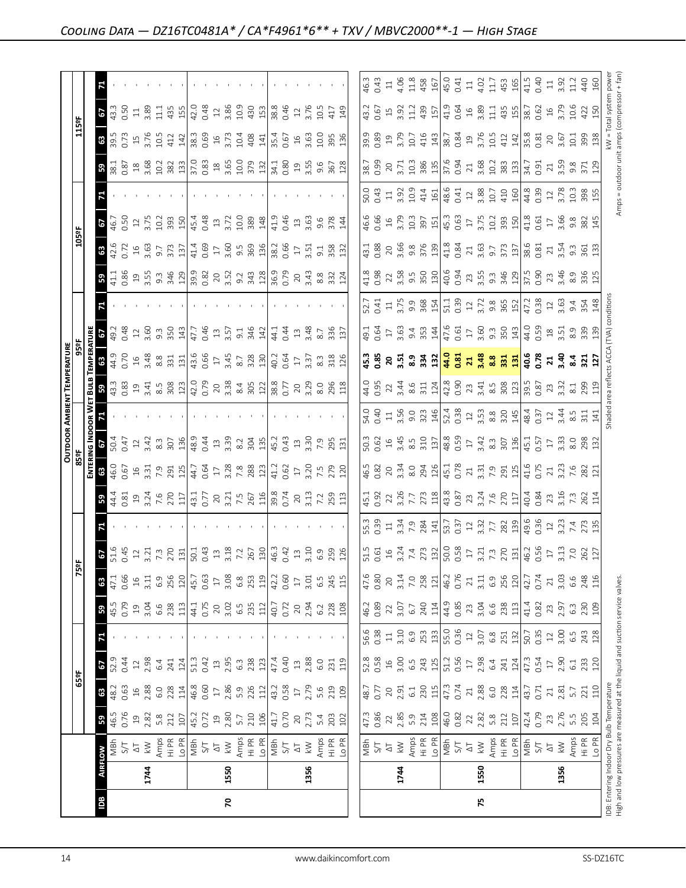## Cooling Data — DZ16TC0481A* / CA*F4961*6** + TXV / MBVC2000**-1 — High Stage

| | | | Outdoor Ambient Temperature | | | | | | | | | | | | | | | | | | | | | | | |
|---|---|---|---|---|---|---|---|---|---|---|---|---|---|---|---|---|---|---|---|---|---|---|---|---|---|---|
| | | | 65ºF | | | | 75ºF | | | | 85ºF | | | | 95ºF | | | | 105ºF | | | | 115ºF | | | |
| | | | Entering Indoor Wet Bulb Temperature | | | | | | | | | | | | | | | | | | | | | | | |
| IDB | Airflow | | 59 | 63 | 67 | 71 | 59 | 63 | 67 | 71 | 59 | 63 | 67 | 71 | 59 | 63 | 67 | 71 | 59 | 63 | 67 | 71 | 59 | 63 | 67 | 71 |
| 70 | 1744 | MBh | 46.5 | 48.2 | 52.9 | - | 45.5 | 47.1 | 51.6 | - | 44.4 | 46.0 | 50.4 | - | 43.3 | 44.9 | 49.2 | - | 41.1 | 42.6 | 46.7 | - | 38.1 | 39.5 | 43.3 | - |
| | | S/T | 0.76 | 0.63 | 0.44 | - | 0.79 | 0.66 | 0.45 | - | 0.81 | 0.67 | 0.47 | - | 0.83 | 0.70 | 0.48 | - | 0.86 | 0.72 | 0.50 | - | 0.87 | 0.73 | 0.50 | - |
| | | ΔT | 19 | 16 | 12 | - | 19 | 16 | 12 | - | 19 | 16 | 12 | - | 19 | 16 | 12 | - | 19 | 16 | 12 | - | 18 | 15 | 11 | - |
| | | kW | 2.82 | 2.88 | 2.98 | - | 3.04 | 3.11 | 3.21 | - | 3.24 | 3.31 | 3.42 | - | 3.41 | 3.48 | 3.60 | - | 3.55 | 3.63 | 3.75 | - | 3.68 | 3.76 | 3.89 | - |
| | | Amps | 5.8 | 6.0 | 6.4 | - | 6.6 | 6.9 | 7.3 | - | 7.6 | 7.9 | 8.3 | - | 8.5 | 8.8 | 9.3 | - | 9.3 | 9.7 | 10.2 | - | 10.2 | 10.5 | 11.1 | - |
| | | Hi PR | 212 | 228 | 241 | - | 238 | 256 | 270 | - | 270 | 291 | 307 | - | 308 | 331 | 350 | - | 346 | 373 | 393 | - | 382 | 412 | 435 | - |
| | | Lo PR | 107 | 114 | 124 | - | 113 | 120 | 131 | - | 117 | 125 | 136 | - | 123 | 131 | 143 | - | 129 | 137 | 150 | - | 133 | 142 | 155 | - |
| | 1550 | MBh | 45.2 | 46.8 | 51.3 | - | 44.1 | 45.7 | 50.1 | - | 43.1 | 44.7 | 48.9 | - | 42.0 | 43.6 | 47.7 | - | 39.9 | 41.4 | 45.4 | - | 37.0 | 38.3 | 42.0 | - |
| | | S/T | 0.72 | 0.60 | 0.42 | - | 0.75 | 0.63 | 0.43 | - | 0.77 | 0.64 | 0.44 | - | 0.79 | 0.66 | 0.46 | - | 0.82 | 0.69 | 0.48 | - | 0.83 | 0.69 | 0.48 | - |
| | | ΔT | 19 | 17 | 13 | - | 20 | 17 | 13 | - | 20 | 17 | 13 | - | 20 | 17 | 13 | - | 20 | 17 | 13 | - | 18 | 16 | 12 | - |
| | | kW | 2.80 | 2.86 | 2.95 | - | 3.02 | 3.08 | 3.18 | - | 3.21 | 3.28 | 3.39 | - | 3.38 | 3.45 | 3.57 | - | 3.52 | 3.60 | 3.72 | - | 3.65 | 3.73 | 3.86 | - |
| | | Amps | 5.7 | 5.9 | 6.3 | - | 6.5 | 6.8 | 7.2 | - | 7.5 | 7.8 | 8.2 | - | 8.4 | 8.7 | 9.1 | - | 9.2 | 9.5 | 10.0 | - | 10.0 | 10.4 | 10.9 | - |
| | | Hi PR | 210 | 226 | 238 | - | 235 | 253 | 267 | - | 267 | 288 | 304 | - | 305 | 328 | 346 | - | 343 | 369 | 389 | - | 379 | 408 | 430 | - |
| | | Lo PR | 106 | 112 | 123 | - | 112 | 119 | 130 | - | 116 | 123 | 135 | - | 122 | 130 | 142 | - | 128 | 136 | 148 | - | 132 | 141 | 153 | - |
| | 1356 | MBh | 41.7 | 43.2 | 47.4 | - | 40.7 | 42.2 | 46.3 | - | 39.8 | 41.2 | 45.2 | - | 38.8 | 40.2 | 44.1 | - | 36.9 | 38.2 | 41.9 | - | 34.1 | 35.4 | 38.8 | - |
| | | S/T | 0.70 | 0.58 | 0.40 | - | 0.72 | 0.60 | 0.42 | - | 0.74 | 0.62 | 0.43 | - | 0.77 | 0.64 | 0.44 | - | 0.79 | 0.66 | 0.46 | - | 0.80 | 0.67 | 0.46 | - |
| | | ΔT | 20 | 17 | 13 | - | 20 | 17 | 13 | - | 20 | 17 | 13 | - | 20 | 17 | 13 | - | 20 | 17 | 13 | - | 19 | 16 | 12 | - |
| | | kW | 2.73 | 2.79 | 2.88 | - | 2.94 | 3.01 | 3.10 | - | 3.13 | 3.20 | 3.30 | - | 3.29 | 3.37 | 3.48 | - | 3.43 | 3.51 | 3.63 | - | 3.55 | 3.63 | 3.76 | - |
| | | Amps | 5.4 | 5.6 | 6.0 | - | 6.2 | 6.5 | 6.9 | - | 7.2 | 7.5 | 7.9 | - | 8.0 | 8.3 | 8.7 | - | 8.8 | 9.1 | 9.6 | - | 9.6 | 10.0 | 10.5 | - |
| | | Hi PR | 203 | 219 | 231 | - | 228 | 245 | 259 | - | 259 | 279 | 295 | - | 296 | 318 | 336 | - | 332 | 358 | 378 | - | 367 | 395 | 417 | - |
| | | Lo PR | 102 | 109 | 119 | - | 108 | 115 | 126 | - | 113 | 120 | 131 | - | 118 | 126 | 137 | - | 124 | 132 | 144 | - | 128 | 136 | 149 | - |
| 75 | 1744 | MBh | 47.3 | 48.7 | 52.8 | 56.6 | 46.2 | 47.6 | 51.5 | 55.3 | 45.1 | 46.5 | 50.3 | 54.0 | 44.0 | **45.3** | 49.1 | 52.7 | 41.8 | 43.1 | 46.6 | 50.0 | 38.7 | 39.9 | 43.2 | 46.3 |
| | | S/T | 0.86 | 0.77 | 0.58 | 0.38 | 0.89 | 0.80 | 0.61 | 0.39 | 0.92 | 0.82 | 0.62 | 0.40 | 0.95 | **0.85** | 0.64 | 0.41 | 0.98 | 0.88 | 0.66 | 0.43 | 0.99 | 0.89 | 0.67 | 0.43 |
| | | ΔT | 22 | 20 | 16 | 11 | 22 | 20 | 16 | 11 | 22 | 20 | 16 | 11 | 22 | **20** | 17 | 11 | 22 | 20 | 16 | 11 | 20 | 19 | 15 | 11 |
| | | kW | 2.85 | 2.91 | 3.00 | 3.10 | 3.07 | 3.14 | 3.24 | 3.34 | 3.26 | 3.34 | 3.45 | 3.56 | 3.44 | **3.51** | 3.63 | 3.75 | 3.58 | 3.66 | 3.79 | 3.92 | 3.71 | 3.79 | 3.92 | 4.06 |
| | | Amps | 5.9 | 6.1 | 6.5 | 6.9 | 6.7 | 7.0 | 7.4 | 7.9 | 7.7 | 8.0 | 8.5 | 9.0 | 8.6 | **8.9** | 9.4 | 9.9 | 9.5 | 9.8 | 10.3 | 10.9 | 10.3 | 10.7 | 11.2 | 11.8 |
| | | Hi PR | 214 | 230 | 243 | 253 | 240 | 258 | 273 | 284 | 273 | 294 | 310 | 323 | 311 | **334** | 353 | 368 | 350 | 376 | 397 | 414 | 386 | 416 | 439 | 458 |
| | | Lo PR | 108 | 115 | 125 | 133 | 114 | 121 | 132 | 141 | 118 | 126 | 137 | 146 | 124 | **132** | 144 | 154 | 130 | 139 | 151 | 161 | 135 | 143 | 157 | 167 |
| | 1550 | MBh | 46.0 | 47.3 | 51.2 | 55.0 | 44.9 | 46.2 | 50.0 | 53.7 | 43.8 | 45.1 | 48.8 | 52.4 | 42.8 | **44.0** | 47.6 | 51.1 | 40.6 | 41.8 | 45.3 | 48.6 | 37.6 | 38.7 | 41.9 | 45.0 |
| | | S/T | 0.82 | 0.74 | 0.56 | 0.36 | 0.85 | 0.76 | 0.58 | 0.37 | 0.87 | 0.78 | 0.59 | 0.38 | 0.90 | **0.81** | 0.61 | 0.39 | 0.94 | 0.84 | 0.63 | 0.41 | 0.94 | 0.84 | 0.64 | 0.41 |
| | | ΔT | 22 | 21 | 17 | 12 | 23 | 21 | 17 | 12 | 23 | 21 | 17 | 12 | 23 | **21** | 17 | 12 | 23 | 21 | 17 | 12 | 21 | 19 | 16 | 11 |
| | | kW | 2.82 | 2.88 | 2.98 | 3.07 | 3.04 | 3.11 | 3.21 | 3.32 | 3.24 | 3.31 | 3.42 | 3.53 | 3.41 | **3.48** | 3.60 | 3.72 | 3.55 | 3.63 | 3.75 | 3.88 | 3.68 | 3.76 | 3.89 | 4.02 |
| | | Amps | 5.8 | 6.0 | 6.4 | 6.8 | 6.6 | 6.9 | 7.3 | 7.7 | 7.6 | 7.9 | 8.3 | 8.8 | 8.5 | **8.8** | 9.3 | 9.8 | 9.3 | 9.7 | 10.2 | 10.7 | 10.2 | 10.5 | 11.1 | 11.7 |
| | | Hi PR | 212 | 228 | 241 | 251 | 238 | 256 | 270 | 282 | 270 | 291 | 307 | 320 | 308 | **331** | 350 | 365 | 346 | 373 | 393 | 410 | 383 | 412 | 435 | 453 |
| | | Lo PR | 107 | 114 | 124 | 132 | 113 | 120 | 131 | 139 | 117 | 125 | 136 | 145 | 123 | **131** | 143 | 152 | 129 | 137 | 150 | 160 | 133 | 142 | 155 | 165 |
| | 1356 | MBh | 42.4 | 43.7 | 47.3 | 50.7 | 41.4 | 42.7 | 46.2 | 49.6 | 40.4 | 41.6 | 45.1 | 48.4 | 39.5 | **40.6** | 44.0 | 47.2 | 37.5 | 38.6 | 41.8 | 44.8 | 34.7 | 35.8 | 38.7 | 41.5 |
| | | S/T | 0.79 | 0.71 | 0.54 | 0.35 | 0.82 | 0.74 | 0.56 | 0.36 | 0.84 | 0.75 | 0.57 | 0.37 | 0.87 | **0.78** | 0.59 | 0.38 | 0.90 | 0.81 | 0.61 | 0.39 | 0.91 | 0.81 | 0.62 | 0.40 |
| | | ΔT | 23 | 21 | 17 | 12 | 23 | 21 | 17 | 12 | 23 | 21 | 17 | 12 | 23 | **21** | 18 | 12 | 23 | 21 | 17 | 12 | 21 | 20 | 16 | 11 |
| | | kW | 2.76 | 2.81 | 2.90 | 3.00 | 2.97 | 3.03 | 3.13 | 3.23 | 3.16 | 3.23 | 3.33 | 3.44 | 3.32 | **3.40** | 3.51 | 3.63 | 3.46 | 3.54 | 3.66 | 3.78 | 3.59 | 3.67 | 3.79 | 3.92 |
| | | Amps | 5.5 | 5.7 | 6.1 | 6.5 | 6.3 | 6.6 | 7.0 | 7.4 | 7.3 | 7.6 | 8.0 | 8.5 | 8.1 | **8.4** | 8.9 | 9.4 | 8.9 | 9.3 | 9.8 | 10.3 | 9.8 | 10.1 | 10.6 | 11.2 |
| | | Hi PR | 205 | 221 | 233 | 243 | 230 | 248 | 262 | 273 | 262 | 282 | 298 | 311 | 299 | **321** | 339 | 354 | 336 | 361 | 382 | 398 | 371 | 399 | 422 | 440 |
| | | Lo PR | 104 | 110 | 120 | 128 | 109 | 116 | 127 | 135 | 114 | 121 | 132 | 141 | 119 | **127** | 139 | 148 | 125 | 133 | 145 | 155 | 129 | 138 | 150 | 160 |

IDB: Entering Indoor Dry Bulb Temperature
High and low pressures are measured at the liquid and suction service valves.

Shaded area reflects ACCA (TVA) conditions

kW = Total system power
Amps = outdoor unit amps (compressor + fan)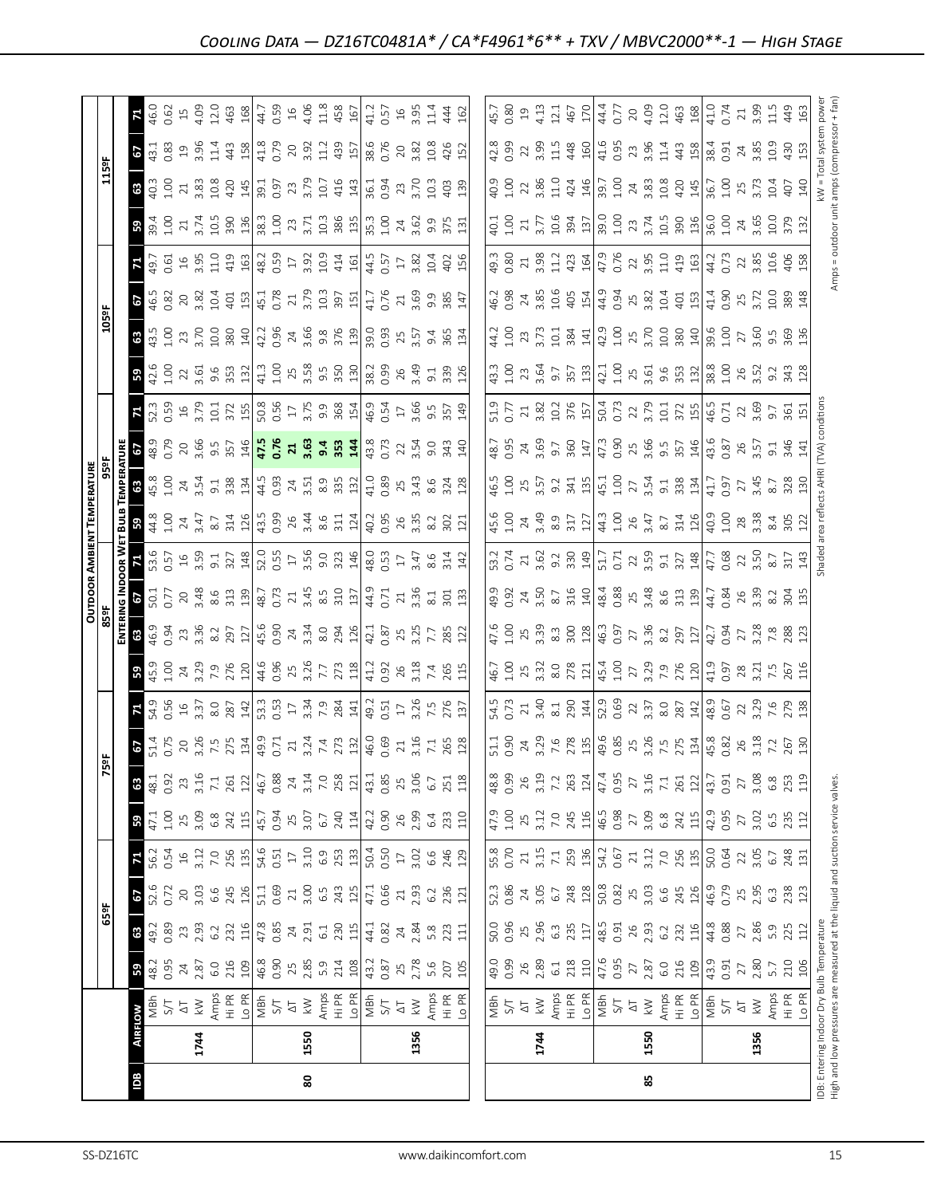## Cooling Data — DZ16TC0481A* / CA*F4961*6** + TXV / MBVC2000**-1 — High Stage

| IDB | Airflow | | Outdoor Ambient Temperature | | | | | | | | | | | | | | | | | | | | | | | |
|---|---|---|---|---|---|---|---|---|---|---|---|---|---|---|---|---|---|---|---|---|---|---|---|---|---|---|
| | | | 65ºF | | | | 75ºF | | | | 85ºF | | | | 95ºF | | | | 105ºF | | | | 115ºF | | | |
| | | | Entering Indoor Wet Bulb Temperature | | | | | | | | | | | | | | | | | | | | | | | |
| | | | 59 | 63 | 67 | 71 | 59 | 63 | 67 | 71 | 59 | 63 | 67 | 71 | 59 | 63 | 67 | 71 | 59 | 63 | 67 | 71 | 59 | 63 | 67 | 71 |
| 80 | 1744 | MBh | 48.2 | 49.2 | 52.6 | 56.2 | 47.1 | 48.1 | 51.4 | 54.9 | 45.9 | 46.9 | 50.1 | 53.6 | 44.8 | 45.8 | 48.9 | 52.3 | 42.6 | 43.5 | 46.5 | 49.7 | 39.4 | 40.3 | 43.1 | 46.0 |
| | | S/T | 0.95 | 0.89 | 0.72 | 0.54 | 1.00 | 0.92 | 0.75 | 0.56 | 1.00 | 0.94 | 0.77 | 0.57 | 1.00 | 1.00 | 0.79 | 0.59 | 1.00 | 1.00 | 0.82 | 0.61 | 1.00 | 1.00 | 0.83 | 0.62 |
| | | ΔT | 24 | 23 | 20 | 16 | 25 | 23 | 20 | 16 | 24 | 23 | 20 | 16 | 24 | 24 | 20 | 16 | 22 | 23 | 20 | 16 | 21 | 21 | 19 | 15 |
| | | kW | 2.87 | 2.93 | 3.03 | 3.12 | 3.09 | 3.16 | 3.26 | 3.37 | 3.29 | 3.36 | 3.48 | 3.59 | 3.47 | 3.54 | 3.66 | 3.79 | 3.61 | 3.70 | 3.82 | 3.95 | 3.74 | 3.83 | 3.96 | 4.09 |
| | | Amps | 6.0 | 6.2 | 6.6 | 7.0 | 6.8 | 7.1 | 7.5 | 8.0 | 7.9 | 8.2 | 8.6 | 9.1 | 8.7 | 9.1 | 9.5 | 10.1 | 9.6 | 10.0 | 10.4 | 11.0 | 10.5 | 10.8 | 11.4 | 12.0 |
| | | Hi PR | 216 | 232 | 245 | 256 | 242 | 261 | 275 | 287 | 276 | 297 | 313 | 327 | 314 | 338 | 357 | 372 | 353 | 380 | 401 | 419 | 390 | 420 | 443 | 463 |
| | | Lo PR | 109 | 116 | 126 | 135 | 115 | 122 | 134 | 142 | 120 | 127 | 139 | 148 | 126 | 134 | 146 | 155 | 132 | 140 | 153 | 163 | 136 | 145 | 158 | 168 |
| | 1550 | MBh | 46.8 | 47.8 | 51.1 | 54.6 | 45.7 | 46.7 | 49.9 | 53.3 | 44.6 | 45.6 | 48.7 | 52.0 | 43.5 | 44.5 | **47.5** | 50.8 | 41.3 | 42.2 | 45.1 | 48.2 | 38.3 | 39.1 | 41.8 | 44.7 |
| | | S/T | 0.90 | 0.85 | 0.69 | 0.51 | 0.94 | 0.88 | 0.71 | 0.53 | 0.96 | 0.90 | 0.73 | 0.55 | 0.99 | 0.93 | **0.76** | 0.56 | 1.00 | 0.96 | 0.78 | 0.59 | 1.00 | 0.97 | 0.79 | 0.59 |
| | | ΔT | 25 | 24 | 21 | 17 | 25 | 24 | 21 | 17 | 25 | 24 | 21 | 17 | 26 | 24 | **21** | 17 | 25 | 24 | 21 | 17 | 23 | 23 | 20 | 16 |
| | | kW | 2.85 | 2.91 | 3.00 | 3.10 | 3.07 | 3.14 | 3.24 | 3.34 | 3.26 | 3.34 | 3.45 | 3.56 | 3.44 | 3.51 | **3.63** | 3.75 | 3.58 | 3.66 | 3.79 | 3.92 | 3.71 | 3.79 | 3.92 | 4.06 |
| | | Amps | 5.9 | 6.1 | 6.5 | 6.9 | 6.7 | 7.0 | 7.4 | 7.9 | 7.7 | 8.0 | 8.5 | 9.0 | 8.6 | 8.9 | **9.4** | 9.9 | 9.5 | 9.8 | 10.3 | 10.9 | 10.3 | 10.7 | 11.2 | 11.8 |
| | | Hi PR | 214 | 230 | 243 | 253 | 240 | 258 | 273 | 284 | 273 | 294 | 310 | 323 | 311 | 335 | **353** | 368 | 350 | 376 | 397 | 414 | 386 | 416 | 439 | 458 |
| | | Lo PR | 108 | 115 | 125 | 133 | 114 | 121 | 132 | 141 | 118 | 126 | 137 | 146 | 124 | 132 | **144** | 154 | 130 | 139 | 151 | 161 | 135 | 143 | 157 | 167 |
| | 1356 | MBh | 43.2 | 44.1 | 47.1 | 50.4 | 42.2 | 43.1 | 46.0 | 49.2 | 41.2 | 42.1 | 44.9 | 48.0 | 40.2 | 41.0 | 43.8 | 46.9 | 38.2 | 39.0 | 41.7 | 44.5 | 35.3 | 36.1 | 38.6 | 41.2 |
| | | S/T | 0.87 | 0.82 | 0.66 | 0.50 | 0.90 | 0.85 | 0.69 | 0.51 | 0.92 | 0.87 | 0.71 | 0.53 | 0.95 | 0.89 | 0.73 | 0.54 | 0.99 | 0.93 | 0.76 | 0.57 | 1.00 | 0.94 | 0.76 | 0.57 |
| | | ΔT | 25 | 24 | 21 | 17 | 26 | 25 | 21 | 17 | 26 | 25 | 21 | 17 | 26 | 25 | 22 | 17 | 26 | 25 | 21 | 17 | 24 | 23 | 20 | 16 |
| | | kW | 2.78 | 2.84 | 2.93 | 3.02 | 2.99 | 3.06 | 3.16 | 3.26 | 3.18 | 3.25 | 3.36 | 3.47 | 3.35 | 3.43 | 3.54 | 3.66 | 3.49 | 3.57 | 3.69 | 3.82 | 3.62 | 3.70 | 3.82 | 3.95 |
| | | Amps | 5.6 | 5.8 | 6.2 | 6.6 | 6.4 | 6.7 | 7.1 | 7.5 | 7.4 | 7.7 | 8.1 | 8.6 | 8.2 | 8.6 | 9.0 | 9.5 | 9.1 | 9.4 | 9.9 | 10.4 | 9.9 | 10.3 | 10.8 | 11.4 |
| | | Hi PR | 207 | 223 | 236 | 246 | 233 | 251 | 265 | 276 | 265 | 285 | 301 | 314 | 302 | 324 | 343 | 357 | 339 | 365 | 385 | 402 | 375 | 403 | 426 | 444 |
| | | Lo PR | 105 | 111 | 121 | 129 | 110 | 118 | 128 | 137 | 115 | 122 | 133 | 142 | 121 | 128 | 140 | 149 | 126 | 134 | 147 | 156 | 131 | 139 | 152 | 162 |
| 85 | 1744 | MBh | 49.0 | 50.0 | 52.3 | 55.8 | 47.9 | 48.8 | 51.1 | 54.5 | 46.7 | 47.6 | 49.9 | 53.2 | 45.6 | 46.5 | 48.7 | 51.9 | 43.3 | 44.2 | 46.2 | 49.3 | 40.1 | 40.9 | 42.8 | 45.7 |
| | | S/T | 0.99 | 0.96 | 0.86 | 0.70 | 1.00 | 0.99 | 0.90 | 0.73 | 1.00 | 1.00 | 0.92 | 0.74 | 1.00 | 1.00 | 0.95 | 0.77 | 1.00 | 1.00 | 0.98 | 0.80 | 1.00 | 1.00 | 0.99 | 0.80 |
| | | ΔT | 26 | 25 | 24 | 21 | 25 | 26 | 24 | 21 | 25 | 25 | 24 | 21 | 24 | 25 | 24 | 21 | 23 | 23 | 24 | 21 | 21 | 22 | 22 | 19 |
| | | kW | 2.89 | 2.96 | 3.05 | 3.15 | 3.12 | 3.19 | 3.29 | 3.40 | 3.32 | 3.39 | 3.50 | 3.62 | 3.49 | 3.57 | 3.69 | 3.82 | 3.64 | 3.73 | 3.85 | 3.98 | 3.77 | 3.86 | 3.99 | 4.13 |
| | | Amps | 6.1 | 6.3 | 6.7 | 7.1 | 7.0 | 7.2 | 7.6 | 8.1 | 8.0 | 8.3 | 8.7 | 9.2 | 8.9 | 9.2 | 9.7 | 10.2 | 9.7 | 10.1 | 10.6 | 11.2 | 10.6 | 11.0 | 11.5 | 12.1 |
| | | Hi PR | 218 | 235 | 248 | 259 | 245 | 263 | 278 | 290 | 278 | 300 | 316 | 330 | 317 | 341 | 360 | 376 | 357 | 384 | 405 | 423 | 394 | 424 | 448 | 467 |
| | | Lo PR | 110 | 117 | 128 | 136 | 116 | 124 | 135 | 144 | 121 | 128 | 140 | 149 | 127 | 135 | 147 | 157 | 133 | 141 | 154 | 164 | 137 | 146 | 160 | 170 |
| | 1550 | MBh | 47.6 | 48.5 | 50.8 | 54.2 | 46.5 | 47.4 | 49.6 | 52.9 | 45.4 | 46.3 | 48.4 | 51.7 | 44.3 | 45.1 | 47.3 | 50.4 | 42.1 | 42.9 | 44.9 | 47.9 | 39.0 | 39.7 | 41.6 | 44.4 |
| | | S/T | 0.95 | 0.91 | 0.82 | 0.67 | 0.98 | 0.95 | 0.85 | 0.69 | 1.00 | 0.97 | 0.88 | 0.71 | 1.00 | 1.00 | 0.90 | 0.73 | 1.00 | 1.00 | 0.94 | 0.76 | 1.00 | 1.00 | 0.95 | 0.77 |
| | | ΔT | 27 | 26 | 25 | 21 | 27 | 27 | 25 | 22 | 27 | 27 | 25 | 22 | 26 | 27 | 25 | 22 | 25 | 25 | 25 | 22 | 23 | 24 | 23 | 20 |
| | | kW | 2.87 | 2.93 | 3.03 | 3.12 | 3.09 | 3.16 | 3.26 | 3.37 | 3.29 | 3.36 | 3.48 | 3.59 | 3.47 | 3.54 | 3.66 | 3.79 | 3.61 | 3.70 | 3.82 | 3.95 | 3.74 | 3.83 | 3.96 | 4.09 |
| | | Amps | 6.0 | 6.2 | 6.6 | 7.0 | 6.8 | 7.1 | 7.5 | 8.0 | 7.9 | 8.2 | 8.6 | 9.1 | 8.7 | 9.1 | 9.5 | 10.1 | 9.6 | 10.0 | 10.4 | 11.0 | 10.5 | 10.8 | 11.4 | 12.0 |
| | | Hi PR | 216 | 232 | 245 | 256 | 242 | 261 | 275 | 287 | 276 | 297 | 313 | 327 | 314 | 338 | 357 | 372 | 353 | 380 | 401 | 419 | 390 | 420 | 443 | 463 |
| | | Lo PR | 109 | 116 | 126 | 135 | 115 | 122 | 134 | 142 | 120 | 127 | 139 | 148 | 126 | 134 | 146 | 155 | 132 | 140 | 153 | 163 | 136 | 145 | 158 | 168 |
| | 1356 | MBh | 43.9 | 44.8 | 46.9 | 50.0 | 42.9 | 43.7 | 45.8 | 48.9 | 41.9 | 42.7 | 44.7 | 47.7 | 40.9 | 41.7 | 43.6 | 46.5 | 38.8 | 39.6 | 41.4 | 44.2 | 36.0 | 36.7 | 38.4 | 41.0 |
| | | S/T | 0.91 | 0.88 | 0.79 | 0.64 | 0.95 | 0.91 | 0.82 | 0.67 | 0.97 | 0.94 | 0.84 | 0.68 | 1.00 | 0.97 | 0.87 | 0.71 | 1.00 | 1.00 | 0.90 | 0.73 | 1.00 | 1.00 | 0.91 | 0.74 |
| | | ΔT | 27 | 27 | 25 | 22 | 27 | 27 | 26 | 22 | 28 | 27 | 26 | 22 | 28 | 27 | 26 | 22 | 26 | 27 | 25 | 22 | 24 | 25 | 24 | 21 |
| | | kW | 2.80 | 2.86 | 2.95 | 3.05 | 3.02 | 3.08 | 3.18 | 3.29 | 3.21 | 3.28 | 3.39 | 3.50 | 3.38 | 3.45 | 3.57 | 3.69 | 3.52 | 3.60 | 3.72 | 3.85 | 3.65 | 3.73 | 3.85 | 3.99 |
| | | Amps | 5.7 | 5.9 | 6.3 | 6.7 | 6.5 | 6.8 | 7.2 | 7.6 | 7.5 | 7.8 | 8.2 | 8.7 | 8.4 | 8.7 | 9.1 | 9.7 | 9.2 | 9.5 | 10.0 | 10.6 | 10.0 | 10.4 | 10.9 | 11.5 |
| | | Hi PR | 210 | 225 | 238 | 248 | 235 | 253 | 267 | 279 | 267 | 288 | 304 | 317 | 305 | 328 | 346 | 361 | 343 | 369 | 389 | 406 | 379 | 407 | 430 | 449 |
| | | Lo PR | 106 | 112 | 123 | 131 | 112 | 119 | 130 | 138 | 116 | 123 | 135 | 143 | 122 | 130 | 141 | 151 | 128 | 136 | 148 | 158 | 132 | 140 | 153 | 163 |

IDB: Entering Indoor Dry Bulb Temperature
High and low pressures are measured at the liquid and suction service valves.

Shaded area reflects AHRI (TVA) conditions

kW = Total system power
Amps = outdoor unit amps (compressor + fan)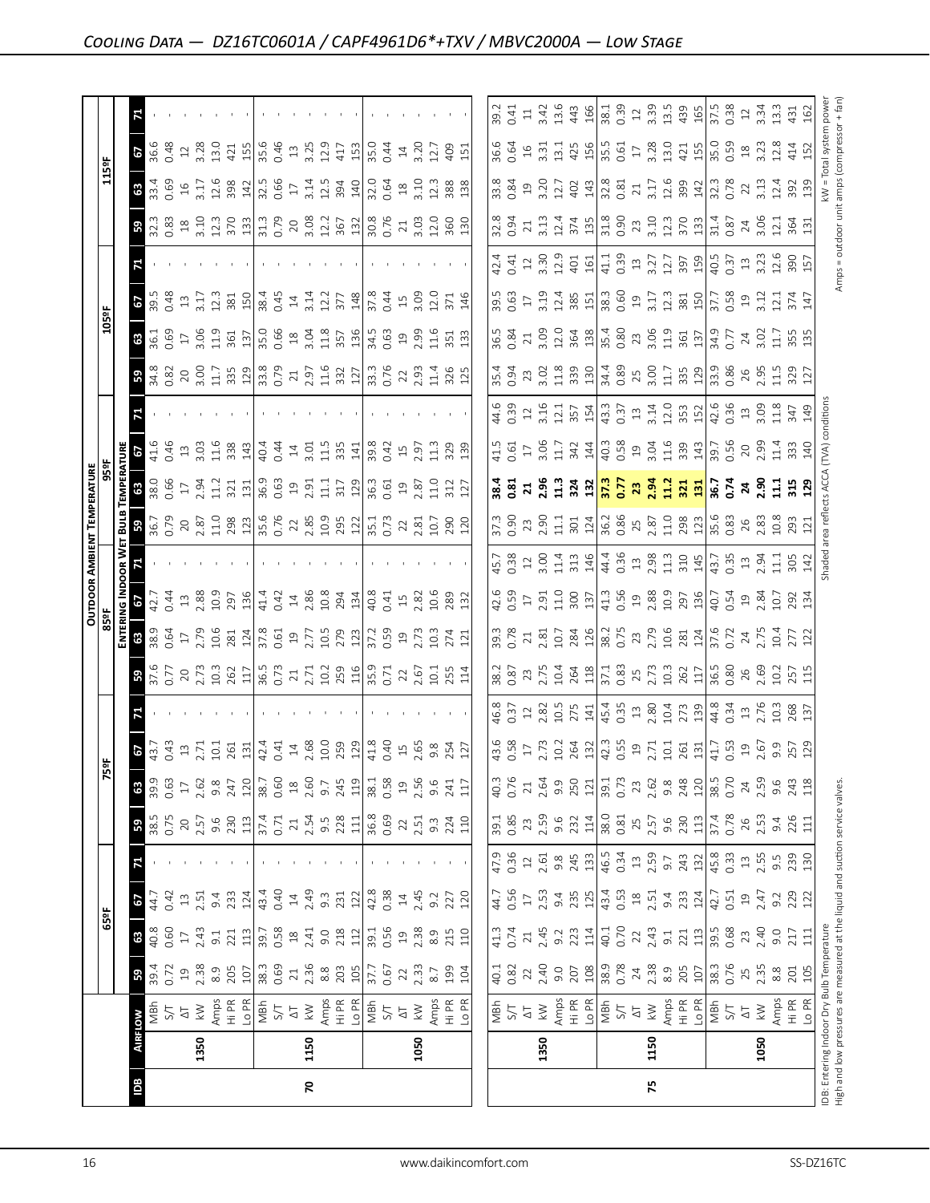## Cooling Data — DZ16TC0601A / CAPF4961D6*+TXV / MBVC2000A — Low Stage

| IDB | Airflow | | 65ºF | | | | 75ºF | | | | 85ºF | | | | 95ºF | | | | 105ºF | | | | 115ºF | | | |
|---|---|---|---|---|---|---|---|---|---|---|---|---|---|---|---|---|---|---|---|---|---|---|---|---|---|---|
| | | | **Entering Indoor Wet Bulb Temperature** | | | | | | | | | | | | | | | | | | | | | | | |
| | | | 59 | 63 | 67 | 71 | 59 | 63 | 67 | 71 | 59 | 63 | 67 | 71 | 59 | 63 | 67 | 71 | 59 | 63 | 67 | 71 | 59 | 63 | 67 | 71 |
| 70 | 1350 | MBh | 39.4 | 40.8 | 44.7 | - | 38.5 | 39.9 | 43.7 | - | 37.6 | 38.9 | 42.7 | - | 36.7 | 38.0 | 41.6 | - | 34.8 | 36.1 | 39.5 | - | 32.3 | 33.4 | 36.6 | - |
| | | S/T | 0.72 | 0.60 | 0.42 | - | 0.75 | 0.63 | 0.43 | - | 0.77 | 0.64 | 0.44 | - | 0.79 | 0.66 | 0.46 | - | 0.82 | 0.69 | 0.48 | - | 0.83 | 0.69 | 0.48 | - |
| | | ΔT | 19 | 17 | 13 | - | 20 | 17 | 13 | - | 20 | 17 | 13 | - | 20 | 17 | 13 | - | 20 | 17 | 13 | - | 18 | 16 | 12 | - |
| | | kW | 2.38 | 2.43 | 2.51 | - | 2.57 | 2.62 | 2.71 | - | 2.73 | 2.79 | 2.88 | - | 2.87 | 2.94 | 3.03 | - | 3.00 | 3.06 | 3.17 | - | 3.10 | 3.17 | 3.28 | - |
| | | Amps | 8.9 | 9.1 | 9.4 | - | 9.6 | 9.8 | 10.1 | - | 10.3 | 10.6 | 10.9 | - | 11.0 | 11.2 | 11.6 | - | 11.7 | 11.9 | 12.3 | - | 12.3 | 12.6 | 13.0 | - |
| | | Hi PR | 205 | 221 | 233 | - | 230 | 247 | 261 | - | 262 | 281 | 297 | - | 298 | 321 | 338 | - | 335 | 361 | 381 | - | 370 | 398 | 421 | - |
| | | Lo PR | 107 | 113 | 124 | - | 113 | 120 | 131 | - | 117 | 124 | 136 | - | 123 | 131 | 143 | - | 129 | 137 | 150 | - | 133 | 142 | 155 | - |
| | 1150 | MBh | 38.3 | 39.7 | 43.4 | - | 37.4 | 38.7 | 42.4 | - | 36.5 | 37.8 | 41.4 | - | 35.6 | 36.9 | 40.4 | - | 33.8 | 35.0 | 38.4 | - | 31.3 | 32.5 | 35.6 | - |
| | | S/T | 0.69 | 0.58 | 0.40 | - | 0.71 | 0.60 | 0.41 | - | 0.73 | 0.61 | 0.42 | - | 0.76 | 0.63 | 0.44 | - | 0.79 | 0.66 | 0.45 | - | 0.79 | 0.66 | 0.46 | - |
| | | ΔT | 21 | 18 | 14 | - | 21 | 18 | 14 | - | 21 | 19 | 14 | - | 22 | 19 | 14 | - | 21 | 18 | 14 | - | 20 | 17 | 13 | - |
| | | kW | 2.36 | 2.41 | 2.49 | - | 2.54 | 2.60 | 2.68 | - | 2.71 | 2.77 | 2.86 | - | 2.85 | 2.91 | 3.01 | - | 2.97 | 3.04 | 3.14 | - | 3.08 | 3.14 | 3.25 | - |
| | | Amps | 8.8 | 9.0 | 9.3 | - | 9.5 | 9.7 | 10.0 | - | 10.2 | 10.5 | 10.8 | - | 10.9 | 11.1 | 11.5 | - | 11.6 | 11.8 | 12.2 | - | 12.2 | 12.5 | 12.9 | - |
| | | Hi PR | 203 | 218 | 231 | - | 228 | 245 | 259 | - | 259 | 279 | 294 | - | 295 | 317 | 335 | - | 332 | 357 | 377 | - | 367 | 394 | 417 | - |
| | | Lo PR | 105 | 112 | 122 | - | 111 | 119 | 129 | - | 116 | 123 | 134 | - | 122 | 129 | 141 | - | 127 | 136 | 148 | - | 132 | 140 | 153 | - |
| | 1050 | MBh | 37.7 | 39.1 | 42.8 | - | 36.8 | 38.1 | 41.8 | - | 35.9 | 37.2 | 40.8 | - | 35.1 | 36.3 | 39.8 | - | 33.3 | 34.5 | 37.8 | - | 30.8 | 32.0 | 35.0 | - |
| | | S/T | 0.67 | 0.56 | 0.38 | - | 0.69 | 0.58 | 0.40 | - | 0.71 | 0.59 | 0.41 | - | 0.73 | 0.61 | 0.42 | - | 0.76 | 0.63 | 0.44 | - | 0.76 | 0.64 | 0.44 | - |
| | | ΔT | 22 | 19 | 14 | - | 22 | 19 | 15 | - | 22 | 19 | 15 | - | 22 | 19 | 15 | - | 22 | 19 | 15 | - | 21 | 18 | 14 | - |
| | | kW | 2.33 | 2.38 | 2.45 | - | 2.51 | 2.56 | 2.65 | - | 2.67 | 2.73 | 2.82 | - | 2.81 | 2.87 | 2.97 | - | 2.93 | 2.99 | 3.09 | - | 3.03 | 3.10 | 3.20 | - |
| | | Amps | 8.7 | 8.9 | 9.2 | - | 9.3 | 9.6 | 9.8 | - | 10.1 | 10.3 | 10.6 | - | 10.7 | 11.0 | 11.3 | - | 11.4 | 11.6 | 12.0 | - | 12.0 | 12.3 | 12.7 | - |
| | | Hi PR | 199 | 215 | 227 | - | 224 | 241 | 254 | - | 255 | 274 | 289 | - | 290 | 312 | 329 | - | 326 | 351 | 371 | - | 360 | 388 | 409 | - |
| | | Lo PR | 104 | 110 | 120 | - | 110 | 117 | 127 | - | 114 | 121 | 132 | - | 120 | 127 | 139 | - | 125 | 133 | 146 | - | 130 | 138 | 151 | - |
| 75 | 1350 | MBh | 40.1 | 41.3 | 44.7 | 47.9 | 39.1 | 40.3 | 43.6 | 46.8 | 38.2 | 39.3 | 42.6 | 45.7 | 37.3 | **38.4** | 41.5 | 44.6 | 35.4 | 36.5 | 39.5 | 42.4 | 32.8 | 33.8 | 36.6 | 39.2 |
| | | S/T | 0.82 | 0.74 | 0.56 | 0.36 | 0.85 | 0.76 | 0.58 | 0.37 | 0.87 | 0.78 | 0.59 | 0.38 | 0.90 | **0.81** | 0.61 | 0.39 | 0.94 | 0.84 | 0.63 | 0.41 | 0.94 | 0.84 | 0.64 | 0.41 |
| | | ΔT | 22 | 21 | 17 | 12 | 23 | 21 | 17 | 12 | 23 | 21 | 17 | 12 | 23 | **21** | 17 | 12 | 23 | 21 | 17 | 12 | 21 | 19 | 16 | 11 |
| | | kW | 2.40 | 2.45 | 2.53 | 2.61 | 2.59 | 2.64 | 2.73 | 2.82 | 2.75 | 2.81 | 2.91 | 3.00 | 2.90 | **2.96** | 3.06 | 3.16 | 3.02 | 3.09 | 3.19 | 3.30 | 3.13 | 3.20 | 3.31 | 3.42 |
| | | Amps | 9.0 | 9.2 | 9.4 | 9.8 | 9.6 | 9.9 | 10.2 | 10.5 | 10.4 | 10.7 | 11.0 | 11.4 | 11.1 | **11.3** | 11.7 | 12.1 | 11.8 | 12.0 | 12.4 | 12.9 | 12.4 | 12.7 | 13.1 | 13.6 |
| | | Hi PR | 207 | 223 | 235 | 245 | 232 | 250 | 264 | 275 | 264 | 284 | 300 | 313 | 301 | **324** | 342 | 357 | 339 | 364 | 385 | 401 | 374 | 402 | 425 | 443 |
| | | Lo PR | 108 | 114 | 125 | 133 | 114 | 121 | 132 | 141 | 118 | 126 | 137 | 146 | 124 | **132** | 144 | 154 | 130 | 138 | 151 | 161 | 135 | 143 | 156 | 166 |
| | 1150 | MBh | 38.9 | 40.1 | 43.4 | 46.5 | 38.0 | 39.1 | 42.3 | 45.4 | 37.1 | 38.2 | 41.3 | 44.4 | 36.2 | **37.3** | 40.3 | 43.3 | 34.4 | 35.4 | 38.3 | 41.1 | 31.8 | 32.8 | 35.5 | 38.1 |
| | | S/T | 0.78 | 0.70 | 0.53 | 0.34 | 0.81 | 0.73 | 0.55 | 0.35 | 0.83 | 0.75 | 0.56 | 0.36 | 0.86 | **0.77** | 0.58 | 0.37 | 0.89 | 0.80 | 0.60 | 0.39 | 0.90 | 0.81 | 0.61 | 0.39 |
| | | ΔT | 24 | 22 | 18 | 13 | 25 | 23 | 19 | 13 | 25 | 23 | 19 | 13 | 25 | **23** | 19 | 13 | 25 | 23 | 19 | 13 | 23 | 21 | 17 | 12 |
| | | kW | 2.38 | 2.43 | 2.51 | 2.59 | 2.57 | 2.62 | 2.71 | 2.80 | 2.73 | 2.79 | 2.88 | 2.98 | 2.87 | **2.94** | 3.04 | 3.14 | 3.00 | 3.06 | 3.17 | 3.27 | 3.10 | 3.17 | 3.28 | 3.39 |
| | | Amps | 8.9 | 9.1 | 9.4 | 9.7 | 9.6 | 9.8 | 10.1 | 10.4 | 10.3 | 10.6 | 10.9 | 11.3 | 11.0 | **11.2** | 11.6 | 12.0 | 11.7 | 11.9 | 12.3 | 12.7 | 12.3 | 12.6 | 13.0 | 13.5 |
| | | Hi PR | 205 | 221 | 233 | 243 | 230 | 248 | 261 | 273 | 262 | 281 | 297 | 310 | 298 | **321** | 339 | 353 | 335 | 361 | 381 | 397 | 370 | 399 | 421 | 439 |
| | | Lo PR | 107 | 113 | 124 | 132 | 113 | 120 | 131 | 139 | 117 | 124 | 136 | 145 | 123 | **131** | 143 | 152 | 129 | 137 | 150 | 159 | 133 | 142 | 155 | 165 |
| | 1050 | MBh | 38.3 | 39.5 | 42.7 | 45.8 | 37.4 | 38.5 | 41.7 | 44.8 | 36.5 | 37.6 | 40.7 | 43.7 | 35.6 | **36.7** | 39.7 | 42.6 | 33.9 | 34.9 | 37.7 | 40.5 | 31.4 | 32.3 | 35.0 | 37.5 |
| | | S/T | 0.76 | 0.68 | 0.51 | 0.33 | 0.78 | 0.70 | 0.53 | 0.34 | 0.80 | 0.72 | 0.54 | 0.35 | 0.83 | **0.74** | 0.56 | 0.36 | 0.86 | 0.77 | 0.58 | 0.37 | 0.87 | 0.78 | 0.59 | 0.38 |
| | | ΔT | 25 | 23 | 19 | 13 | 26 | 24 | 19 | 13 | 26 | 24 | 19 | 13 | 26 | **24** | 20 | 13 | 26 | 24 | 19 | 13 | 24 | 22 | 18 | 12 |
| | | kW | 2.35 | 2.40 | 2.47 | 2.55 | 2.53 | 2.59 | 2.67 | 2.76 | 2.69 | 2.75 | 2.84 | 2.94 | 2.83 | **2.90** | 2.99 | 3.09 | 2.95 | 3.02 | 3.12 | 3.23 | 3.06 | 3.13 | 3.23 | 3.34 |
| | | Amps | 8.8 | 9.0 | 9.2 | 9.5 | 9.4 | 9.6 | 9.9 | 10.3 | 10.2 | 10.4 | 10.7 | 11.1 | 10.8 | **11.1** | 11.4 | 11.8 | 11.5 | 11.7 | 12.1 | 12.6 | 12.1 | 12.4 | 12.8 | 13.3 |
| | | Hi PR | 201 | 217 | 229 | 239 | 226 | 243 | 257 | 268 | 257 | 277 | 292 | 305 | 293 | **315** | 333 | 347 | 329 | 355 | 374 | 390 | 364 | 392 | 414 | 431 |
| | | Lo PR | 105 | 111 | 122 | 130 | 111 | 118 | 129 | 137 | 115 | 122 | 134 | 142 | 121 | **129** | 140 | 149 | 127 | 135 | 147 | 157 | 131 | 139 | 152 | 162 |

IDB: Entering Indoor Dry Bulb Temperature
High and low pressures are measured at the liquid and suction service valves.

Shaded area reflects ACCA (TVA) conditions

kW = Total system power
Amps = outdoor unit amps (compressor + fan)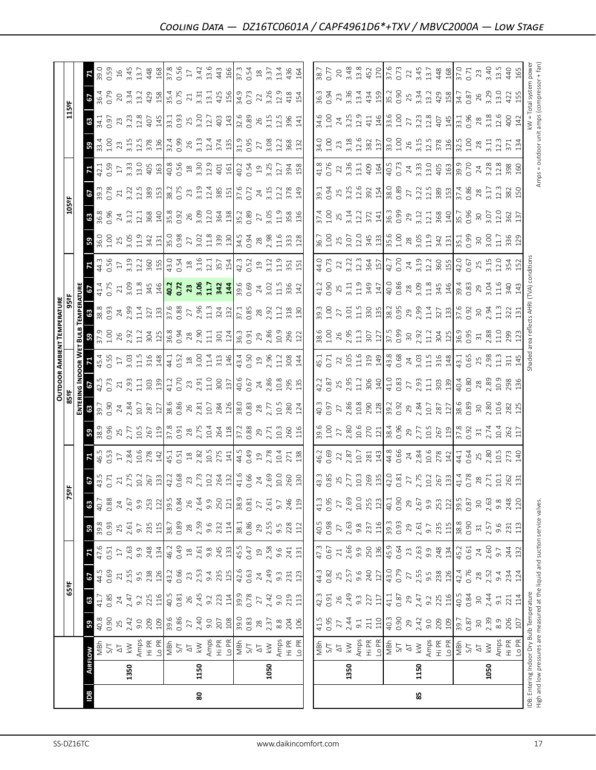## *Cooling Data — DZ16TC0601A / CAPF4961D6*+TXV / MBVC2000A — Low Stage*

| IDB | Airflow | | 65ºF | | | | 75ºF | | | | 85ºF | | | | 95ºF | | | | 105ºF | | | | 115ºF | | | |
|---|---|---|---|---|---|---|---|---|---|---|---|---|---|---|---|---|---|---|---|---|---|---|---|---|---|---|
| | | | **Entering Indoor Wet Bulb Temperature** | | | | | | | | | | | | | | | | | | | | | | | |
| | | | 59 | 63 | 67 | 71 | 59 | 63 | 67 | 71 | 59 | 63 | 67 | 71 | 59 | 63 | 67 | 71 | 59 | 63 | 67 | 71 | 59 | 63 | 67 | 71 |
| 80 | 1350 | MBh | 40.8 | 41.7 | 44.5 | 47.6 | 39.8 | 40.7 | 43.5 | 46.5 | 38.9 | 39.7 | 42.5 | 45.4 | 37.9 | 38.8 | 41.4 | 44.3 | 36.0 | 36.8 | 39.3 | 42.1 | 33.4 | 34.1 | 36.4 | 39.0 |
| | | S/T | 0.90 | 0.85 | 0.69 | 0.51 | 0.93 | 0.88 | 0.71 | 0.53 | 0.96 | 0.90 | 0.73 | 0.55 | 1.00 | 0.93 | 0.75 | 0.56 | 1.00 | 0.96 | 0.78 | 0.59 | 1.00 | 0.97 | 0.79 | 0.59 |
| | | ΔT | 25 | 24 | 21 | 17 | 25 | 24 | 21 | 17 | 25 | 24 | 21 | 17 | 26 | 24 | 21 | 17 | 25 | 24 | 21 | 17 | 23 | 23 | 20 | 16 |
| | | kW | 2.42 | 2.47 | 2.55 | 2.63 | 2.61 | 2.67 | 2.75 | 2.84 | 2.77 | 2.84 | 2.93 | 3.03 | 2.92 | 2.99 | 3.09 | 3.19 | 3.05 | 3.12 | 3.22 | 3.33 | 3.15 | 3.23 | 3.34 | 3.45 |
| | | Amps | 9.0 | 9.2 | 9.5 | 9.9 | 9.7 | 9.9 | 10.2 | 10.6 | 10.5 | 10.7 | 11.1 | 11.5 | 11.2 | 11.4 | 11.8 | 12.2 | 11.9 | 12.1 | 12.5 | 13.0 | 12.5 | 12.8 | 13.2 | 13.7 |
| | | Hi PR | 209 | 225 | 238 | 248 | 235 | 253 | 267 | 278 | 267 | 287 | 303 | 316 | 304 | 327 | 345 | 360 | 342 | 368 | 389 | 405 | 378 | 407 | 429 | 448 |
| | | Lo PR | 109 | 116 | 126 | 134 | 115 | 122 | 133 | 142 | 119 | 127 | 139 | 148 | 125 | 133 | 146 | 155 | 131 | 140 | 153 | 163 | 136 | 145 | 158 | 168 |
| | 1150 | MBh | 39.6 | 40.5 | 43.2 | 46.2 | 38.7 | 39.5 | 42.2 | 45.1 | 37.8 | 38.6 | 41.2 | 44.1 | 36.8 | 37.6 | **40.2** | 43.0 | 35.0 | 35.8 | 38.2 | 40.8 | 32.4 | 33.1 | 35.4 | 37.8 |
| | | S/T | 0.86 | 0.81 | 0.66 | 0.49 | 0.89 | 0.84 | 0.68 | 0.51 | 0.91 | 0.86 | 0.70 | 0.52 | 0.94 | 0.88 | **0.72** | 0.54 | 0.98 | 0.92 | 0.75 | 0.56 | 0.99 | 0.93 | 0.75 | 0.56 |
| | | ΔT | 27 | 26 | 23 | 18 | 28 | 26 | 23 | 18 | 28 | 26 | 23 | 18 | 28 | 27 | **23** | 18 | 27 | 26 | 23 | 18 | 26 | 25 | 21 | 17 |
| | | kW | 2.40 | 2.45 | 2.53 | 2.61 | 2.59 | 2.64 | 2.73 | 2.82 | 2.75 | 2.81 | 2.91 | 3.00 | 2.90 | 2.96 | **3.06** | 3.16 | 3.02 | 3.09 | 3.19 | 3.30 | 3.13 | 3.20 | 3.31 | 3.42 |
| | | Amps | 9.0 | 9.2 | 9.4 | 9.8 | 9.6 | 9.9 | 10.2 | 10.5 | 10.4 | 10.7 | 11.0 | 11.4 | 11.1 | 11.3 | **11.7** | 12.1 | 11.8 | 12.0 | 12.4 | 12.9 | 12.4 | 12.7 | 13.1 | 13.6 |
| | | Hi PR | 207 | 223 | 235 | 245 | 232 | 250 | 264 | 275 | 264 | 284 | 300 | 313 | 301 | 324 | **342** | 357 | 339 | 364 | 385 | 401 | 374 | 403 | 425 | 443 |
| | | Lo PR | 108 | 114 | 125 | 133 | 114 | 121 | 132 | 141 | 118 | 126 | 137 | 146 | 124 | 132 | **144** | 154 | 130 | 138 | 151 | 161 | 135 | 143 | 156 | 166 |
| | 1050 | MBh | 39.0 | 39.9 | 42.6 | 45.5 | 38.1 | 38.9 | 41.6 | 44.5 | 37.2 | 38.0 | 40.6 | 43.4 | 36.3 | 37.1 | 39.6 | 42.3 | 34.5 | 35.2 | 37.6 | 40.2 | 31.9 | 32.6 | 34.9 | 37.3 |
| | | S/T | 0.83 | 0.78 | 0.63 | 0.47 | 0.86 | 0.81 | 0.66 | 0.49 | 0.88 | 0.83 | 0.67 | 0.50 | 0.91 | 0.85 | 0.69 | 0.52 | 0.94 | 0.89 | 0.72 | 0.54 | 0.95 | 0.89 | 0.73 | 0.54 |
| | | ΔT | 28 | 27 | 24 | 19 | 29 | 27 | 24 | 19 | 29 | 28 | 24 | 19 | 29 | 28 | 24 | 19 | 28 | 27 | 24 | 19 | 27 | 26 | 22 | 18 |
| | | kW | 2.37 | 2.42 | 2.49 | 2.58 | 2.55 | 2.61 | 2.69 | 2.78 | 2.71 | 2.77 | 2.86 | 2.96 | 2.86 | 2.92 | 3.02 | 3.12 | 2.98 | 3.05 | 3.15 | 3.25 | 3.08 | 3.15 | 3.26 | 3.37 |
| | | Amps | 8.8 | 9.0 | 9.3 | 9.6 | 9.5 | 9.7 | 10.0 | 10.4 | 10.3 | 10.5 | 10.8 | 11.2 | 10.9 | 11.2 | 11.5 | 11.9 | 11.6 | 11.9 | 12.2 | 12.7 | 12.2 | 12.5 | 12.9 | 13.4 |
| | | Hi PR | 204 | 219 | 231 | 241 | 228 | 246 | 260 | 271 | 260 | 280 | 295 | 308 | 296 | 318 | 336 | 351 | 333 | 358 | 378 | 394 | 368 | 396 | 418 | 436 |
| | | Lo PR | 106 | 113 | 123 | 131 | 112 | 119 | 130 | 138 | 116 | 124 | 135 | 144 | 122 | 130 | 142 | 151 | 128 | 136 | 149 | 158 | 132 | 141 | 154 | 164 |
| 85 | 1350 | MBh | 41.5 | 42.3 | 44.3 | 47.3 | 40.5 | 41.3 | 43.3 | 46.2 | 39.6 | 40.3 | 42.2 | 45.1 | 38.6 | 39.3 | 41.2 | 44.0 | 36.7 | 37.4 | 39.1 | 41.8 | 34.0 | 34.6 | 36.3 | 38.7 |
| | | S/T | 0.95 | 0.91 | 0.82 | 0.67 | 0.98 | 0.95 | 0.85 | 0.69 | 1.00 | 0.97 | 0.87 | 0.71 | 1.00 | 1.00 | 0.90 | 0.73 | 1.00 | 1.00 | 0.94 | 0.76 | 1.00 | 1.00 | 0.94 | 0.77 |
| | | ΔT | 27 | 26 | 25 | 21 | 27 | 27 | 25 | 22 | 27 | 27 | 25 | 22 | 26 | 27 | 25 | 22 | 25 | 25 | 25 | 22 | 23 | 24 | 23 | 20 |
| | | kW | 2.44 | 2.49 | 2.57 | 2.66 | 2.63 | 2.69 | 2.77 | 2.87 | 2.80 | 2.86 | 2.95 | 3.05 | 2.95 | 3.01 | 3.11 | 3.22 | 3.07 | 3.14 | 3.25 | 3.36 | 3.18 | 3.25 | 3.36 | 3.48 |
| | | Amps | 9.1 | 9.3 | 9.6 | 9.9 | 9.8 | 10.0 | 10.3 | 10.7 | 10.6 | 10.8 | 11.2 | 11.6 | 11.3 | 11.5 | 11.9 | 12.3 | 12.0 | 12.2 | 12.6 | 13.1 | 12.6 | 12.9 | 13.4 | 13.8 |
| | | Hi PR | 211 | 227 | 240 | 250 | 237 | 255 | 269 | 281 | 270 | 290 | 306 | 319 | 307 | 330 | 349 | 364 | 345 | 372 | 392 | 409 | 382 | 411 | 434 | 452 |
| | | Lo PR | 110 | 117 | 127 | 136 | 116 | 123 | 135 | 143 | 121 | 128 | 140 | 149 | 127 | 135 | 147 | 157 | 133 | 141 | 154 | 164 | 137 | 146 | 159 | 170 |
| | 1150 | MBh | 40.3 | 41.1 | 43.0 | 45.9 | 39.3 | 40.1 | 42.0 | 44.8 | 38.4 | 39.2 | 41.0 | 43.8 | 37.5 | 38.2 | 40.0 | 42.7 | 35.6 | 36.3 | 38.0 | 40.5 | 33.0 | 33.6 | 35.2 | 37.6 |
| | | S/T | 0.90 | 0.87 | 0.79 | 0.64 | 0.93 | 0.90 | 0.81 | 0.66 | 0.96 | 0.92 | 0.83 | 0.68 | 0.99 | 0.95 | 0.86 | 0.70 | 1.00 | 0.99 | 0.89 | 0.73 | 1.00 | 1.00 | 0.90 | 0.73 |
| | | ΔT | 29 | 29 | 27 | 23 | 29 | 29 | 27 | 24 | 29 | 29 | 27 | 24 | 30 | 29 | 28 | 24 | 28 | 29 | 27 | 24 | 26 | 27 | 25 | 22 |
| | | kW | 2.42 | 2.47 | 2.55 | 2.63 | 2.61 | 2.67 | 2.75 | 2.84 | 2.77 | 2.84 | 2.93 | 3.03 | 2.92 | 2.99 | 3.09 | 3.19 | 3.05 | 3.12 | 3.22 | 3.33 | 3.15 | 3.23 | 3.34 | 3.45 |
| | | Amps | 9.0 | 9.2 | 9.5 | 9.9 | 9.7 | 9.9 | 10.2 | 10.6 | 10.5 | 10.7 | 11.1 | 11.5 | 11.2 | 11.4 | 11.8 | 12.2 | 11.9 | 12.1 | 12.5 | 13.0 | 12.5 | 12.8 | 13.2 | 13.7 |
| | | Hi PR | 209 | 225 | 238 | 248 | 235 | 253 | 267 | 278 | 267 | 287 | 303 | 316 | 304 | 327 | 345 | 360 | 342 | 368 | 389 | 405 | 378 | 407 | 429 | 448 |
| | | Lo PR | 109 | 116 | 126 | 134 | 115 | 122 | 133 | 142 | 119 | 127 | 139 | 148 | 125 | 133 | 146 | 155 | 131 | 140 | 153 | 163 | 136 | 145 | 158 | 168 |
| | 1050 | MBh | 39.7 | 40.5 | 42.4 | 45.2 | 38.8 | 39.5 | 41.4 | 44.1 | 37.8 | 38.6 | 40.4 | 43.1 | 36.9 | 37.6 | 39.4 | 42.0 | 35.1 | 35.7 | 37.4 | 39.9 | 32.5 | 33.1 | 34.7 | 37.0 |
| | | S/T | 0.87 | 0.84 | 0.76 | 0.61 | 0.90 | 0.87 | 0.78 | 0.64 | 0.92 | 0.89 | 0.80 | 0.65 | 0.95 | 0.92 | 0.83 | 0.67 | 0.99 | 0.96 | 0.86 | 0.70 | 1.00 | 0.96 | 0.87 | 0.71 |
| | | ΔT | 30 | 30 | 28 | 24 | 31 | 30 | 28 | 25 | 31 | 30 | 28 | 25 | 31 | 30 | 29 | 25 | 30 | 30 | 28 | 24 | 28 | 28 | 26 | 23 |
| | | kW | 2.39 | 2.44 | 2.52 | 2.60 | 2.57 | 2.63 | 2.71 | 2.80 | 2.74 | 2.80 | 2.89 | 2.98 | 2.88 | 2.94 | 3.04 | 3.15 | 3.00 | 3.07 | 3.17 | 3.28 | 3.11 | 3.18 | 3.29 | 3.40 |
| | | Amps | 8.9 | 9.1 | 9.4 | 9.7 | 9.6 | 9.8 | 10.1 | 10.5 | 10.4 | 10.6 | 10.9 | 11.3 | 11.0 | 11.3 | 11.6 | 12.0 | 11.7 | 12.0 | 12.3 | 12.8 | 12.3 | 12.6 | 13.0 | 13.5 |
| | | Hi PR | 206 | 221 | 234 | 244 | 231 | 248 | 262 | 273 | 262 | 282 | 298 | 311 | 299 | 322 | 340 | 354 | 336 | 362 | 382 | 398 | 371 | 400 | 422 | 440 |
| | | Lo PR | 107 | 114 | 124 | 132 | 113 | 120 | 131 | 140 | 117 | 125 | 136 | 145 | 123 | 131 | 143 | 152 | 129 | 137 | 150 | 160 | 134 | 142 | 155 | 165 |

IDB: Entering Indoor Dry Bulb Temperature
High and low pressures are measured at the liquid and suction service valves.

Shaded area reflects AHRI (TVA) conditions

kW = Total system power
Amps = outdoor unit amps (compressor + fan)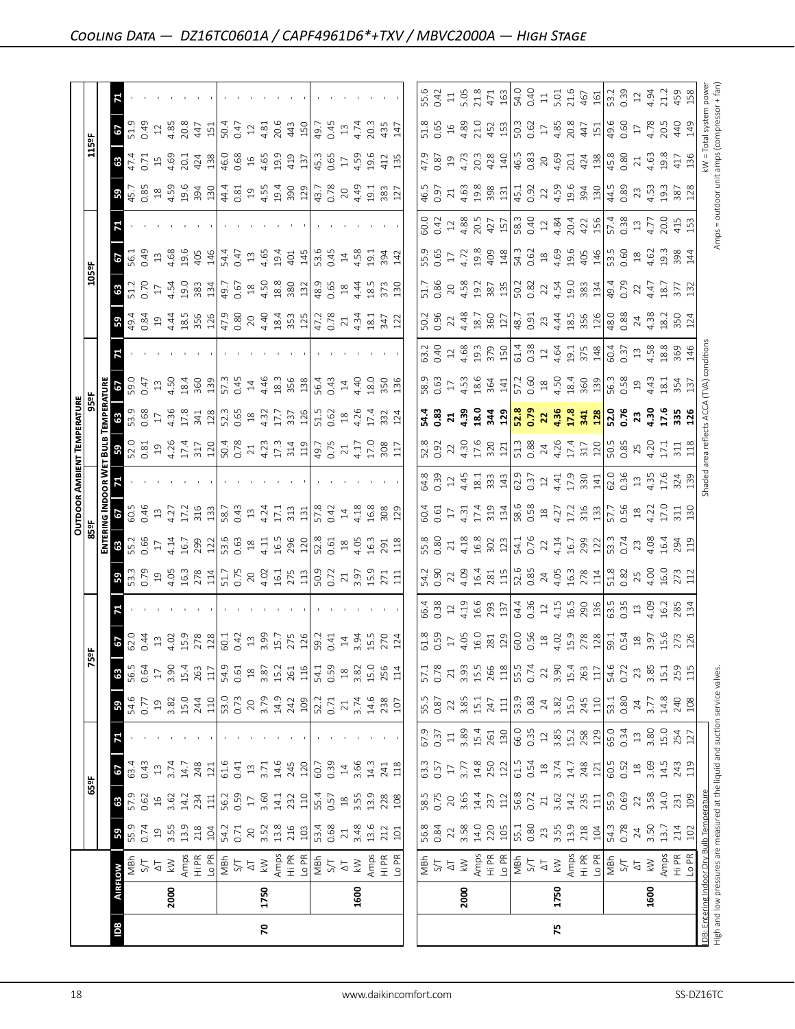## Cooling Data — DZ16TC0601A / CAPF4961D6*+TXV / MBVC2000A — High Stage

| | | | Outdoor Ambient Temperature | | | | | | | | | | | | | | | | | | | | | | | |
|---|---|---|---|---|---|---|---|---|---|---|---|---|---|---|---|---|---|---|---|---|---|---|---|---|---|---|
| | | | 65ºF | | | | 75ºF | | | | 85ºF | | | | 95ºF | | | | 105ºF | | | | 115ºF | | | |
| | | | Entering Indoor Wet Bulb Temperature | | | | | | | | | | | | | | | | | | | | | | | |
| IDB | Airflow | | 59 | 63 | 67 | 71 | 59 | 63 | 67 | 71 | 59 | 63 | 67 | 71 | 59 | 63 | 67 | 71 | 59 | 63 | 67 | 71 | 59 | 63 | 67 | 71 |
| 70 | 2000 | MBh | 55.9 | 57.9 | 63.4 | - | 54.6 | 56.5 | 62.0 | - | 53.3 | 55.2 | 60.5 | - | 52.0 | 53.9 | 59.0 | - | 49.4 | 51.2 | 56.1 | - | 45.7 | 47.4 | 51.9 | - |
| | | S/T | 0.74 | 0.62 | 0.43 | - | 0.77 | 0.64 | 0.44 | - | 0.79 | 0.66 | 0.46 | - | 0.81 | 0.68 | 0.47 | - | 0.84 | 0.70 | 0.49 | - | 0.85 | 0.71 | 0.49 | - |
| | | ΔT | 19 | 16 | 13 | - | 19 | 17 | 13 | - | 19 | 17 | 13 | - | 19 | 17 | 13 | - | 19 | 17 | 13 | - | 18 | 15 | 12 | - |
| | | kW | 3.55 | 3.62 | 3.74 | - | 3.82 | 3.90 | 4.02 | - | 4.05 | 4.14 | 4.27 | - | 4.26 | 4.36 | 4.50 | - | 4.44 | 4.54 | 4.68 | - | 4.59 | 4.69 | 4.85 | - |
| | | Amps | 13.9 | 14.2 | 14.7 | - | 15.0 | 15.4 | 15.9 | - | 16.3 | 16.7 | 17.2 | - | 17.4 | 17.8 | 18.4 | - | 18.5 | 19.0 | 19.6 | - | 19.6 | 20.1 | 20.8 | - |
| | | Hi PR | 218 | 234 | 248 | - | 244 | 263 | 278 | - | 278 | 299 | 316 | - | 317 | 341 | 360 | - | 356 | 383 | 405 | - | 394 | 424 | 447 | - |
| | | Lo PR | 104 | 111 | 121 | - | 110 | 117 | 128 | - | 114 | 122 | 133 | - | 120 | 128 | 139 | - | 126 | 134 | 146 | - | 130 | 138 | 151 | - |
| | 1750 | MBh | 54.2 | 56.2 | 61.6 | - | 53.0 | 54.9 | 60.1 | - | 51.7 | 53.6 | 58.7 | - | 50.4 | 52.3 | 57.3 | - | 47.9 | 49.7 | 54.4 | - | 44.4 | 46.0 | 50.4 | - |
| | | S/T | 0.71 | 0.59 | 0.41 | - | 0.73 | 0.61 | 0.42 | - | 0.75 | 0.63 | 0.43 | - | 0.78 | 0.65 | 0.45 | - | 0.80 | 0.67 | 0.47 | - | 0.81 | 0.68 | 0.47 | - |
| | | ΔT | 20 | 17 | 13 | - | 20 | 18 | 13 | - | 20 | 18 | 13 | - | 21 | 18 | 14 | - | 20 | 18 | 13 | - | 19 | 16 | 12 | - |
| | | kW | 3.52 | 3.60 | 3.71 | - | 3.79 | 3.87 | 3.99 | - | 4.02 | 4.11 | 4.24 | - | 4.23 | 4.32 | 4.46 | - | 4.40 | 4.50 | 4.65 | - | 4.55 | 4.65 | 4.81 | - |
| | | Amps | 13.8 | 14.1 | 14.6 | - | 14.9 | 15.2 | 15.7 | - | 16.1 | 16.5 | 17.1 | - | 17.3 | 17.7 | 18.3 | - | 18.4 | 18.8 | 19.4 | - | 19.4 | 19.9 | 20.6 | - |
| | | Hi PR | 216 | 232 | 245 | - | 242 | 261 | 275 | - | 275 | 296 | 313 | - | 314 | 337 | 356 | - | 353 | 380 | 401 | - | 390 | 419 | 443 | - |
| | | Lo PR | 103 | 110 | 120 | - | 109 | 116 | 126 | - | 113 | 120 | 131 | - | 119 | 126 | 138 | - | 125 | 132 | 145 | - | 129 | 137 | 150 | - |
| | 1600 | MBh | 53.4 | 55.4 | 60.7 | - | 52.2 | 54.1 | 59.2 | - | 50.9 | 52.8 | 57.8 | - | 49.7 | 51.5 | 56.4 | - | 47.2 | 48.9 | 53.6 | - | 43.7 | 45.3 | 49.7 | - |
| | | S/T | 0.68 | 0.57 | 0.39 | - | 0.71 | 0.59 | 0.41 | - | 0.72 | 0.61 | 0.42 | - | 0.75 | 0.62 | 0.43 | - | 0.78 | 0.65 | 0.45 | - | 0.78 | 0.65 | 0.45 | - |
| | | ΔT | 21 | 18 | 14 | - | 21 | 18 | 14 | - | 21 | 18 | 14 | - | 21 | 18 | 14 | - | 21 | 18 | 14 | - | 20 | 17 | 13 | - |
| | | kW | 3.48 | 3.55 | 3.66 | - | 3.74 | 3.82 | 3.94 | - | 3.97 | 4.05 | 4.18 | - | 4.17 | 4.26 | 4.40 | - | 4.34 | 4.44 | 4.58 | - | 4.49 | 4.59 | 4.74 | - |
| | | Amps | 13.6 | 13.9 | 14.3 | - | 14.6 | 15.0 | 15.5 | - | 15.9 | 16.3 | 16.8 | - | 17.0 | 17.4 | 18.0 | - | 18.1 | 18.5 | 19.1 | - | 19.1 | 19.6 | 20.3 | - |
| | | Hi PR | 212 | 228 | 241 | - | 238 | 256 | 270 | - | 271 | 291 | 308 | - | 308 | 332 | 350 | - | 347 | 373 | 394 | - | 383 | 412 | 435 | - |
| | | Lo PR | 101 | 108 | 118 | - | 107 | 114 | 124 | - | 111 | 118 | 129 | - | 117 | 124 | 136 | - | 122 | 130 | 142 | - | 127 | 135 | 147 | - |
| 75 | 2000 | MBh | 56.8 | 58.5 | 63.3 | 67.9 | 55.5 | 57.1 | 61.8 | 66.4 | 54.2 | 55.8 | 60.4 | 64.8 | 52.8 | **54.4** | 58.9 | 63.2 | 50.2 | 51.7 | 55.9 | 60.0 | 46.5 | 47.9 | 51.8 | 55.6 |
| | | S/T | 0.84 | 0.75 | 0.57 | 0.37 | 0.87 | 0.78 | 0.59 | 0.38 | 0.90 | 0.80 | 0.61 | 0.39 | 0.92 | **0.83** | 0.63 | 0.40 | 0.96 | 0.86 | 0.65 | 0.42 | 0.97 | 0.87 | 0.65 | 0.42 |
| | | ΔT | 22 | 20 | 17 | 11 | 22 | 21 | 17 | 12 | 22 | 21 | 17 | 12 | 22 | **21** | 17 | 12 | 22 | 20 | 17 | 12 | 21 | 19 | 16 | 11 |
| | | kW | 3.58 | 3.65 | 3.77 | 3.89 | 3.85 | 3.93 | 4.05 | 4.19 | 4.09 | 4.18 | 4.31 | 4.45 | 4.30 | **4.39** | 4.53 | 4.68 | 4.48 | 4.58 | 4.72 | 4.88 | 4.63 | 4.73 | 4.89 | 5.05 |
| | | Amps | 14.0 | 14.4 | 14.8 | 15.4 | 15.1 | 15.5 | 16.0 | 16.6 | 16.4 | 16.8 | 17.4 | 18.1 | 17.6 | **18.0** | 18.6 | 19.3 | 18.7 | 19.2 | 19.8 | 20.5 | 19.8 | 20.3 | 21.0 | 21.8 |
| | | Hi PR | 220 | 237 | 250 | 261 | 247 | 266 | 281 | 293 | 281 | 302 | 319 | 333 | 320 | **344** | 364 | 379 | 360 | 387 | 409 | 427 | 398 | 428 | 452 | 471 |
| | | Lo PR | 105 | 112 | 122 | 130 | 111 | 118 | 129 | 137 | 115 | 123 | 134 | 143 | 121 | **129** | 141 | 150 | 127 | 135 | 148 | 157 | 131 | 140 | 153 | 163 |
| | 1750 | MBh | 55.1 | 56.8 | 61.5 | 66.0 | 53.9 | 55.5 | 60.0 | 64.4 | 52.6 | 54.1 | 58.6 | 62.9 | 51.3 | **52.8** | 57.2 | 61.4 | 48.7 | 50.2 | 54.3 | 58.3 | 45.1 | 46.5 | 50.3 | 54.0 |
| | | S/T | 0.80 | 0.72 | 0.54 | 0.35 | 0.83 | 0.74 | 0.56 | 0.36 | 0.85 | 0.76 | 0.58 | 0.37 | 0.88 | **0.79** | 0.60 | 0.38 | 0.91 | 0.82 | 0.62 | 0.40 | 0.92 | 0.83 | 0.62 | 0.40 |
| | | ΔT | 23 | 21 | 18 | 12 | 24 | 22 | 18 | 12 | 24 | 22 | 18 | 12 | 24 | **22** | 18 | 12 | 23 | 22 | 18 | 12 | 22 | 20 | 17 | 11 |
| | | kW | 3.55 | 3.62 | 3.74 | 3.85 | 3.82 | 3.90 | 4.02 | 4.15 | 4.05 | 4.14 | 4.27 | 4.41 | 4.26 | **4.36** | 4.50 | 4.64 | 4.44 | 4.54 | 4.69 | 4.84 | 4.59 | 4.69 | 4.85 | 5.01 |
| | | Amps | 13.9 | 14.2 | 14.7 | 15.2 | 15.0 | 15.4 | 15.9 | 16.5 | 16.3 | 16.7 | 17.2 | 17.9 | 17.4 | **17.8** | 18.4 | 19.1 | 18.5 | 19.0 | 19.6 | 20.4 | 19.6 | 20.1 | 20.8 | 21.6 |
| | | Hi PR | 218 | 235 | 248 | 258 | 245 | 263 | 278 | 290 | 278 | 299 | 316 | 330 | 317 | **341** | 360 | 375 | 356 | 383 | 405 | 422 | 394 | 424 | 447 | 467 |
| | | Lo PR | 104 | 111 | 121 | 129 | 110 | 117 | 128 | 136 | 114 | 122 | 133 | 141 | 120 | **128** | 139 | 148 | 126 | 134 | 146 | 156 | 130 | 138 | 151 | 161 |
| | 1600 | MBh | 54.3 | 55.9 | 60.5 | 65.0 | 53.1 | 54.6 | 59.1 | 63.5 | 51.8 | 53.3 | 57.7 | 62.0 | 50.5 | **52.0** | 56.3 | 60.4 | 48.0 | 49.4 | 53.5 | 57.4 | 44.5 | 45.8 | 49.6 | 53.2 |
| | | S/T | 0.78 | 0.69 | 0.52 | 0.34 | 0.80 | 0.72 | 0.54 | 0.35 | 0.82 | 0.74 | 0.56 | 0.36 | 0.85 | **0.76** | 0.58 | 0.37 | 0.88 | 0.79 | 0.60 | 0.38 | 0.89 | 0.80 | 0.60 | 0.39 |
| | | ΔT | 24 | 22 | 18 | 13 | 24 | 23 | 18 | 13 | 25 | 23 | 18 | 13 | 25 | **23** | 19 | 13 | 24 | 22 | 18 | 13 | 23 | 21 | 17 | 12 |
| | | kW | 3.50 | 3.58 | 3.69 | 3.80 | 3.77 | 3.85 | 3.97 | 4.09 | 4.00 | 4.08 | 4.22 | 4.35 | 4.20 | **4.30** | 4.43 | 4.58 | 4.38 | 4.47 | 4.62 | 4.77 | 4.53 | 4.63 | 4.78 | 4.94 |
| | | Amps | 13.7 | 14.0 | 14.5 | 15.0 | 14.8 | 15.1 | 15.6 | 16.2 | 16.0 | 16.4 | 17.0 | 17.6 | 17.1 | **17.6** | 18.1 | 18.8 | 18.2 | 18.7 | 19.3 | 20.0 | 19.3 | 19.8 | 20.5 | 21.2 |
| | | Hi PR | 214 | 231 | 243 | 254 | 240 | 259 | 273 | 285 | 273 | 294 | 311 | 324 | 311 | **335** | 354 | 369 | 350 | 377 | 398 | 415 | 387 | 417 | 440 | 459 |
| | | Lo PR | 102 | 109 | 119 | 127 | 108 | 115 | 126 | 134 | 112 | 119 | 130 | 139 | 118 | **126** | 137 | 146 | 124 | 132 | 144 | 153 | 128 | 136 | 149 | 158 |

IDB: Entering Indoor Dry Bulb Temperature

High and low pressures are measured at the liquid and suction service valves.

Shaded area reflects ACCA (TVA) conditions

kW = Total system power

Amps = outdoor unit amps (compressor + fan)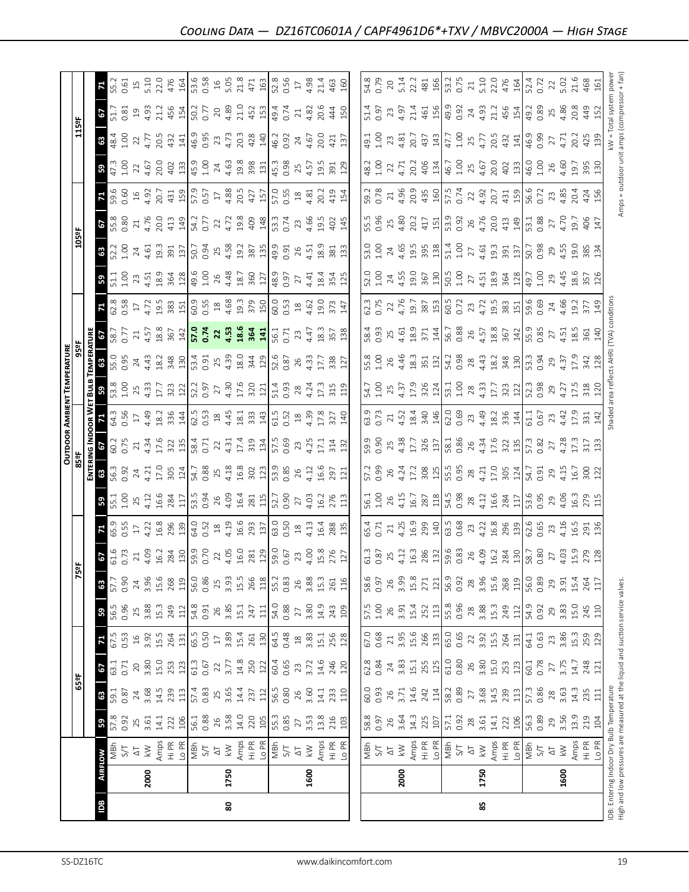## Cooling Data — DZ16TC0601A / CAPF4961D6*+TXV / MBVC2000A — High Stage

| | | | Outdoor Ambient Temperature | | | | | | | | | | | | | | | | | | | | | |
|---|---|---|---|---|---|---|---|---|---|---|---|---|---|---|---|---|---|---|---|---|---|---|---|---|
| | | | 65ºF | | | | 75ºF | | | | 85ºF | | | | 95ºF | | | | 105ºF | | | | 115ºF | | | |
| | | | Entering Indoor Wet Bulb Temperature | | | | | | | | | | | | | | | | | | | | | | | | | |
| IDB | Airflow | | 59 | 63 | 67 | 71 | 59 | 63 | 67 | 71 | 59 | 63 | 67 | 71 | 59 | 63 | 67 | 71 | 59 | 63 | 67 | 71 | 59 | 63 | 67 | 71 |
| 80 | 2000 | MBh | 57.8 | 59.1 | 63.1 | 67.5 | 56.5 | 57.7 | 61.6 | 65.9 | 55.1 | 56.3 | 60.2 | 64.3 | 53.8 | 55.0 | 58.7 | 62.8 | 51.1 | 52.2 | 55.8 | 59.6 | 47.3 | 48.4 | 51.7 | 55.2 |
| | | S/T | 0.92 | 0.87 | 0.71 | 0.53 | 0.96 | 0.90 | 0.73 | 0.55 | 1.00 | 0.92 | 0.75 | 0.56 | 1.00 | 0.95 | 0.77 | 0.58 | 1.00 | 1.00 | 0.80 | 0.60 | 1.00 | 1.00 | 0.81 | 0.61 |
| | | ΔT | 25 | 24 | 20 | 16 | 25 | 24 | 21 | 17 | 25 | 24 | 21 | 17 | 25 | 24 | 21 | 17 | 23 | 24 | 21 | 16 | 22 | 22 | 19 | 15 |
| | | kW | 3.61 | 3.68 | 3.80 | 3.92 | 3.88 | 3.96 | 4.09 | 4.22 | 4.12 | 4.21 | 4.34 | 4.49 | 4.33 | 4.43 | 4.57 | 4.72 | 4.51 | 4.61 | 4.76 | 4.92 | 4.67 | 4.77 | 4.93 | 5.10 |
| | | Amps | 14.1 | 14.5 | 15.0 | 15.5 | 15.3 | 15.6 | 16.2 | 16.8 | 16.6 | 17.0 | 17.6 | 18.2 | 17.7 | 18.2 | 18.8 | 19.5 | 18.9 | 19.3 | 20.0 | 20.7 | 20.0 | 20.5 | 21.2 | 22.0 |
| | | Hi PR | 222 | 239 | 253 | 264 | 249 | 268 | 284 | 296 | 284 | 305 | 322 | 336 | 323 | 348 | 367 | 383 | 364 | 391 | 413 | 431 | 402 | 432 | 456 | 476 |
| | | Lo PR | 106 | 113 | 123 | 131 | 112 | 119 | 130 | 139 | 117 | 124 | 135 | 144 | 122 | 130 | 142 | 151 | 128 | 137 | 149 | 159 | 133 | 141 | 154 | 164 |
| | 1750 | MBh | 56.1 | 57.4 | 61.3 | 65.5 | 54.8 | 56.0 | 59.9 | 64.0 | 53.5 | 54.7 | 58.4 | 62.5 | 52.2 | 53.4 | **57.0** | 60.9 | 49.6 | 50.7 | 54.2 | 57.9 | 45.9 | 46.9 | 50.2 | 53.6 |
| | | S/T | 0.88 | 0.83 | 0.67 | 0.50 | 0.91 | 0.86 | 0.70 | 0.52 | 0.94 | 0.88 | 0.71 | 0.53 | 0.97 | 0.91 | **0.74** | 0.55 | 1.00 | 0.94 | 0.77 | 0.57 | 1.00 | 0.95 | 0.77 | 0.58 |
| | | ΔT | 26 | 25 | 22 | 17 | 26 | 25 | 22 | 18 | 26 | 25 | 22 | 18 | 27 | 25 | **22** | 18 | 26 | 25 | 22 | 17 | 24 | 23 | 20 | 16 |
| | | kW | 3.58 | 3.65 | 3.77 | 3.89 | 3.85 | 3.93 | 4.05 | 4.19 | 4.09 | 4.18 | 4.31 | 4.45 | 4.30 | 4.39 | **4.53** | 4.68 | 4.48 | 4.58 | 4.72 | 4.88 | 4.63 | 4.73 | 4.89 | 5.05 |
| | | Amps | 14.0 | 14.4 | 14.8 | 15.4 | 15.1 | 15.5 | 16.0 | 16.6 | 16.4 | 16.8 | 17.4 | 18.1 | 17.6 | 18.0 | **18.6** | 19.3 | 18.7 | 19.2 | 19.8 | 20.5 | 19.8 | 20.3 | 21.0 | 21.8 |
| | | Hi PR | 220 | 237 | 250 | 261 | 247 | 266 | 281 | 293 | 281 | 302 | 319 | 333 | 320 | 344 | **364** | 379 | 360 | 387 | 409 | 427 | 398 | 428 | 452 | 471 |
| | | Lo PR | 105 | 112 | 122 | 130 | 111 | 118 | 129 | 137 | 115 | 123 | 134 | 143 | 121 | 129 | **141** | 150 | 127 | 135 | 148 | 157 | 131 | 140 | 153 | 163 |
| | 1600 | MBh | 55.3 | 56.5 | 60.4 | 64.5 | 54.0 | 55.2 | 59.0 | 63.0 | 52.7 | 53.9 | 57.5 | 61.5 | 51.4 | 52.6 | 56.1 | 60.0 | 48.9 | 49.9 | 53.3 | 57.0 | 45.3 | 46.2 | 49.4 | 52.8 |
| | | S/T | 0.85 | 0.80 | 0.65 | 0.48 | 0.88 | 0.83 | 0.67 | 0.50 | 0.90 | 0.85 | 0.69 | 0.52 | 0.93 | 0.87 | 0.71 | 0.53 | 0.97 | 0.91 | 0.74 | 0.55 | 0.98 | 0.92 | 0.74 | 0.56 |
| | | ΔT | 27 | 26 | 23 | 18 | 27 | 26 | 23 | 18 | 27 | 26 | 23 | 18 | 28 | 26 | 23 | 18 | 27 | 26 | 23 | 18 | 25 | 24 | 21 | 17 |
| | | kW | 3.53 | 3.60 | 3.72 | 3.83 | 3.80 | 3.88 | 4.00 | 4.13 | 4.03 | 4.12 | 4.25 | 4.39 | 4.24 | 4.33 | 4.47 | 4.62 | 4.41 | 4.51 | 4.66 | 4.81 | 4.57 | 4.67 | 4.82 | 4.98 |
| | | Amps | 13.8 | 14.1 | 14.6 | 15.1 | 14.9 | 15.3 | 15.8 | 16.4 | 16.2 | 16.6 | 17.1 | 17.8 | 17.3 | 17.7 | 18.3 | 19.0 | 18.4 | 18.9 | 19.5 | 20.2 | 19.5 | 20.0 | 20.6 | 21.4 |
| | | Hi PR | 216 | 233 | 246 | 256 | 243 | 261 | 276 | 288 | 276 | 297 | 314 | 327 | 315 | 338 | 357 | 373 | 354 | 381 | 402 | 419 | 391 | 421 | 444 | 463 |
| | | Lo PR | 103 | 110 | 120 | 128 | 109 | 116 | 127 | 135 | 113 | 121 | 132 | 140 | 119 | 127 | 138 | 147 | 125 | 133 | 145 | 154 | 129 | 137 | 150 | 160 |
| 85 | 2000 | MBh | 58.8 | 60.0 | 62.8 | 67.0 | 57.5 | 58.6 | 61.3 | 65.4 | 56.1 | 57.2 | 59.9 | 63.9 | 54.7 | 55.8 | 58.4 | 62.3 | 52.0 | 53.0 | 55.5 | 59.2 | 48.2 | 49.1 | 51.4 | 54.8 |
| | | S/T | 0.97 | 0.93 | 0.84 | 0.68 | 1.00 | 0.97 | 0.87 | 0.71 | 1.00 | 0.99 | 0.90 | 0.73 | 1.00 | 1.00 | 0.93 | 0.75 | 1.00 | 1.00 | 0.96 | 0.78 | 1.00 | 1.00 | 0.97 | 0.79 |
| | | ΔT | 26 | 26 | 24 | 21 | 26 | 26 | 25 | 21 | 26 | 26 | 25 | 21 | 25 | 26 | 25 | 22 | 24 | 24 | 25 | 21 | 22 | 23 | 23 | 20 |
| | | kW | 3.64 | 3.71 | 3.83 | 3.95 | 3.91 | 3.99 | 4.12 | 4.25 | 4.15 | 4.24 | 4.38 | 4.52 | 4.37 | 4.46 | 4.61 | 4.76 | 4.55 | 4.65 | 4.80 | 4.96 | 4.71 | 4.81 | 4.97 | 5.14 |
| | | Amps | 14.3 | 14.6 | 15.1 | 15.6 | 15.4 | 15.8 | 16.3 | 16.9 | 16.7 | 17.2 | 17.7 | 18.4 | 17.9 | 18.3 | 18.9 | 19.7 | 19.0 | 19.5 | 20.2 | 20.9 | 20.2 | 20.7 | 21.4 | 22.2 |
| | | Hi PR | 225 | 242 | 255 | 266 | 252 | 271 | 286 | 299 | 287 | 308 | 326 | 340 | 326 | 351 | 371 | 387 | 367 | 395 | 417 | 435 | 406 | 437 | 461 | 481 |
| | | Lo PR | 107 | 114 | 125 | 133 | 113 | 121 | 132 | 140 | 118 | 125 | 137 | 146 | 124 | 132 | 144 | 153 | 129 | 138 | 151 | 160 | 134 | 143 | 156 | 166 |
| | 1750 | MBh | 57.1 | 58.2 | 61.0 | 65.0 | 55.8 | 56.9 | 59.6 | 63.5 | 54.5 | 55.5 | 58.1 | 62.0 | 53.1 | 54.2 | 56.7 | 60.5 | 50.5 | 51.4 | 53.9 | 57.5 | 46.7 | 47.7 | 49.9 | 53.2 |
| | | S/T | 0.92 | 0.89 | 0.80 | 0.65 | 0.96 | 0.92 | 0.83 | 0.68 | 0.98 | 0.95 | 0.86 | 0.69 | 1.00 | 0.98 | 0.88 | 0.72 | 1.00 | 1.00 | 0.92 | 0.74 | 1.00 | 1.00 | 0.92 | 0.75 |
| | | ΔT | 28 | 27 | 26 | 22 | 28 | 28 | 26 | 23 | 28 | 28 | 26 | 23 | 28 | 28 | 26 | 23 | 27 | 27 | 26 | 22 | 25 | 25 | 24 | 21 |
| | | kW | 3.61 | 3.68 | 3.80 | 3.92 | 3.88 | 3.96 | 4.09 | 4.22 | 4.12 | 4.21 | 4.34 | 4.49 | 4.33 | 4.43 | 4.57 | 4.72 | 4.51 | 4.61 | 4.76 | 4.92 | 4.67 | 4.77 | 4.93 | 5.10 |
| | | Amps | 14.1 | 14.5 | 15.0 | 15.5 | 15.3 | 15.6 | 16.2 | 16.8 | 16.6 | 17.0 | 17.6 | 18.2 | 17.7 | 18.2 | 18.8 | 19.5 | 18.9 | 19.3 | 20.0 | 20.7 | 20.0 | 20.5 | 21.2 | 22.0 |
| | | Hi PR | 222 | 239 | 253 | 264 | 249 | 268 | 284 | 296 | 284 | 305 | 322 | 336 | 323 | 348 | 367 | 383 | 364 | 391 | 413 | 431 | 402 | 432 | 456 | 476 |
| | | Lo PR | 106 | 113 | 123 | 131 | 112 | 119 | 130 | 139 | 117 | 124 | 135 | 144 | 122 | 130 | 142 | 151 | 128 | 137 | 149 | 159 | 133 | 141 | 154 | 164 |
| | 1600 | MBh | 56.3 | 57.3 | 60.1 | 64.1 | 54.9 | 56.0 | 58.7 | 62.6 | 53.6 | 54.7 | 57.3 | 61.1 | 52.3 | 53.3 | 55.9 | 59.6 | 49.7 | 50.7 | 53.1 | 56.6 | 46.0 | 46.9 | 49.2 | 52.4 |
| | | S/T | 0.89 | 0.86 | 0.78 | 0.63 | 0.92 | 0.89 | 0.80 | 0.65 | 0.95 | 0.91 | 0.82 | 0.67 | 0.98 | 0.94 | 0.85 | 0.69 | 1.00 | 0.98 | 0.88 | 0.72 | 1.00 | 0.99 | 0.89 | 0.72 |
| | | ΔT | 29 | 28 | 27 | 23 | 29 | 29 | 27 | 23 | 29 | 29 | 27 | 23 | 29 | 29 | 27 | 24 | 29 | 29 | 27 | 23 | 26 | 27 | 25 | 22 |
| | | kW | 3.56 | 3.63 | 3.75 | 3.86 | 3.83 | 3.91 | 4.03 | 4.16 | 4.06 | 4.15 | 4.28 | 4.42 | 4.27 | 4.37 | 4.51 | 4.66 | 4.45 | 4.55 | 4.70 | 4.85 | 4.60 | 4.71 | 4.86 | 5.02 |
| | | Amps | 13.9 | 14.3 | 14.7 | 15.3 | 15.0 | 15.4 | 15.9 | 16.5 | 16.3 | 16.7 | 17.3 | 17.9 | 17.5 | 17.9 | 18.5 | 19.2 | 18.6 | 19.0 | 19.7 | 20.4 | 19.7 | 20.2 | 20.8 | 21.6 |
| | | Hi PR | 219 | 235 | 248 | 259 | 245 | 264 | 279 | 291 | 279 | 300 | 317 | 331 | 318 | 342 | 361 | 377 | 357 | 385 | 406 | 424 | 395 | 425 | 449 | 468 |
| | | Lo PR | 104 | 111 | 121 | 129 | 110 | 117 | 128 | 136 | 115 | 122 | 133 | 142 | 120 | 128 | 140 | 149 | 126 | 134 | 147 | 156 | 130 | 139 | 152 | 161 |

IDB: Entering Indoor Dry Bulb Temperature
High and low pressures are measured at the liquid and suction service valves.

Shaded area reflects AHRI (TVA) conditions

kW = Total system power
Amps = outdoor unit amps (compressor + fan)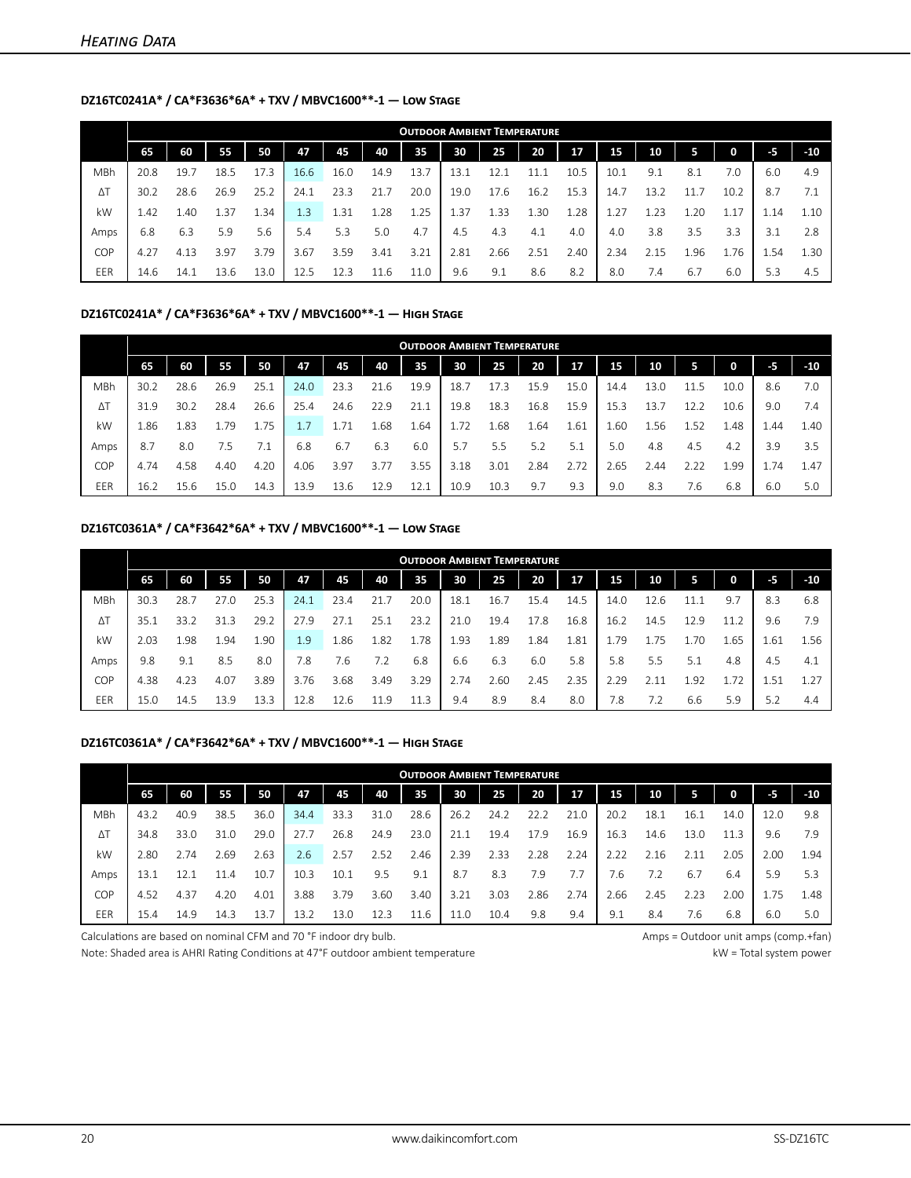## Heating Data

### DZ16TC0241A* / CA*F3636*6A* + TXV / MBVC1600**-1 — Low Stage

| | Outdoor Ambient Temperature | | | | | | | | | | | | | | | | | |
|---|---|---|---|---|---|---|---|---|---|---|---|---|---|---|---|---|---|---|
| | 65 | 60 | 55 | 50 | 47 | 45 | 40 | 35 | 30 | 25 | 20 | 17 | 15 | 10 | 5 | 0 | -5 | -10 |
| MBh | 20.8 | 19.7 | 18.5 | 17.3 | 16.6 | 16.0 | 14.9 | 13.7 | 13.1 | 12.1 | 11.1 | 10.5 | 10.1 | 9.1 | 8.1 | 7.0 | 6.0 | 4.9 |
| ΔT | 30.2 | 28.6 | 26.9 | 25.2 | 24.1 | 23.3 | 21.7 | 20.0 | 19.0 | 17.6 | 16.2 | 15.3 | 14.7 | 13.2 | 11.7 | 10.2 | 8.7 | 7.1 |
| kW | 1.42 | 1.40 | 1.37 | 1.34 | 1.3 | 1.31 | 1.28 | 1.25 | 1.37 | 1.33 | 1.30 | 1.28 | 1.27 | 1.23 | 1.20 | 1.17 | 1.14 | 1.10 |
| Amps | 6.8 | 6.3 | 5.9 | 5.6 | 5.4 | 5.3 | 5.0 | 4.7 | 4.5 | 4.3 | 4.1 | 4.0 | 4.0 | 3.8 | 3.5 | 3.3 | 3.1 | 2.8 |
| COP | 4.27 | 4.13 | 3.97 | 3.79 | 3.67 | 3.59 | 3.41 | 3.21 | 2.81 | 2.66 | 2.51 | 2.40 | 2.34 | 2.15 | 1.96 | 1.76 | 1.54 | 1.30 |
| EER | 14.6 | 14.1 | 13.6 | 13.0 | 12.5 | 12.3 | 11.6 | 11.0 | 9.6 | 9.1 | 8.6 | 8.2 | 8.0 | 7.4 | 6.7 | 6.0 | 5.3 | 4.5 |

### DZ16TC0241A* / CA*F3636*6A* + TXV / MBVC1600**-1 — High Stage

| | Outdoor Ambient Temperature | | | | | | | | | | | | | | | | | |
|---|---|---|---|---|---|---|---|---|---|---|---|---|---|---|---|---|---|---|
| | 65 | 60 | 55 | 50 | 47 | 45 | 40 | 35 | 30 | 25 | 20 | 17 | 15 | 10 | 5 | 0 | -5 | -10 |
| MBh | 30.2 | 28.6 | 26.9 | 25.1 | 24.0 | 23.3 | 21.6 | 19.9 | 18.7 | 17.3 | 15.9 | 15.0 | 14.4 | 13.0 | 11.5 | 10.0 | 8.6 | 7.0 |
| ΔT | 31.9 | 30.2 | 28.4 | 26.6 | 25.4 | 24.6 | 22.9 | 21.1 | 19.8 | 18.3 | 16.8 | 15.9 | 15.3 | 13.7 | 12.2 | 10.6 | 9.0 | 7.4 |
| kW | 1.86 | 1.83 | 1.79 | 1.75 | 1.7 | 1.71 | 1.68 | 1.64 | 1.72 | 1.68 | 1.64 | 1.61 | 1.60 | 1.56 | 1.52 | 1.48 | 1.44 | 1.40 |
| Amps | 8.7 | 8.0 | 7.5 | 7.1 | 6.8 | 6.7 | 6.3 | 6.0 | 5.7 | 5.5 | 5.2 | 5.1 | 5.0 | 4.8 | 4.5 | 4.2 | 3.9 | 3.5 |
| COP | 4.74 | 4.58 | 4.40 | 4.20 | 4.06 | 3.97 | 3.77 | 3.55 | 3.18 | 3.01 | 2.84 | 2.72 | 2.65 | 2.44 | 2.22 | 1.99 | 1.74 | 1.47 |
| EER | 16.2 | 15.6 | 15.0 | 14.3 | 13.9 | 13.6 | 12.9 | 12.1 | 10.9 | 10.3 | 9.7 | 9.3 | 9.0 | 8.3 | 7.6 | 6.8 | 6.0 | 5.0 |

### DZ16TC0361A* / CA*F3642*6A* + TXV / MBVC1600**-1 — Low Stage

| | Outdoor Ambient Temperature | | | | | | | | | | | | | | | | | |
|---|---|---|---|---|---|---|---|---|---|---|---|---|---|---|---|---|---|---|
| | 65 | 60 | 55 | 50 | 47 | 45 | 40 | 35 | 30 | 25 | 20 | 17 | 15 | 10 | 5 | 0 | -5 | -10 |
| MBh | 30.3 | 28.7 | 27.0 | 25.3 | 24.1 | 23.4 | 21.7 | 20.0 | 18.1 | 16.7 | 15.4 | 14.5 | 14.0 | 12.6 | 11.1 | 9.7 | 8.3 | 6.8 |
| ΔT | 35.1 | 33.2 | 31.3 | 29.2 | 27.9 | 27.1 | 25.1 | 23.2 | 21.0 | 19.4 | 17.8 | 16.8 | 16.2 | 14.5 | 12.9 | 11.2 | 9.6 | 7.9 |
| kW | 2.03 | 1.98 | 1.94 | 1.90 | 1.9 | 1.86 | 1.82 | 1.78 | 1.93 | 1.89 | 1.84 | 1.81 | 1.79 | 1.75 | 1.70 | 1.65 | 1.61 | 1.56 |
| Amps | 9.8 | 9.1 | 8.5 | 8.0 | 7.8 | 7.6 | 7.2 | 6.8 | 6.6 | 6.3 | 6.0 | 5.8 | 5.8 | 5.5 | 5.1 | 4.8 | 4.5 | 4.1 |
| COP | 4.38 | 4.23 | 4.07 | 3.89 | 3.76 | 3.68 | 3.49 | 3.29 | 2.74 | 2.60 | 2.45 | 2.35 | 2.29 | 2.11 | 1.92 | 1.72 | 1.51 | 1.27 |
| EER | 15.0 | 14.5 | 13.9 | 13.3 | 12.8 | 12.6 | 11.9 | 11.3 | 9.4 | 8.9 | 8.4 | 8.0 | 7.8 | 7.2 | 6.6 | 5.9 | 5.2 | 4.4 |

### DZ16TC0361A* / CA*F3642*6A* + TXV / MBVC1600**-1 — High Stage

| | Outdoor Ambient Temperature | | | | | | | | | | | | | | | | | |
|---|---|---|---|---|---|---|---|---|---|---|---|---|---|---|---|---|---|---|
| | 65 | 60 | 55 | 50 | 47 | 45 | 40 | 35 | 30 | 25 | 20 | 17 | 15 | 10 | 5 | 0 | -5 | -10 |
| MBh | 43.2 | 40.9 | 38.5 | 36.0 | 34.4 | 33.3 | 31.0 | 28.6 | 26.2 | 24.2 | 22.2 | 21.0 | 20.2 | 18.1 | 16.1 | 14.0 | 12.0 | 9.8 |
| ΔT | 34.8 | 33.0 | 31.0 | 29.0 | 27.7 | 26.8 | 24.9 | 23.0 | 21.1 | 19.4 | 17.9 | 16.9 | 16.3 | 14.6 | 13.0 | 11.3 | 9.6 | 7.9 |
| kW | 2.80 | 2.74 | 2.69 | 2.63 | 2.6 | 2.57 | 2.52 | 2.46 | 2.39 | 2.33 | 2.28 | 2.24 | 2.22 | 2.16 | 2.11 | 2.05 | 2.00 | 1.94 |
| Amps | 13.1 | 12.1 | 11.4 | 10.7 | 10.3 | 10.1 | 9.5 | 9.1 | 8.7 | 8.3 | 7.9 | 7.7 | 7.6 | 7.2 | 6.7 | 6.4 | 5.9 | 5.3 |
| COP | 4.52 | 4.37 | 4.20 | 4.01 | 3.88 | 3.79 | 3.60 | 3.40 | 3.21 | 3.03 | 2.86 | 2.74 | 2.66 | 2.45 | 2.23 | 2.00 | 1.75 | 1.48 |
| EER | 15.4 | 14.9 | 14.3 | 13.7 | 13.2 | 13.0 | 12.3 | 11.6 | 11.0 | 10.4 | 9.8 | 9.4 | 9.1 | 8.4 | 7.6 | 6.8 | 6.0 | 5.0 |

Calculations are based on nominal CFM and 70 °F indoor dry bulb.

Note: Shaded area is AHRI Rating Conditions at 47°F outdoor ambient temperature

Amps = Outdoor unit amps (comp.+fan)

kW = Total system power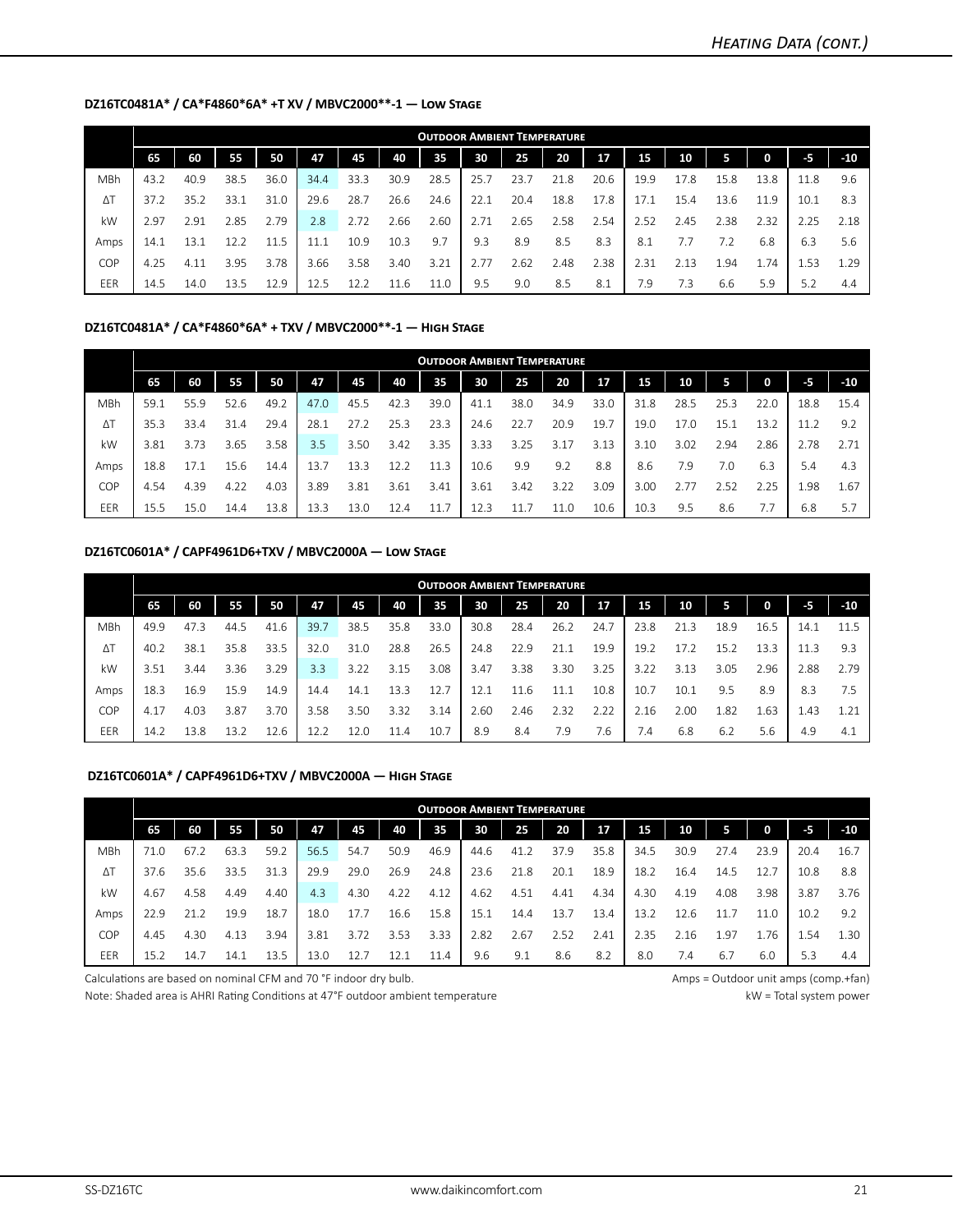## DZ16TC0481A* / CA*F4860*6A* +T XV / MBVC2000**-1 — Low Stage

| | Outdoor Ambient Temperature | | | | | | | | | | | | | | | | | |
|---|---|---|---|---|---|---|---|---|---|---|---|---|---|---|---|---|---|---|
| | 65 | 60 | 55 | 50 | 47 | 45 | 40 | 35 | 30 | 25 | 20 | 17 | 15 | 10 | 5 | 0 | -5 | -10 |
| MBh | 43.2 | 40.9 | 38.5 | 36.0 | 34.4 | 33.3 | 30.9 | 28.5 | 25.7 | 23.7 | 21.8 | 20.6 | 19.9 | 17.8 | 15.8 | 13.8 | 11.8 | 9.6 |
| ΔT | 37.2 | 35.2 | 33.1 | 31.0 | 29.6 | 28.7 | 26.6 | 24.6 | 22.1 | 20.4 | 18.8 | 17.8 | 17.1 | 15.4 | 13.6 | 11.9 | 10.1 | 8.3 |
| kW | 2.97 | 2.91 | 2.85 | 2.79 | 2.8 | 2.72 | 2.66 | 2.60 | 2.71 | 2.65 | 2.58 | 2.54 | 2.52 | 2.45 | 2.38 | 2.32 | 2.25 | 2.18 |
| Amps | 14.1 | 13.1 | 12.2 | 11.5 | 11.1 | 10.9 | 10.3 | 9.7 | 9.3 | 8.9 | 8.5 | 8.3 | 8.1 | 7.7 | 7.2 | 6.8 | 6.3 | 5.6 |
| COP | 4.25 | 4.11 | 3.95 | 3.78 | 3.66 | 3.58 | 3.40 | 3.21 | 2.77 | 2.62 | 2.48 | 2.38 | 2.31 | 2.13 | 1.94 | 1.74 | 1.53 | 1.29 |
| EER | 14.5 | 14.0 | 13.5 | 12.9 | 12.5 | 12.2 | 11.6 | 11.0 | 9.5 | 9.0 | 8.5 | 8.1 | 7.9 | 7.3 | 6.6 | 5.9 | 5.2 | 4.4 |

## DZ16TC0481A* / CA*F4860*6A* + TXV / MBVC2000**-1 — High Stage

| | Outdoor Ambient Temperature | | | | | | | | | | | | | | | | | |
|---|---|---|---|---|---|---|---|---|---|---|---|---|---|---|---|---|---|---|
| | 65 | 60 | 55 | 50 | 47 | 45 | 40 | 35 | 30 | 25 | 20 | 17 | 15 | 10 | 5 | 0 | -5 | -10 |
| MBh | 59.1 | 55.9 | 52.6 | 49.2 | 47.0 | 45.5 | 42.3 | 39.0 | 41.1 | 38.0 | 34.9 | 33.0 | 31.8 | 28.5 | 25.3 | 22.0 | 18.8 | 15.4 |
| ΔT | 35.3 | 33.4 | 31.4 | 29.4 | 28.1 | 27.2 | 25.3 | 23.3 | 24.6 | 22.7 | 20.9 | 19.7 | 19.0 | 17.0 | 15.1 | 13.2 | 11.2 | 9.2 |
| kW | 3.81 | 3.73 | 3.65 | 3.58 | 3.5 | 3.50 | 3.42 | 3.35 | 3.33 | 3.25 | 3.17 | 3.13 | 3.10 | 3.02 | 2.94 | 2.86 | 2.78 | 2.71 |
| Amps | 18.8 | 17.1 | 15.6 | 14.4 | 13.7 | 13.3 | 12.2 | 11.3 | 10.6 | 9.9 | 9.2 | 8.8 | 8.6 | 7.9 | 7.0 | 6.3 | 5.4 | 4.3 |
| COP | 4.54 | 4.39 | 4.22 | 4.03 | 3.89 | 3.81 | 3.61 | 3.41 | 3.61 | 3.42 | 3.22 | 3.09 | 3.00 | 2.77 | 2.52 | 2.25 | 1.98 | 1.67 |
| EER | 15.5 | 15.0 | 14.4 | 13.8 | 13.3 | 13.0 | 12.4 | 11.7 | 12.3 | 11.7 | 11.0 | 10.6 | 10.3 | 9.5 | 8.6 | 7.7 | 6.8 | 5.7 |

## DZ16TC0601A* / CAPF4961D6+TXV / MBVC2000A — Low Stage

| | Outdoor Ambient Temperature | | | | | | | | | | | | | | | | | |
|---|---|---|---|---|---|---|---|---|---|---|---|---|---|---|---|---|---|---|
| | 65 | 60 | 55 | 50 | 47 | 45 | 40 | 35 | 30 | 25 | 20 | 17 | 15 | 10 | 5 | 0 | -5 | -10 |
| MBh | 49.9 | 47.3 | 44.5 | 41.6 | 39.7 | 38.5 | 35.8 | 33.0 | 30.8 | 28.4 | 26.2 | 24.7 | 23.8 | 21.3 | 18.9 | 16.5 | 14.1 | 11.5 |
| ΔT | 40.2 | 38.1 | 35.8 | 33.5 | 32.0 | 31.0 | 28.8 | 26.5 | 24.8 | 22.9 | 21.1 | 19.9 | 19.2 | 17.2 | 15.2 | 13.3 | 11.3 | 9.3 |
| kW | 3.51 | 3.44 | 3.36 | 3.29 | 3.3 | 3.22 | 3.15 | 3.08 | 3.47 | 3.38 | 3.30 | 3.25 | 3.22 | 3.13 | 3.05 | 2.96 | 2.88 | 2.79 |
| Amps | 18.3 | 16.9 | 15.9 | 14.9 | 14.4 | 14.1 | 13.3 | 12.7 | 12.1 | 11.6 | 11.1 | 10.8 | 10.7 | 10.1 | 9.5 | 8.9 | 8.3 | 7.5 |
| COP | 4.17 | 4.03 | 3.87 | 3.70 | 3.58 | 3.50 | 3.32 | 3.14 | 2.60 | 2.46 | 2.32 | 2.22 | 2.16 | 2.00 | 1.82 | 1.63 | 1.43 | 1.21 |
| EER | 14.2 | 13.8 | 13.2 | 12.6 | 12.2 | 12.0 | 11.4 | 10.7 | 8.9 | 8.4 | 7.9 | 7.6 | 7.4 | 6.8 | 6.2 | 5.6 | 4.9 | 4.1 |

## DZ16TC0601A* / CAPF4961D6+TXV / MBVC2000A — High Stage

| | Outdoor Ambient Temperature | | | | | | | | | | | | | | | | | |
|---|---|---|---|---|---|---|---|---|---|---|---|---|---|---|---|---|---|---|
| | 65 | 60 | 55 | 50 | 47 | 45 | 40 | 35 | 30 | 25 | 20 | 17 | 15 | 10 | 5 | 0 | -5 | -10 |
| MBh | 71.0 | 67.2 | 63.3 | 59.2 | 56.5 | 54.7 | 50.9 | 46.9 | 44.6 | 41.2 | 37.9 | 35.8 | 34.5 | 30.9 | 27.4 | 23.9 | 20.4 | 16.7 |
| ΔT | 37.6 | 35.6 | 33.5 | 31.3 | 29.9 | 29.0 | 26.9 | 24.8 | 23.6 | 21.8 | 20.1 | 18.9 | 18.2 | 16.4 | 14.5 | 12.7 | 10.8 | 8.8 |
| kW | 4.67 | 4.58 | 4.49 | 4.40 | 4.3 | 4.30 | 4.22 | 4.12 | 4.62 | 4.51 | 4.41 | 4.34 | 4.30 | 4.19 | 4.08 | 3.98 | 3.87 | 3.76 |
| Amps | 22.9 | 21.2 | 19.9 | 18.7 | 18.0 | 17.7 | 16.6 | 15.8 | 15.1 | 14.4 | 13.7 | 13.4 | 13.2 | 12.6 | 11.7 | 11.0 | 10.2 | 9.2 |
| COP | 4.45 | 4.30 | 4.13 | 3.94 | 3.81 | 3.72 | 3.53 | 3.33 | 2.82 | 2.67 | 2.52 | 2.41 | 2.35 | 2.16 | 1.97 | 1.76 | 1.54 | 1.30 |
| EER | 15.2 | 14.7 | 14.1 | 13.5 | 13.0 | 12.7 | 12.1 | 11.4 | 9.6 | 9.1 | 8.6 | 8.2 | 8.0 | 7.4 | 6.7 | 6.0 | 5.3 | 4.4 |

Calculations are based on nominal CFM and 70 °F indoor dry bulb.

Note: Shaded area is AHRI Rating Conditions at 47°F outdoor ambient temperature

Amps = Outdoor unit amps (comp.+fan)

kW = Total system power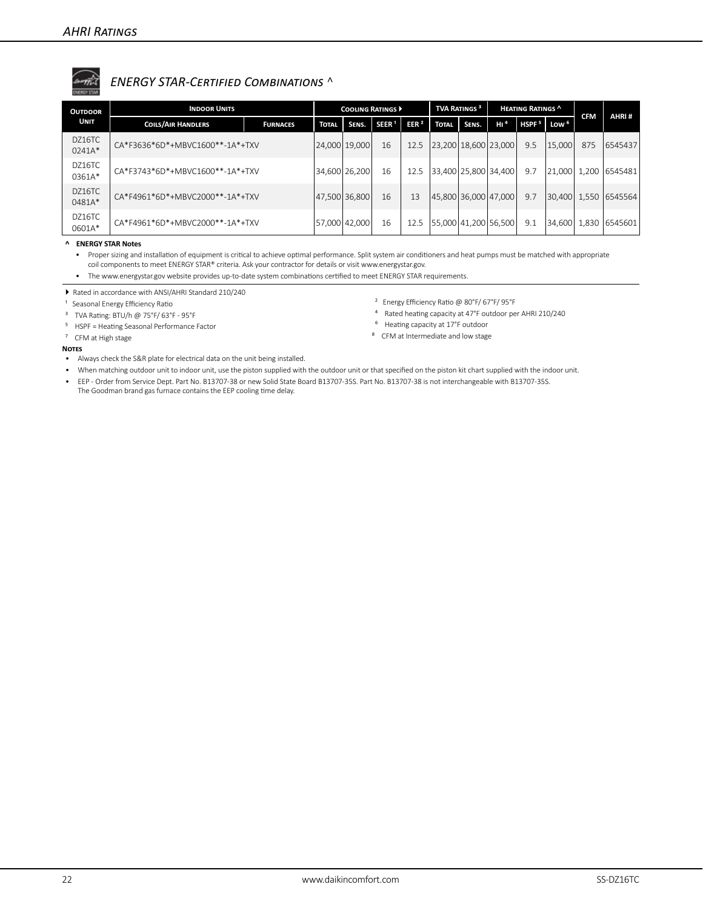## AHRI Ratings

### ENERGY STAR-Certified Combinations ^

| Outdoor Unit | Indoor Units | | Cooling Ratings ▶ | | | | TVA Ratings [3] | | Heating Ratings ^ | | | CFM | AHRI # |
|---|---|---|---|---|---|---|---|---|---|---|---|---|---|
| | Coils/Air Handlers | Furnaces | Total | Sens. | SEER [1] | EER [2] | Total | Sens. | Hi [4] | HSPF [5] | Low [6] | | |
| DZ16TC 0241A* | CA*F3636*6D*+MBVC1600**-1A*+TXV | | 24,000 | 19,000 | 16 | 12.5 | 23,200 | 18,600 | 23,000 | 9.5 | 15,000 | 875 | 6545437 |
| DZ16TC 0361A* | CA*F3743*6D*+MBVC1600**-1A*+TXV | | 34,600 | 26,200 | 16 | 12.5 | 33,400 | 25,800 | 34,400 | 9.7 | 21,000 | 1,200 | 6545481 |
| DZ16TC 0481A* | CA*F4961*6D*+MBVC2000**-1A*+TXV | | 47,500 | 36,800 | 16 | 13 | 45,800 | 36,000 | 47,000 | 9.7 | 30,400 | 1,550 | 6545564 |
| DZ16TC 0601A* | CA*F4961*6D*+MBVC2000**-1A*+TXV | | 57,000 | 42,000 | 16 | 12.5 | 55,000 | 41,200 | 56,500 | 9.1 | 34,600 | 1,830 | 6545601 |

**^ ENERGY STAR Notes**

- Proper sizing and installation of equipment is critical to achieve optimal performance. Split system air conditioners and heat pumps must be matched with appropriate coil components to meet ENERGY STAR® criteria. Ask your contractor for details or visit www.energystar.gov.
- The www.energystar.gov website provides up-to-date system combinations certified to meet ENERGY STAR requirements.

▶ Rated in accordance with ANSI/AHRI Standard 210/240

[1] Seasonal Energy Efficiency Ratio

[2] Energy Efficiency Ratio @ 80°F/ 67°F/ 95°F

[3] TVA Rating: BTU/h @ 75°F/ 63°F - 95°F

[4] Rated heating capacity at 47°F outdoor per AHRI 210/240

[5] HSPF = Heating Seasonal Performance Factor

[6] Heating capacity at 17°F outdoor

[7] CFM at High stage

[8] CFM at Intermediate and low stage

**Notes**

- Always check the S&R plate for electrical data on the unit being installed.
- When matching outdoor unit to indoor unit, use the piston supplied with the outdoor unit or that specified on the piston kit chart supplied with the indoor unit.
- EEP - Order from Service Dept. Part No. B13707-38 or new Solid State Board B13707-35S. Part No. B13707-38 is not interchangeable with B13707-35S. The Goodman brand gas furnace contains the EEP cooling time delay.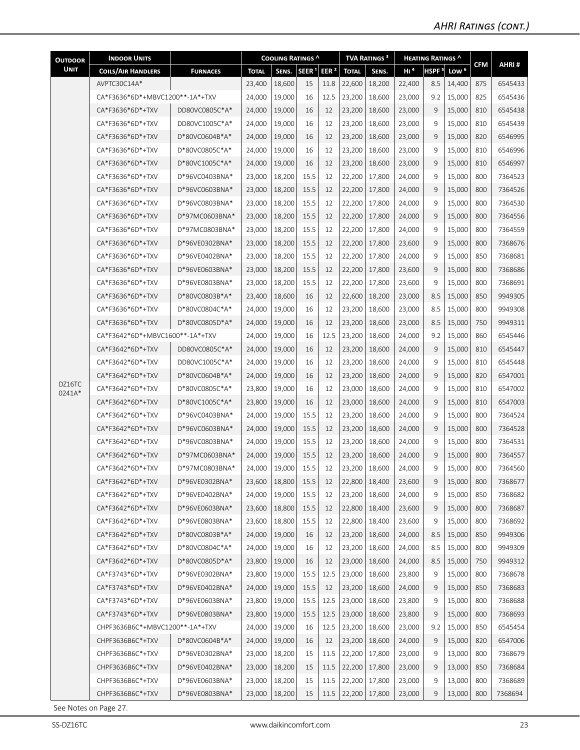## AHRI Ratings (cont.)

| Outdoor Unit | Indoor Units | | Cooling Ratings ^ | | | | TVA Ratings [3] | | Heating Ratings ^ | | | CFM | AHRI # |
|---|---|---|---|---|---|---|---|---|---|---|---|---|---|
| | Coils/Air Handlers | Furnaces | Total | Sens. | SEER [1] | EER [2] | Total | Sens. | Hi [4] | HSPF [5] | Low [6] | | |
| DZ16TC 0241A* | AVPTC30C14A* | | 23,400 | 18,600 | 15 | 11.8 | 22,600 | 18,200 | 22,400 | 8.5 | 14,400 | 875 | 6545433 |
| | CA*F3636*6D*+MBVC1200**-1A*+TXV | | 24,000 | 19,000 | 16 | 12.5 | 23,200 | 18,600 | 23,000 | 9.2 | 15,000 | 825 | 6545436 |
| | CA*F3636*6D*+TXV | DD80VC0805C*A* | 24,000 | 19,000 | 16 | 12 | 23,200 | 18,600 | 23,000 | 9 | 15,000 | 810 | 6545438 |
| | CA*F3636*6D*+TXV | DD80VC1005C*A* | 24,000 | 19,000 | 16 | 12 | 23,200 | 18,600 | 23,000 | 9 | 15,000 | 810 | 6545439 |
| | CA*F3636*6D*+TXV | D*80VC0604B*A* | 24,000 | 19,000 | 16 | 12 | 23,200 | 18,600 | 23,000 | 9 | 15,000 | 820 | 6546995 |
| | CA*F3636*6D*+TXV | D*80VC0805C*A* | 24,000 | 19,000 | 16 | 12 | 23,200 | 18,600 | 23,000 | 9 | 15,000 | 810 | 6546996 |
| | CA*F3636*6D*+TXV | D*80VC1005C*A* | 24,000 | 19,000 | 16 | 12 | 23,200 | 18,600 | 23,000 | 9 | 15,000 | 810 | 6546997 |
| | CA*F3636*6D*+TXV | D*96VC0403BNA* | 23,000 | 18,200 | 15.5 | 12 | 22,200 | 17,800 | 24,000 | 9 | 15,000 | 800 | 7364523 |
| | CA*F3636*6D*+TXV | D*96VC0603BNA* | 23,000 | 18,200 | 15.5 | 12 | 22,200 | 17,800 | 24,000 | 9 | 15,000 | 800 | 7364526 |
| | CA*F3636*6D*+TXV | D*96VC0803BNA* | 23,000 | 18,200 | 15.5 | 12 | 22,200 | 17,800 | 24,000 | 9 | 15,000 | 800 | 7364530 |
| | CA*F3636*6D*+TXV | D*97MC0603BNA* | 23,000 | 18,200 | 15.5 | 12 | 22,200 | 17,800 | 24,000 | 9 | 15,000 | 800 | 7364556 |
| | CA*F3636*6D*+TXV | D*97MC0803BNA* | 23,000 | 18,200 | 15.5 | 12 | 22,200 | 17,800 | 24,000 | 9 | 15,000 | 800 | 7364559 |
| | CA*F3636*6D*+TXV | D*96VE0302BNA* | 23,000 | 18,200 | 15.5 | 12 | 22,200 | 17,800 | 23,600 | 9 | 15,000 | 800 | 7368676 |
| | CA*F3636*6D*+TXV | D*96VE0402BNA* | 23,000 | 18,200 | 15.5 | 12 | 22,200 | 17,800 | 24,000 | 9 | 15,000 | 850 | 7368681 |
| | CA*F3636*6D*+TXV | D*96VE0603BNA* | 23,000 | 18,200 | 15.5 | 12 | 22,200 | 17,800 | 23,600 | 9 | 15,000 | 800 | 7368686 |
| | CA*F3636*6D*+TXV | D*96VE0803BNA* | 23,000 | 18,200 | 15.5 | 12 | 22,200 | 17,800 | 23,600 | 9 | 15,000 | 800 | 7368691 |
| | CA*F3636*6D*+TXV | D*80VC0803B*A* | 23,400 | 18,600 | 16 | 12 | 22,600 | 18,200 | 23,000 | 8.5 | 15,000 | 850 | 9949305 |
| | CA*F3636*6D*+TXV | D*80VC0804C*A* | 24,000 | 19,000 | 16 | 12 | 23,200 | 18,600 | 23,000 | 8.5 | 15,000 | 800 | 9949308 |
| | CA*F3636*6D*+TXV | D*80VC0805D*A* | 24,000 | 19,000 | 16 | 12 | 23,200 | 18,600 | 23,000 | 8.5 | 15,000 | 750 | 9949311 |
| | CA*F3642*6D*+MBVC1600**-1A*+TXV | | 24,000 | 19,000 | 16 | 12.5 | 23,200 | 18,600 | 24,000 | 9.2 | 15,000 | 860 | 6545446 |
| | CA*F3642*6D*+TXV | DD80VC0805C*A* | 24,000 | 19,000 | 16 | 12 | 23,200 | 18,600 | 24,000 | 9 | 15,000 | 810 | 6545447 |
| | CA*F3642*6D*+TXV | DD80VC1005C*A* | 24,000 | 19,000 | 16 | 12 | 23,200 | 18,600 | 24,000 | 9 | 15,000 | 810 | 6545448 |
| | CA*F3642*6D*+TXV | D*80VC0604B*A* | 24,000 | 19,000 | 16 | 12 | 23,200 | 18,600 | 24,000 | 9 | 15,000 | 820 | 6547001 |
| | CA*F3642*6D*+TXV | D*80VC0805C*A* | 23,800 | 19,000 | 16 | 12 | 23,000 | 18,600 | 24,000 | 9 | 15,000 | 810 | 6547002 |
| | CA*F3642*6D*+TXV | D*80VC1005C*A* | 23,800 | 19,000 | 16 | 12 | 23,000 | 18,600 | 24,000 | 9 | 15,000 | 810 | 6547003 |
| | CA*F3642*6D*+TXV | D*96VC0403BNA* | 24,000 | 19,000 | 15.5 | 12 | 23,200 | 18,600 | 24,000 | 9 | 15,000 | 800 | 7364524 |
| | CA*F3642*6D*+TXV | D*96VC0603BNA* | 24,000 | 19,000 | 15.5 | 12 | 23,200 | 18,600 | 24,000 | 9 | 15,000 | 800 | 7364528 |
| | CA*F3642*6D*+TXV | D*96VC0803BNA* | 24,000 | 19,000 | 15.5 | 12 | 23,200 | 18,600 | 24,000 | 9 | 15,000 | 800 | 7364531 |
| | CA*F3642*6D*+TXV | D*97MC0603BNA* | 24,000 | 19,000 | 15.5 | 12 | 23,200 | 18,600 | 24,000 | 9 | 15,000 | 800 | 7364557 |
| | CA*F3642*6D*+TXV | D*97MC0803BNA* | 24,000 | 19,000 | 15.5 | 12 | 23,200 | 18,600 | 24,000 | 9 | 15,000 | 800 | 7364560 |
| | CA*F3642*6D*+TXV | D*96VE0302BNA* | 23,600 | 18,800 | 15.5 | 12 | 22,800 | 18,400 | 23,600 | 9 | 15,000 | 800 | 7368677 |
| | CA*F3642*6D*+TXV | D*96VE0402BNA* | 24,000 | 19,000 | 15.5 | 12 | 23,200 | 18,600 | 24,000 | 9 | 15,000 | 850 | 7368682 |
| | CA*F3642*6D*+TXV | D*96VE0603BNA* | 23,600 | 18,800 | 15.5 | 12 | 22,800 | 18,400 | 23,600 | 9 | 15,000 | 800 | 7368687 |
| | CA*F3642*6D*+TXV | D*96VE0803BNA* | 23,600 | 18,800 | 15.5 | 12 | 22,800 | 18,400 | 23,600 | 9 | 15,000 | 800 | 7368692 |
| | CA*F3642*6D*+TXV | D*80VC0803B*A* | 24,000 | 19,000 | 16 | 12 | 23,200 | 18,600 | 24,000 | 8.5 | 15,000 | 850 | 9949306 |
| | CA*F3642*6D*+TXV | D*80VC0804C*A* | 24,000 | 19,000 | 16 | 12 | 23,200 | 18,600 | 24,000 | 8.5 | 15,000 | 800 | 9949309 |
| | CA*F3642*6D*+TXV | D*80VC0805D*A* | 23,800 | 19,000 | 16 | 12 | 23,000 | 18,600 | 24,000 | 8.5 | 15,000 | 750 | 9949312 |
| | CA*F3743*6D*+TXV | D*96VE0302BNA* | 23,800 | 19,000 | 15.5 | 12.5 | 23,000 | 18,600 | 23,800 | 9 | 15,000 | 800 | 7368678 |
| | CA*F3743*6D*+TXV | D*96VE0402BNA* | 24,000 | 19,000 | 15.5 | 12 | 23,200 | 18,600 | 24,000 | 9 | 15,000 | 850 | 7368683 |
| | CA*F3743*6D*+TXV | D*96VE0603BNA* | 23,800 | 19,000 | 15.5 | 12.5 | 23,000 | 18,600 | 23,800 | 9 | 15,000 | 800 | 7368688 |
| | CA*F3743*6D*+TXV | D*96VE0803BNA* | 23,800 | 19,000 | 15.5 | 12.5 | 23,000 | 18,600 | 23,800 | 9 | 15,000 | 800 | 7368693 |
| | CHPF3636B6C*+MBVC1200**-1A*+TXV | | 24,000 | 19,000 | 16 | 12.5 | 23,200 | 18,600 | 23,000 | 9.2 | 15,000 | 850 | 6545454 |
| | CHPF3636B6C*+TXV | D*80VC0604B*A* | 24,000 | 19,000 | 16 | 12 | 23,200 | 18,600 | 24,000 | 9 | 15,000 | 820 | 6547006 |
| | CHPF3636B6C*+TXV | D*96VE0302BNA* | 23,000 | 18,200 | 15 | 11.5 | 22,200 | 17,800 | 23,000 | 9 | 13,000 | 800 | 7368679 |
| | CHPF3636B6C*+TXV | D*96VE0402BNA* | 23,000 | 18,200 | 15 | 11.5 | 22,200 | 17,800 | 23,000 | 9 | 13,000 | 850 | 7368684 |
| | CHPF3636B6C*+TXV | D*96VE0603BNA* | 23,000 | 18,200 | 15 | 11.5 | 22,200 | 17,800 | 23,000 | 9 | 13,000 | 800 | 7368689 |
| | CHPF3636B6C*+TXV | D*96VE0803BNA* | 23,000 | 18,200 | 15 | 11.5 | 22,200 | 17,800 | 23,000 | 9 | 13,000 | 800 | 7368694 |

See Notes on Page 27.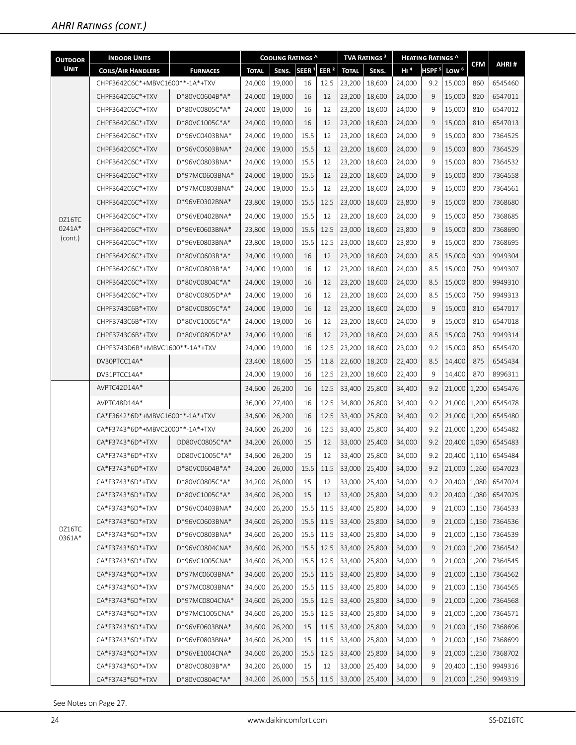## AHRI Ratings (cont.)

| Outdoor Unit | Indoor Units | | Cooling Ratings ^ | | | | TVA Ratings [3] | | Heating Ratings ^ | | | CFM | AHRI # |
|---|---|---|---|---|---|---|---|---|---|---|---|---|---|
| | Coils/Air Handlers | Furnaces | Total | Sens. | SEER [1] | EER [2] | Total | Sens. | HI [4] | HSPF [5] | Low [6] | | |
| DZ16TC 0241A* (cont.) | CHPF3642C6C*+MBVC1600**-1A*+TXV | | 24,000 | 19,000 | 16 | 12.5 | 23,200 | 18,600 | 24,000 | 9.2 | 15,000 | 860 | 6545460 |
| | CHPF3642C6C*+TXV | D*80VC0604B*A* | 24,000 | 19,000 | 16 | 12 | 23,200 | 18,600 | 24,000 | 9 | 15,000 | 820 | 6547011 |
| | CHPF3642C6C*+TXV | D*80VC0805C*A* | 24,000 | 19,000 | 16 | 12 | 23,200 | 18,600 | 24,000 | 9 | 15,000 | 810 | 6547012 |
| | CHPF3642C6C*+TXV | D*80VC1005C*A* | 24,000 | 19,000 | 16 | 12 | 23,200 | 18,600 | 24,000 | 9 | 15,000 | 810 | 6547013 |
| | CHPF3642C6C*+TXV | D*96VC0403BNA* | 24,000 | 19,000 | 15.5 | 12 | 23,200 | 18,600 | 24,000 | 9 | 15,000 | 800 | 7364525 |
| | CHPF3642C6C*+TXV | D*96VC0603BNA* | 24,000 | 19,000 | 15.5 | 12 | 23,200 | 18,600 | 24,000 | 9 | 15,000 | 800 | 7364529 |
| | CHPF3642C6C*+TXV | D*96VC0803BNA* | 24,000 | 19,000 | 15.5 | 12 | 23,200 | 18,600 | 24,000 | 9 | 15,000 | 800 | 7364532 |
| | CHPF3642C6C*+TXV | D*97MC0603BNA* | 24,000 | 19,000 | 15.5 | 12 | 23,200 | 18,600 | 24,000 | 9 | 15,000 | 800 | 7364558 |
| | CHPF3642C6C*+TXV | D*97MC0803BNA* | 24,000 | 19,000 | 15.5 | 12 | 23,200 | 18,600 | 24,000 | 9 | 15,000 | 800 | 7364561 |
| | CHPF3642C6C*+TXV | D*96VE0302BNA* | 23,800 | 19,000 | 15.5 | 12.5 | 23,000 | 18,600 | 23,800 | 9 | 15,000 | 800 | 7368680 |
| | CHPF3642C6C*+TXV | D*96VE0402BNA* | 24,000 | 19,000 | 15.5 | 12 | 23,200 | 18,600 | 24,000 | 9 | 15,000 | 850 | 7368685 |
| | CHPF3642C6C*+TXV | D*96VE0603BNA* | 23,800 | 19,000 | 15.5 | 12.5 | 23,000 | 18,600 | 23,800 | 9 | 15,000 | 800 | 7368690 |
| | CHPF3642C6C*+TXV | D*96VE0803BNA* | 23,800 | 19,000 | 15.5 | 12.5 | 23,000 | 18,600 | 23,800 | 9 | 15,000 | 800 | 7368695 |
| | CHPF3642C6C*+TXV | D*80VC0603B*A* | 24,000 | 19,000 | 16 | 12 | 23,200 | 18,600 | 24,000 | 8.5 | 15,000 | 900 | 9949304 |
| | CHPF3642C6C*+TXV | D*80VC0803B*A* | 24,000 | 19,000 | 16 | 12 | 23,200 | 18,600 | 24,000 | 8.5 | 15,000 | 750 | 9949307 |
| | CHPF3642C6C*+TXV | D*80VC0804C*A* | 24,000 | 19,000 | 16 | 12 | 23,200 | 18,600 | 24,000 | 8.5 | 15,000 | 800 | 9949310 |
| | CHPF3642C6C*+TXV | D*80VC0805D*A* | 24,000 | 19,000 | 16 | 12 | 23,200 | 18,600 | 24,000 | 8.5 | 15,000 | 750 | 9949313 |
| | CHPF3743C6B*+TXV | D*80VC0805C*A* | 24,000 | 19,000 | 16 | 12 | 23,200 | 18,600 | 24,000 | 9 | 15,000 | 810 | 6547017 |
| | CHPF3743C6B*+TXV | D*80VC1005C*A* | 24,000 | 19,000 | 16 | 12 | 23,200 | 18,600 | 24,000 | 9 | 15,000 | 810 | 6547018 |
| | CHPF3743C6B*+TXV | D*80VC0805D*A* | 24,000 | 19,000 | 16 | 12 | 23,200 | 18,600 | 24,000 | 8.5 | 15,000 | 750 | 9949314 |
| | CHPF3743D6B*+MBVC1600**-1A*+TXV | | 24,000 | 19,000 | 16 | 12.5 | 23,200 | 18,600 | 23,000 | 9.2 | 15,000 | 850 | 6545470 |
| | DV30PTCC14A* | | 23,400 | 18,600 | 15 | 11.8 | 22,600 | 18,200 | 22,400 | 8.5 | 14,400 | 875 | 6545434 |
| | DV31PTCC14A* | | 24,000 | 19,000 | 16 | 12.5 | 23,200 | 18,600 | 22,400 | 9 | 14,400 | 870 | 8996311 |
| DZ16TC 0361A* | AVPTC42D14A* | | 34,600 | 26,200 | 16 | 12.5 | 33,400 | 25,800 | 34,400 | 9.2 | 21,000 | 1,200 | 6545476 |
| | AVPTC48D14A* | | 36,000 | 27,400 | 16 | 12.5 | 34,800 | 26,800 | 34,400 | 9.2 | 21,000 | 1,200 | 6545478 |
| | CA*F3642*6D*+MBVC1600**-1A*+TXV | | 34,600 | 26,200 | 16 | 12.5 | 33,400 | 25,800 | 34,400 | 9.2 | 21,000 | 1,200 | 6545480 |
| | CA*F3743*6D*+MBVC2000**-1A*+TXV | | 34,600 | 26,200 | 16 | 12.5 | 33,400 | 25,800 | 34,400 | 9.2 | 21,000 | 1,200 | 6545482 |
| | CA*F3743*6D*+TXV | DD80VC0805C*A* | 34,200 | 26,000 | 15 | 12 | 33,000 | 25,400 | 34,000 | 9.2 | 20,400 | 1,090 | 6545483 |
| | CA*F3743*6D*+TXV | DD80VC1005C*A* | 34,600 | 26,200 | 15 | 12 | 33,400 | 25,800 | 34,000 | 9.2 | 20,400 | 1,110 | 6545484 |
| | CA*F3743*6D*+TXV | D*80VC0604B*A* | 34,200 | 26,000 | 15.5 | 11.5 | 33,000 | 25,400 | 34,000 | 9.2 | 21,000 | 1,260 | 6547023 |
| | CA*F3743*6D*+TXV | D*80VC0805C*A* | 34,200 | 26,000 | 15 | 12 | 33,000 | 25,400 | 34,000 | 9.2 | 20,400 | 1,080 | 6547024 |
| | CA*F3743*6D*+TXV | D*80VC1005C*A* | 34,600 | 26,200 | 15 | 12 | 33,400 | 25,800 | 34,000 | 9.2 | 20,400 | 1,080 | 6547025 |
| | CA*F3743*6D*+TXV | D*96VC0403BNA* | 34,600 | 26,200 | 15.5 | 11.5 | 33,400 | 25,800 | 34,000 | 9 | 21,000 | 1,150 | 7364533 |
| | CA*F3743*6D*+TXV | D*96VC0603BNA* | 34,600 | 26,200 | 15.5 | 11.5 | 33,400 | 25,800 | 34,000 | 9 | 21,000 | 1,150 | 7364536 |
| | CA*F3743*6D*+TXV | D*96VC0803BNA* | 34,600 | 26,200 | 15.5 | 11.5 | 33,400 | 25,800 | 34,000 | 9 | 21,000 | 1,150 | 7364539 |
| | CA*F3743*6D*+TXV | D*96VC0804CNA* | 34,600 | 26,200 | 15.5 | 12.5 | 33,400 | 25,800 | 34,000 | 9 | 21,000 | 1,200 | 7364542 |
| | CA*F3743*6D*+TXV | D*96VC1005CNA* | 34,600 | 26,200 | 15.5 | 12.5 | 33,400 | 25,800 | 34,000 | 9 | 21,000 | 1,200 | 7364545 |
| | CA*F3743*6D*+TXV | D*97MC0603BNA* | 34,600 | 26,200 | 15.5 | 11.5 | 33,400 | 25,800 | 34,000 | 9 | 21,000 | 1,150 | 7364562 |
| | CA*F3743*6D*+TXV | D*97MC0803BNA* | 34,600 | 26,200 | 15.5 | 11.5 | 33,400 | 25,800 | 34,000 | 9 | 21,000 | 1,150 | 7364565 |
| | CA*F3743*6D*+TXV | D*97MC0804CNA* | 34,600 | 26,200 | 15.5 | 12.5 | 33,400 | 25,800 | 34,000 | 9 | 21,000 | 1,200 | 7364568 |
| | CA*F3743*6D*+TXV | D*97MC1005CNA* | 34,600 | 26,200 | 15.5 | 12.5 | 33,400 | 25,800 | 34,000 | 9 | 21,000 | 1,200 | 7364571 |
| | CA*F3743*6D*+TXV | D*96VE0603BNA* | 34,600 | 26,200 | 15 | 11.5 | 33,400 | 25,800 | 34,000 | 9 | 21,000 | 1,150 | 7368696 |
| | CA*F3743*6D*+TXV | D*96VE0803BNA* | 34,600 | 26,200 | 15 | 11.5 | 33,400 | 25,800 | 34,000 | 9 | 21,000 | 1,150 | 7368699 |
| | CA*F3743*6D*+TXV | D*96VE1004CNA* | 34,600 | 26,200 | 15.5 | 12.5 | 33,400 | 25,800 | 34,000 | 9 | 21,000 | 1,250 | 7368702 |
| | CA*F3743*6D*+TXV | D*80VC0803B*A* | 34,200 | 26,000 | 15 | 12 | 33,000 | 25,400 | 34,000 | 9 | 20,400 | 1,150 | 9949316 |
| | CA*F3743*6D*+TXV | D*80VC0804C*A* | 34,200 | 26,000 | 15.5 | 11.5 | 33,000 | 25,400 | 34,000 | 9 | 21,000 | 1,250 | 9949319 |

See Notes on Page 27.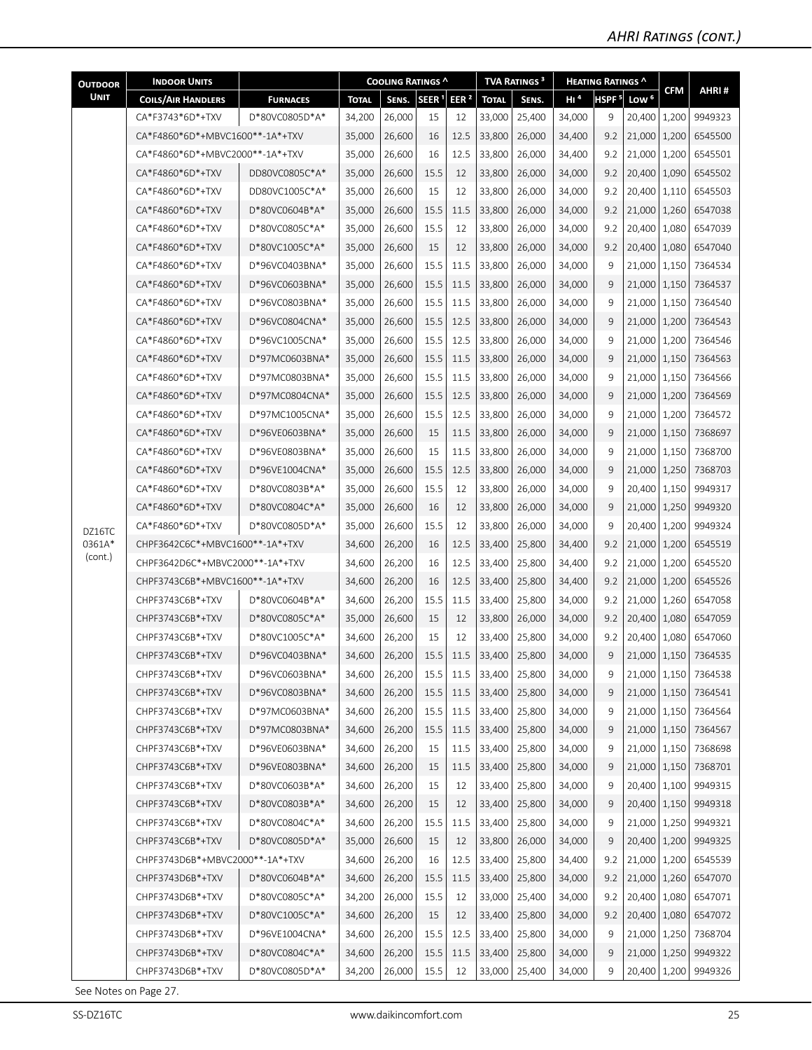## AHRI Ratings (cont.)

| Outdoor Unit | Indoor Units | | Cooling Ratings ^ | | | | TVA Ratings [3] | | Heating Ratings ^ | | | CFM | AHRI # |
|---|---|---|---|---|---|---|---|---|---|---|---|---|---|
| | Coils/Air Handlers | Furnaces | Total | Sens. | SEER [1] | EER [2] | Total | Sens. | HI [4] | HSPF [5] | Low [6] | | |
| DZ16TC 0361A* (cont.) | CA*F3743*6D*+TXV | D*80VC0805D*A* | 34,200 | 26,000 | 15 | 12 | 33,000 | 25,400 | 34,000 | 9 | 20,400 | 1,200 | 9949323 |
| | CA*F4860*6D*+MBVC1600**-1A*+TXV | | 35,000 | 26,600 | 16 | 12.5 | 33,800 | 26,000 | 34,400 | 9.2 | 21,000 | 1,200 | 6545500 |
| | CA*F4860*6D*+MBVC2000**-1A*+TXV | | 35,000 | 26,600 | 16 | 12.5 | 33,800 | 26,000 | 34,400 | 9.2 | 21,000 | 1,200 | 6545501 |
| | CA*F4860*6D*+TXV | DD80VC0805C*A* | 35,000 | 26,600 | 15.5 | 12 | 33,800 | 26,000 | 34,000 | 9.2 | 20,400 | 1,090 | 6545502 |
| | CA*F4860*6D*+TXV | DD80VC1005C*A* | 35,000 | 26,600 | 15 | 12 | 33,800 | 26,000 | 34,000 | 9.2 | 20,400 | 1,110 | 6545503 |
| | CA*F4860*6D*+TXV | D*80VC0604B*A* | 35,000 | 26,600 | 15.5 | 11.5 | 33,800 | 26,000 | 34,000 | 9.2 | 21,000 | 1,260 | 6547038 |
| | CA*F4860*6D*+TXV | D*80VC0805C*A* | 35,000 | 26,600 | 15.5 | 12 | 33,800 | 26,000 | 34,000 | 9.2 | 20,400 | 1,080 | 6547039 |
| | CA*F4860*6D*+TXV | D*80VC1005C*A* | 35,000 | 26,600 | 15 | 12 | 33,800 | 26,000 | 34,000 | 9.2 | 20,400 | 1,080 | 6547040 |
| | CA*F4860*6D*+TXV | D*96VC0403BNA* | 35,000 | 26,600 | 15.5 | 11.5 | 33,800 | 26,000 | 34,000 | 9 | 21,000 | 1,150 | 7364534 |
| | CA*F4860*6D*+TXV | D*96VC0603BNA* | 35,000 | 26,600 | 15.5 | 11.5 | 33,800 | 26,000 | 34,000 | 9 | 21,000 | 1,150 | 7364537 |
| | CA*F4860*6D*+TXV | D*96VC0803BNA* | 35,000 | 26,600 | 15.5 | 11.5 | 33,800 | 26,000 | 34,000 | 9 | 21,000 | 1,150 | 7364540 |
| | CA*F4860*6D*+TXV | D*96VC0804CNA* | 35,000 | 26,600 | 15.5 | 12.5 | 33,800 | 26,000 | 34,000 | 9 | 21,000 | 1,200 | 7364543 |
| | CA*F4860*6D*+TXV | D*96VC1005CNA* | 35,000 | 26,600 | 15.5 | 12.5 | 33,800 | 26,000 | 34,000 | 9 | 21,000 | 1,200 | 7364546 |
| | CA*F4860*6D*+TXV | D*97MC0603BNA* | 35,000 | 26,600 | 15.5 | 11.5 | 33,800 | 26,000 | 34,000 | 9 | 21,000 | 1,150 | 7364563 |
| | CA*F4860*6D*+TXV | D*97MC0803BNA* | 35,000 | 26,600 | 15.5 | 11.5 | 33,800 | 26,000 | 34,000 | 9 | 21,000 | 1,150 | 7364566 |
| | CA*F4860*6D*+TXV | D*97MC0804CNA* | 35,000 | 26,600 | 15.5 | 12.5 | 33,800 | 26,000 | 34,000 | 9 | 21,000 | 1,200 | 7364569 |
| | CA*F4860*6D*+TXV | D*97MC1005CNA* | 35,000 | 26,600 | 15.5 | 12.5 | 33,800 | 26,000 | 34,000 | 9 | 21,000 | 1,200 | 7364572 |
| | CA*F4860*6D*+TXV | D*96VE0603BNA* | 35,000 | 26,600 | 15 | 11.5 | 33,800 | 26,000 | 34,000 | 9 | 21,000 | 1,150 | 7368697 |
| | CA*F4860*6D*+TXV | D*96VE0803BNA* | 35,000 | 26,600 | 15 | 11.5 | 33,800 | 26,000 | 34,000 | 9 | 21,000 | 1,150 | 7368700 |
| | CA*F4860*6D*+TXV | D*96VE1004CNA* | 35,000 | 26,600 | 15.5 | 12.5 | 33,800 | 26,000 | 34,000 | 9 | 21,000 | 1,250 | 7368703 |
| | CA*F4860*6D*+TXV | D*80VC0803B*A* | 35,000 | 26,600 | 15.5 | 12 | 33,800 | 26,000 | 34,000 | 9 | 20,400 | 1,150 | 9949317 |
| | CA*F4860*6D*+TXV | D*80VC0804C*A* | 35,000 | 26,600 | 16 | 12 | 33,800 | 26,000 | 34,000 | 9 | 21,000 | 1,250 | 9949320 |
| | CA*F4860*6D*+TXV | D*80VC0805D*A* | 35,000 | 26,600 | 15.5 | 12 | 33,800 | 26,000 | 34,000 | 9 | 20,400 | 1,200 | 9949324 |
| | CHPF3642C6C*+MBVC1600**-1A*+TXV | | 34,600 | 26,200 | 16 | 12.5 | 33,400 | 25,800 | 34,400 | 9.2 | 21,000 | 1,200 | 6545519 |
| | CHPF3642D6C*+MBVC2000**-1A*+TXV | | 34,600 | 26,200 | 16 | 12.5 | 33,400 | 25,800 | 34,400 | 9.2 | 21,000 | 1,200 | 6545520 |
| | CHPF3743C6B*+MBVC1600**-1A*+TXV | | 34,600 | 26,200 | 16 | 12.5 | 33,400 | 25,800 | 34,400 | 9.2 | 21,000 | 1,200 | 6545526 |
| | CHPF3743C6B*+TXV | D*80VC0604B*A* | 34,600 | 26,200 | 15.5 | 11.5 | 33,400 | 25,800 | 34,000 | 9.2 | 21,000 | 1,260 | 6547058 |
| | CHPF3743C6B*+TXV | D*80VC0805C*A* | 35,000 | 26,600 | 15 | 12 | 33,800 | 26,000 | 34,000 | 9.2 | 20,400 | 1,080 | 6547059 |
| | CHPF3743C6B*+TXV | D*80VC1005C*A* | 34,600 | 26,200 | 15 | 12 | 33,400 | 25,800 | 34,000 | 9.2 | 20,400 | 1,080 | 6547060 |
| | CHPF3743C6B*+TXV | D*96VC0403BNA* | 34,600 | 26,200 | 15.5 | 11.5 | 33,400 | 25,800 | 34,000 | 9 | 21,000 | 1,150 | 7364535 |
| | CHPF3743C6B*+TXV | D*96VC0603BNA* | 34,600 | 26,200 | 15.5 | 11.5 | 33,400 | 25,800 | 34,000 | 9 | 21,000 | 1,150 | 7364538 |
| | CHPF3743C6B*+TXV | D*96VC0803BNA* | 34,600 | 26,200 | 15.5 | 11.5 | 33,400 | 25,800 | 34,000 | 9 | 21,000 | 1,150 | 7364541 |
| | CHPF3743C6B*+TXV | D*97MC0603BNA* | 34,600 | 26,200 | 15.5 | 11.5 | 33,400 | 25,800 | 34,000 | 9 | 21,000 | 1,150 | 7364564 |
| | CHPF3743C6B*+TXV | D*97MC0803BNA* | 34,600 | 26,200 | 15.5 | 11.5 | 33,400 | 25,800 | 34,000 | 9 | 21,000 | 1,150 | 7364567 |
| | CHPF3743C6B*+TXV | D*96VE0603BNA* | 34,600 | 26,200 | 15 | 11.5 | 33,400 | 25,800 | 34,000 | 9 | 21,000 | 1,150 | 7368698 |
| | CHPF3743C6B*+TXV | D*96VE0803BNA* | 34,600 | 26,200 | 15 | 11.5 | 33,400 | 25,800 | 34,000 | 9 | 21,000 | 1,150 | 7368701 |
| | CHPF3743C6B*+TXV | D*80VC0603B*A* | 34,600 | 26,200 | 15 | 12 | 33,400 | 25,800 | 34,000 | 9 | 20,400 | 1,100 | 9949315 |
| | CHPF3743C6B*+TXV | D*80VC0803B*A* | 34,600 | 26,200 | 15 | 12 | 33,400 | 25,800 | 34,000 | 9 | 20,400 | 1,150 | 9949318 |
| | CHPF3743C6B*+TXV | D*80VC0804C*A* | 34,600 | 26,200 | 15.5 | 11.5 | 33,400 | 25,800 | 34,000 | 9 | 21,000 | 1,250 | 9949321 |
| | CHPF3743C6B*+TXV | D*80VC0805D*A* | 35,000 | 26,600 | 15 | 12 | 33,800 | 26,000 | 34,000 | 9 | 20,400 | 1,200 | 9949325 |
| | CHPF3743D6B*+MBVC2000**-1A*+TXV | | 34,600 | 26,200 | 16 | 12.5 | 33,400 | 25,800 | 34,400 | 9.2 | 21,000 | 1,200 | 6545539 |
| | CHPF3743D6B*+TXV | D*80VC0604B*A* | 34,600 | 26,200 | 15.5 | 11.5 | 33,400 | 25,800 | 34,000 | 9.2 | 21,000 | 1,260 | 6547070 |
| | CHPF3743D6B*+TXV | D*80VC0805C*A* | 34,200 | 26,000 | 15.5 | 12 | 33,000 | 25,400 | 34,000 | 9.2 | 20,400 | 1,080 | 6547071 |
| | CHPF3743D6B*+TXV | D*80VC1005C*A* | 34,600 | 26,200 | 15 | 12 | 33,400 | 25,800 | 34,000 | 9.2 | 20,400 | 1,080 | 6547072 |
| | CHPF3743D6B*+TXV | D*96VE1004CNA* | 34,600 | 26,200 | 15.5 | 12.5 | 33,400 | 25,800 | 34,000 | 9 | 21,000 | 1,250 | 7368704 |
| | CHPF3743D6B*+TXV | D*80VC0804C*A* | 34,600 | 26,200 | 15.5 | 11.5 | 33,400 | 25,800 | 34,000 | 9 | 21,000 | 1,250 | 9949322 |
| | CHPF3743D6B*+TXV | D*80VC0805D*A* | 34,200 | 26,000 | 15.5 | 12 | 33,000 | 25,400 | 34,000 | 9 | 20,400 | 1,200 | 9949326 |

See Notes on Page 27.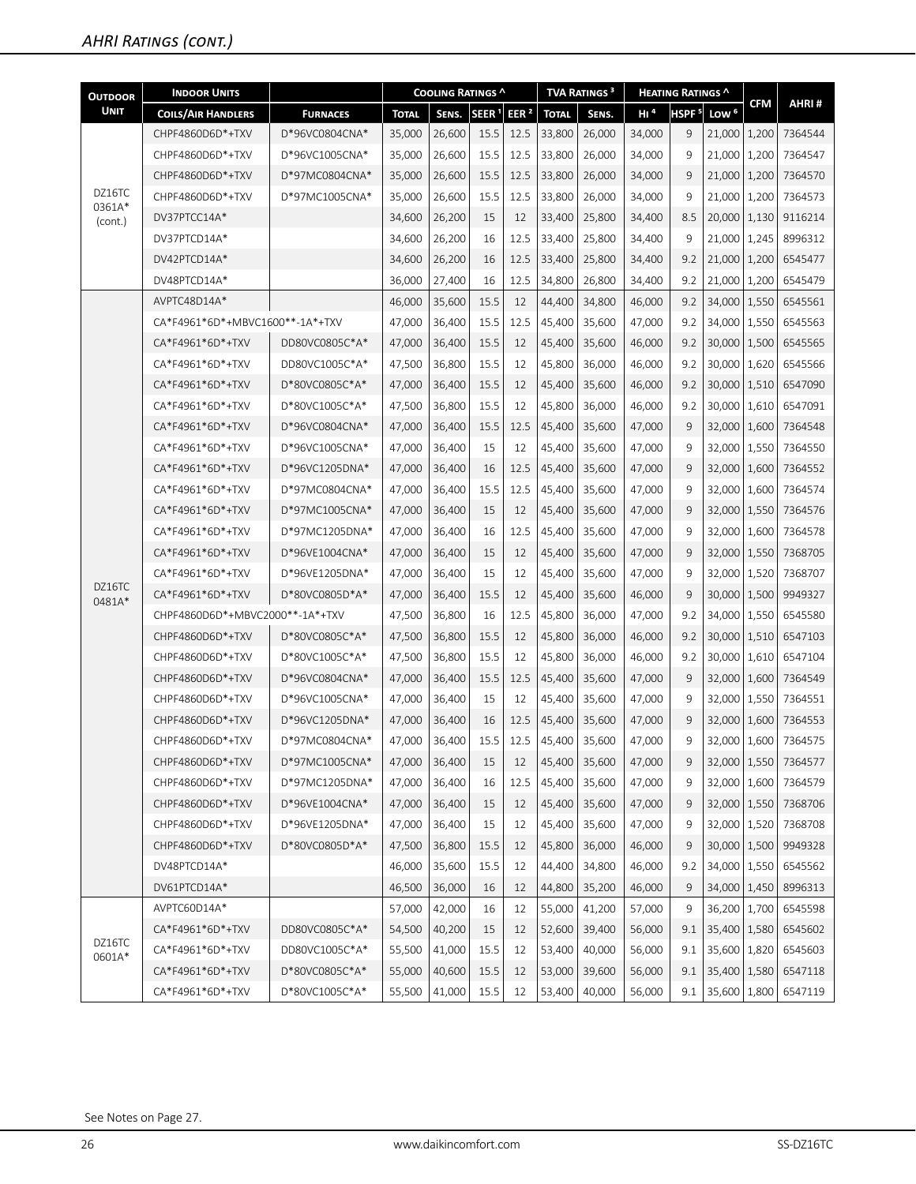## AHRI Ratings (cont.)

| Outdoor Unit | Indoor Units | | Cooling Ratings ^ | | | | TVA Ratings [3] | | Heating Ratings ^ | | | CFM | AHRI # |
|---|---|---|---|---|---|---|---|---|---|---|---|---|---|
| | Coils/Air Handlers | Furnaces | Total | Sens. | SEER [1] | EER [2] | Total | Sens. | Hi [4] | HSPF [5] | Low [6] | | |
| DZ16TC 0361A* (cont.) | CHPF4860D6D*+TXV | D*96VC0804CNA* | 35,000 | 26,600 | 15.5 | 12.5 | 33,800 | 26,000 | 34,000 | 9 | 21,000 | 1,200 | 7364544 |
| | CHPF4860D6D*+TXV | D*96VC1005CNA* | 35,000 | 26,600 | 15.5 | 12.5 | 33,800 | 26,000 | 34,000 | 9 | 21,000 | 1,200 | 7364547 |
| | CHPF4860D6D*+TXV | D*97MC0804CNA* | 35,000 | 26,600 | 15.5 | 12.5 | 33,800 | 26,000 | 34,000 | 9 | 21,000 | 1,200 | 7364570 |
| | CHPF4860D6D*+TXV | D*97MC1005CNA* | 35,000 | 26,600 | 15.5 | 12.5 | 33,800 | 26,000 | 34,000 | 9 | 21,000 | 1,200 | 7364573 |
| | DV37PTCC14A* | | 34,600 | 26,200 | 15 | 12 | 33,400 | 25,800 | 34,400 | 8.5 | 20,000 | 1,130 | 9116214 |
| | DV37PTCD14A* | | 34,600 | 26,200 | 16 | 12.5 | 33,400 | 25,800 | 34,400 | 9 | 21,000 | 1,245 | 8996312 |
| | DV42PTCD14A* | | 34,600 | 26,200 | 16 | 12.5 | 33,400 | 25,800 | 34,400 | 9.2 | 21,000 | 1,200 | 6545477 |
| | DV48PTCD14A* | | 36,000 | 27,400 | 16 | 12.5 | 34,800 | 26,800 | 34,400 | 9.2 | 21,000 | 1,200 | 6545479 |
| DZ16TC 0481A* | AVPTC48D14A* | | 46,000 | 35,600 | 15.5 | 12 | 44,400 | 34,800 | 46,000 | 9.2 | 34,000 | 1,550 | 6545561 |
| | CA*F4961*6D*+MBVC1600**-1A*+TXV | | 47,000 | 36,400 | 15.5 | 12.5 | 45,400 | 35,600 | 47,000 | 9.2 | 34,000 | 1,550 | 6545563 |
| | CA*F4961*6D*+TXV | DD80VC0805C*A* | 47,000 | 36,400 | 15.5 | 12 | 45,400 | 35,600 | 46,000 | 9.2 | 30,000 | 1,500 | 6545565 |
| | CA*F4961*6D*+TXV | DD80VC1005C*A* | 47,500 | 36,800 | 15.5 | 12 | 45,800 | 36,000 | 46,000 | 9.2 | 30,000 | 1,620 | 6545566 |
| | CA*F4961*6D*+TXV | D*80VC0805C*A* | 47,000 | 36,400 | 15.5 | 12 | 45,400 | 35,600 | 46,000 | 9.2 | 30,000 | 1,510 | 6547090 |
| | CA*F4961*6D*+TXV | D*80VC1005C*A* | 47,500 | 36,800 | 15.5 | 12 | 45,800 | 36,000 | 46,000 | 9.2 | 30,000 | 1,610 | 6547091 |
| | CA*F4961*6D*+TXV | D*96VC0804CNA* | 47,000 | 36,400 | 15.5 | 12.5 | 45,400 | 35,600 | 47,000 | 9 | 32,000 | 1,600 | 7364548 |
| | CA*F4961*6D*+TXV | D*96VC1005CNA* | 47,000 | 36,400 | 15 | 12 | 45,400 | 35,600 | 47,000 | 9 | 32,000 | 1,550 | 7364550 |
| | CA*F4961*6D*+TXV | D*96VC1205DNA* | 47,000 | 36,400 | 16 | 12.5 | 45,400 | 35,600 | 47,000 | 9 | 32,000 | 1,600 | 7364552 |
| | CA*F4961*6D*+TXV | D*97MC0804CNA* | 47,000 | 36,400 | 15.5 | 12.5 | 45,400 | 35,600 | 47,000 | 9 | 32,000 | 1,600 | 7364574 |
| | CA*F4961*6D*+TXV | D*97MC1005CNA* | 47,000 | 36,400 | 15 | 12 | 45,400 | 35,600 | 47,000 | 9 | 32,000 | 1,550 | 7364576 |
| | CA*F4961*6D*+TXV | D*97MC1205DNA* | 47,000 | 36,400 | 16 | 12.5 | 45,400 | 35,600 | 47,000 | 9 | 32,000 | 1,600 | 7364578 |
| | CA*F4961*6D*+TXV | D*96VE1004CNA* | 47,000 | 36,400 | 15 | 12 | 45,400 | 35,600 | 47,000 | 9 | 32,000 | 1,550 | 7368705 |
| | CA*F4961*6D*+TXV | D*96VE1205DNA* | 47,000 | 36,400 | 15 | 12 | 45,400 | 35,600 | 47,000 | 9 | 32,000 | 1,520 | 7368707 |
| | CA*F4961*6D*+TXV | D*80VC0805D*A* | 47,000 | 36,400 | 15.5 | 12 | 45,400 | 35,600 | 46,000 | 9 | 30,000 | 1,500 | 9949327 |
| | CHPF4860D6D*+MBVC2000**-1A*+TXV | | 47,500 | 36,800 | 16 | 12.5 | 45,800 | 36,000 | 47,000 | 9.2 | 34,000 | 1,550 | 6545580 |
| | CHPF4860D6D*+TXV | D*80VC0805C*A* | 47,500 | 36,800 | 15.5 | 12 | 45,800 | 36,000 | 46,000 | 9.2 | 30,000 | 1,510 | 6547103 |
| | CHPF4860D6D*+TXV | D*80VC1005C*A* | 47,500 | 36,800 | 15.5 | 12 | 45,800 | 36,000 | 46,000 | 9.2 | 30,000 | 1,610 | 6547104 |
| | CHPF4860D6D*+TXV | D*96VC0804CNA* | 47,000 | 36,400 | 15.5 | 12.5 | 45,400 | 35,600 | 47,000 | 9 | 32,000 | 1,600 | 7364549 |
| | CHPF4860D6D*+TXV | D*96VC1005CNA* | 47,000 | 36,400 | 15 | 12 | 45,400 | 35,600 | 47,000 | 9 | 32,000 | 1,550 | 7364551 |
| | CHPF4860D6D*+TXV | D*96VC1205DNA* | 47,000 | 36,400 | 16 | 12.5 | 45,400 | 35,600 | 47,000 | 9 | 32,000 | 1,600 | 7364553 |
| | CHPF4860D6D*+TXV | D*97MC0804CNA* | 47,000 | 36,400 | 15.5 | 12.5 | 45,400 | 35,600 | 47,000 | 9 | 32,000 | 1,600 | 7364575 |
| | CHPF4860D6D*+TXV | D*97MC1005CNA* | 47,000 | 36,400 | 15 | 12 | 45,400 | 35,600 | 47,000 | 9 | 32,000 | 1,550 | 7364577 |
| | CHPF4860D6D*+TXV | D*97MC1205DNA* | 47,000 | 36,400 | 16 | 12.5 | 45,400 | 35,600 | 47,000 | 9 | 32,000 | 1,600 | 7364579 |
| | CHPF4860D6D*+TXV | D*96VE1004CNA* | 47,000 | 36,400 | 15 | 12 | 45,400 | 35,600 | 47,000 | 9 | 32,000 | 1,550 | 7368706 |
| | CHPF4860D6D*+TXV | D*96VE1205DNA* | 47,000 | 36,400 | 15 | 12 | 45,400 | 35,600 | 47,000 | 9 | 32,000 | 1,520 | 7368708 |
| | CHPF4860D6D*+TXV | D*80VC0805D*A* | 47,500 | 36,800 | 15.5 | 12 | 45,800 | 36,000 | 46,000 | 9 | 30,000 | 1,500 | 9949328 |
| | DV48PTCD14A* | | 46,000 | 35,600 | 15.5 | 12 | 44,400 | 34,800 | 46,000 | 9.2 | 34,000 | 1,550 | 6545562 |
| | DV61PTCD14A* | | 46,500 | 36,000 | 16 | 12 | 44,800 | 35,200 | 46,000 | 9 | 34,000 | 1,450 | 8996313 |
| DZ16TC 0601A* | AVPTC60D14A* | | 57,000 | 42,000 | 16 | 12 | 55,000 | 41,200 | 57,000 | 9 | 36,200 | 1,700 | 6545598 |
| | CA*F4961*6D*+TXV | DD80VC0805C*A* | 54,500 | 40,200 | 15 | 12 | 52,600 | 39,400 | 56,000 | 9.1 | 35,400 | 1,580 | 6545602 |
| | CA*F4961*6D*+TXV | DD80VC1005C*A* | 55,500 | 41,000 | 15.5 | 12 | 53,400 | 40,000 | 56,000 | 9.1 | 35,600 | 1,820 | 6545603 |
| | CA*F4961*6D*+TXV | D*80VC0805C*A* | 55,000 | 40,600 | 15.5 | 12 | 53,000 | 39,600 | 56,000 | 9.1 | 35,400 | 1,580 | 6547118 |
| | CA*F4961*6D*+TXV | D*80VC1005C*A* | 55,500 | 41,000 | 15.5 | 12 | 53,400 | 40,000 | 56,000 | 9.1 | 35,600 | 1,800 | 6547119 |

See Notes on Page 27.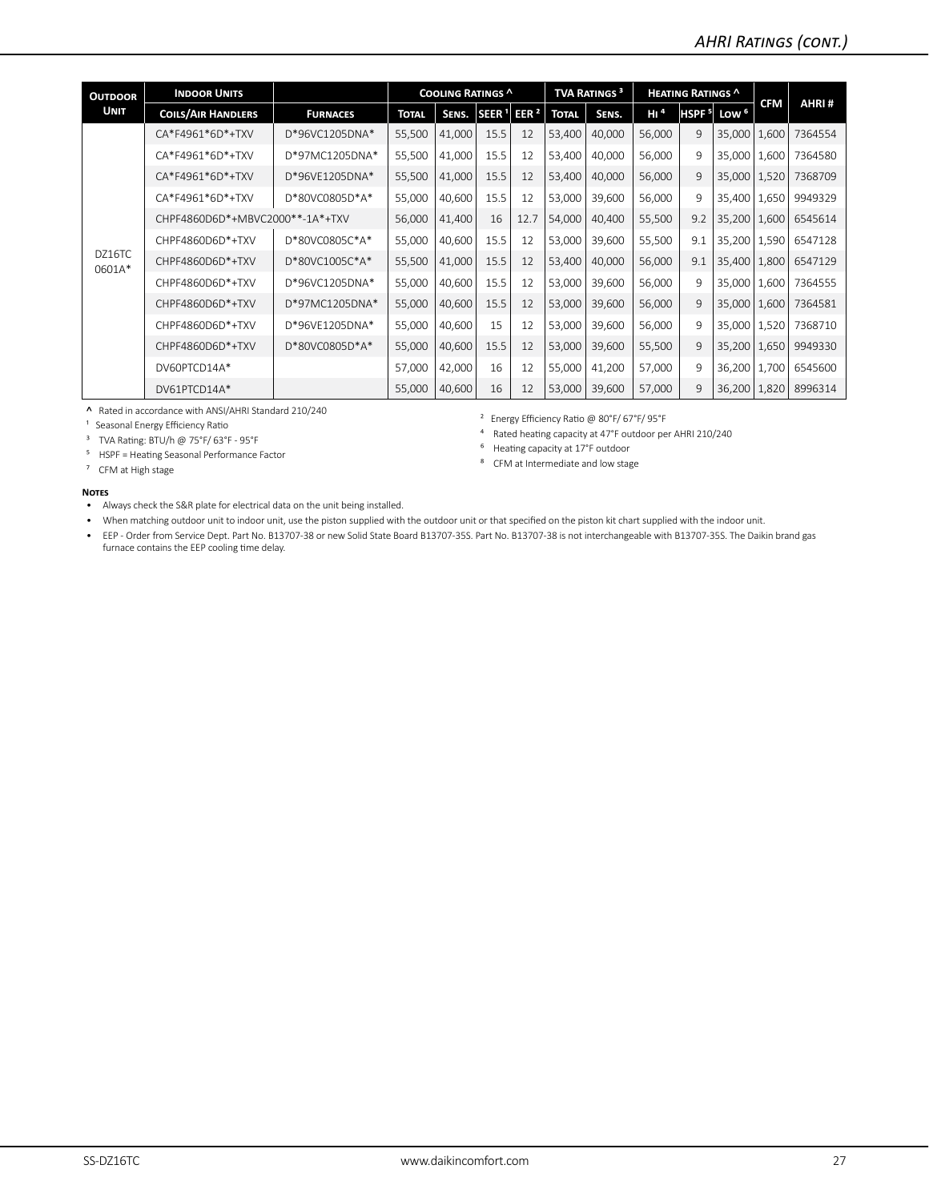## AHRI Ratings (cont.)

| Outdoor Unit | Indoor Units | | Cooling Ratings ^ | | | | TVA Ratings [3] | | Heating Ratings ^ | | | CFM | AHRI # |
|---|---|---|---|---|---|---|---|---|---|---|---|---|---|
| | Coils/Air Handlers | Furnaces | Total | Sens. | SEER [1] | EER [2] | Total | Sens. | Hi [4] | HSPF [5] | Low [6] | | |
| DZ16TC 0601A* | CA*F4961*6D*+TXV | D*96VC1205DNA* | 55,500 | 41,000 | 15.5 | 12 | 53,400 | 40,000 | 56,000 | 9 | 35,000 | 1,600 | 7364554 |
| | CA*F4961*6D*+TXV | D*97MC1205DNA* | 55,500 | 41,000 | 15.5 | 12 | 53,400 | 40,000 | 56,000 | 9 | 35,000 | 1,600 | 7364580 |
| | CA*F4961*6D*+TXV | D*96VE1205DNA* | 55,500 | 41,000 | 15.5 | 12 | 53,400 | 40,000 | 56,000 | 9 | 35,000 | 1,520 | 7368709 |
| | CA*F4961*6D*+TXV | D*80VC0805D*A* | 55,000 | 40,600 | 15.5 | 12 | 53,000 | 39,600 | 56,000 | 9 | 35,400 | 1,650 | 9949329 |
| | CHPF4860D6D*+MBVC2000**-1A*+TXV | | 56,000 | 41,400 | 16 | 12.7 | 54,000 | 40,400 | 55,500 | 9.2 | 35,200 | 1,600 | 6545614 |
| | CHPF4860D6D*+TXV | D*80VC0805C*A* | 55,000 | 40,600 | 15.5 | 12 | 53,000 | 39,600 | 55,500 | 9.1 | 35,200 | 1,590 | 6547128 |
| | CHPF4860D6D*+TXV | D*80VC1005C*A* | 55,500 | 41,000 | 15.5 | 12 | 53,400 | 40,000 | 56,000 | 9.1 | 35,400 | 1,800 | 6547129 |
| | CHPF4860D6D*+TXV | D*96VC1205DNA* | 55,000 | 40,600 | 15.5 | 12 | 53,000 | 39,600 | 56,000 | 9 | 35,000 | 1,600 | 7364555 |
| | CHPF4860D6D*+TXV | D*97MC1205DNA* | 55,000 | 40,600 | 15.5 | 12 | 53,000 | 39,600 | 56,000 | 9 | 35,000 | 1,600 | 7364581 |
| | CHPF4860D6D*+TXV | D*96VE1205DNA* | 55,000 | 40,600 | 15 | 12 | 53,000 | 39,600 | 56,000 | 9 | 35,000 | 1,520 | 7368710 |
| | CHPF4860D6D*+TXV | D*80VC0805D*A* | 55,000 | 40,600 | 15.5 | 12 | 53,000 | 39,600 | 55,500 | 9 | 35,200 | 1,650 | 9949330 |
| | DV60PTCD14A* | | 57,000 | 42,000 | 16 | 12 | 55,000 | 41,200 | 57,000 | 9 | 36,200 | 1,700 | 6545600 |
| | DV61PTCD14A* | | 55,000 | 40,600 | 16 | 12 | 53,000 | 39,600 | 57,000 | 9 | 36,200 | 1,820 | 8996314 |

^ Rated in accordance with ANSI/AHRI Standard 210/240

[1] Seasonal Energy Efficiency Ratio

[2] Energy Efficiency Ratio @ 80°F/ 67°F/ 95°F

[3] TVA Rating: BTU/h @ 75°F/ 63°F - 95°F

[4] Rated heating capacity at 47°F outdoor per AHRI 210/240

[5] HSPF = Heating Seasonal Performance Factor

[6] Heating capacity at 17°F outdoor

[7] CFM at High stage

[8] CFM at Intermediate and low stage

**Notes**

- Always check the S&R plate for electrical data on the unit being installed.
- When matching outdoor unit to indoor unit, use the piston supplied with the outdoor unit or that specified on the piston kit chart supplied with the indoor unit.
- EEP - Order from Service Dept. Part No. B13707-38 or new Solid State Board B13707-35S. Part No. B13707-38 is not interchangeable with B13707-35S. The Daikin brand gas furnace contains the EEP cooling time delay.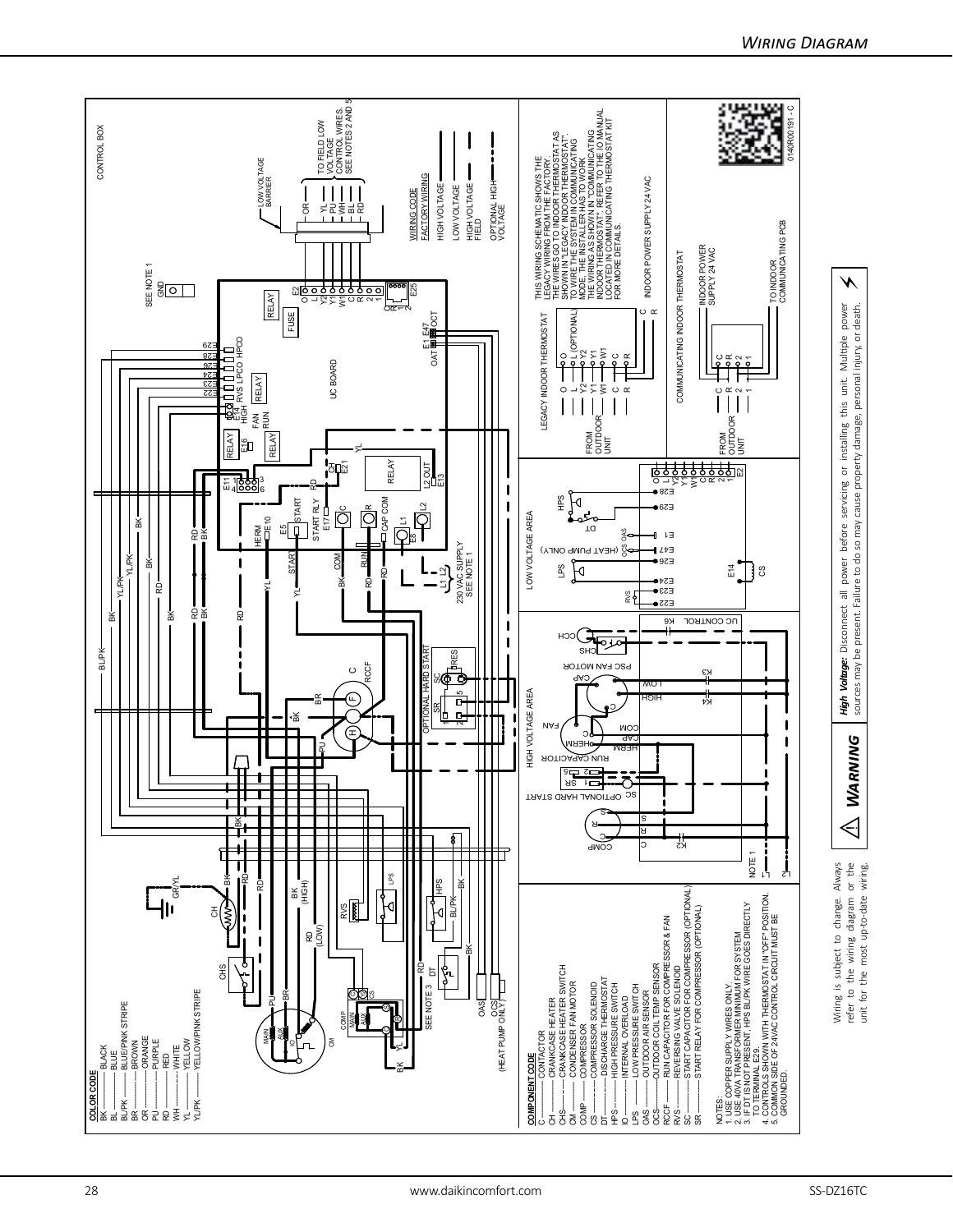## Wiring Diagram

**COLOR CODE**

- BK ———— BLACK
- BL ———— BLUE
- BL/PK ——— BLUE/PINK STRIPE
- BR ———— BROWN
- OR ———— ORANGE
- PU ———— PURPLE
- RD ———— RED
- WH ———— WHITE
- YL ———— YELLOW
- YL/PK ——— YELLOW/PINK STRIPE

**COMPONENT CODE**

- C ———— CONTACTOR
- CH ———— CRANKCASE HEATER
- CHS ——— CRANKCASE HEATER SWITCH
- CM ———— CONDENSER FAN MOTOR
- COMP ——— COMPRESSOR
- CS ———— COMPRESSOR SOLENOID
- DT ———— DISCHARGE THERMOSTAT
- HPS ——— HIGH PRESSURE SWITCH
- IO ———— INTERNAL OVERLOAD
- LPS ——— LOW PRESSURE SWITCH
- OAS ——— OUTDOOR AIR SENSOR
- OCS ——— OUTDOOR COIL TEMP SENSOR
- RCCF ——— RUN CAPACITOR FOR COMPRESSOR & FAN
- RVS ——— REVERSING VALVE SOLENOID
- SC ———— START CAPACITOR FOR COMPRESSOR (OPTIONAL)
- SR ———— START RELAY FOR COMPRESSOR (OPTIONAL)

NOTES:

1. USE COPPER SUPPLY WIRES ONLY.
2. USE 40VA TRANSFORMER MINIMUM FOR SYSTEM
3. IF DT IS NOT PRESENT, HPS BL/PK WIRE GOES DIRECTLY TO TERMINAL E29.
4. CONTROLS SHOWN WITH THERMOSTAT IN "OFF" POSITION.
5. COMMON SIDE OF 24VAC CONTROL CIRCUIT MUST BE GROUNDED.

**WIRING CODE**

- FACTORY WIRING
- HIGH VOLTAGE
- LOW VOLTAGE
- HIGH VOLTAGE FIELD
- OPTIONAL HIGH VOLTAGE

THIS WIRING SCHEMATIC SHOWS THE LEGACY WIRING FROM THE FACTORY. THE WIRES GO TO INDOOR THERMOSTAT AS SHOWN IN "LEGACY INDOOR THERMOSTAT". TO WIRE THE SYSTEM IN COMMUNICATING MODE, THE INSTALLER HAS TO WORK THE WIRING AS SHOWN IN "COMMUNICATING INDOOR THERMOSTAT". REFER TO THE IO MANUAL LOCATED IN COMMUNICATING THERMOSTAT KIT FOR MORE DETAILS.

0140R00191 - C

⚠ ***Warning***

***High Voltage:*** Disconnect all power before servicing or installing this unit. Multiple power sources may be present. Failure to do so may cause property damage, personal injury, or death.

Wiring is subject to change. Always refer to the wiring diagram or the unit for the most up-to-date wiring.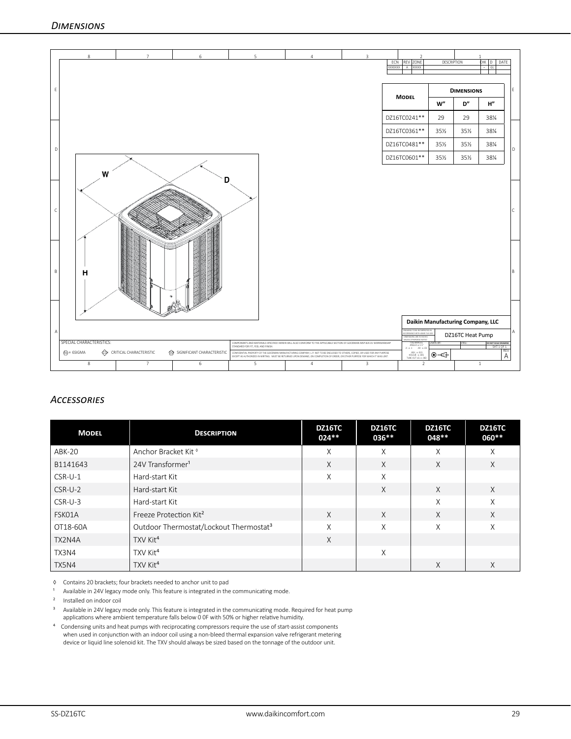## Dimensions

| Model | Dimensions | | |
|---|---|---|---|
| | W" | D" | H" |
| DZ16TC0241** | 29 | 29 | 38¼ |
| DZ16TC0361** | 35½ | 35½ | 38¼ |
| DZ16TC0481** | 35½ | 35½ | 38¼ |
| DZ16TC0601** | 35½ | 35½ | 38¼ |

Daikin Manufacturing Company, LLC

DZ16TC Heat Pump

## Accessories

| Model | Description | DZ16TC 024** | DZ16TC 036** | DZ16TC 048** | DZ16TC 060** |
|---|---|---|---|---|---|
| ABK-20 | Anchor Bracket Kit ◊ | X | X | X | X |
| B1141643 | 24V Transformer[1] | X | X | X | X |
| CSR-U-1 | Hard-start Kit | X | X | | |
| CSR-U-2 | Hard-start Kit | | X | X | X |
| CSR-U-3 | Hard-start Kit | | | X | X |
| FSK01A | Freeze Protection Kit[2] | X | X | X | X |
| OT18-60A | Outdoor Thermostat/Lockout Thermostat[3] | X | X | X | X |
| TX2N4A | TXV Kit[4] | X | | | |
| TX3N4 | TXV Kit[4] | | X | | |
| TX5N4 | TXV Kit[4] | | | X | X |

◊ Contains 20 brackets; four brackets needed to anchor unit to pad

[1] Available in 24V legacy mode only. This feature is integrated in the communicating mode.

[2] Installed on indoor coil

[3] Available in 24V legacy mode only. This feature is integrated in the communicating mode. Required for heat pump applications where ambient temperature falls below 0 0F with 50% or higher relative humidity.

[4] Condensing units and heat pumps with reciprocating compressors require the use of start-assist components when used in conjunction with an indoor coil using a non-bleed thermal expansion valve refrigerant metering device or liquid line solenoid kit. The TXV should always be sized based on the tonnage of the outdoor unit.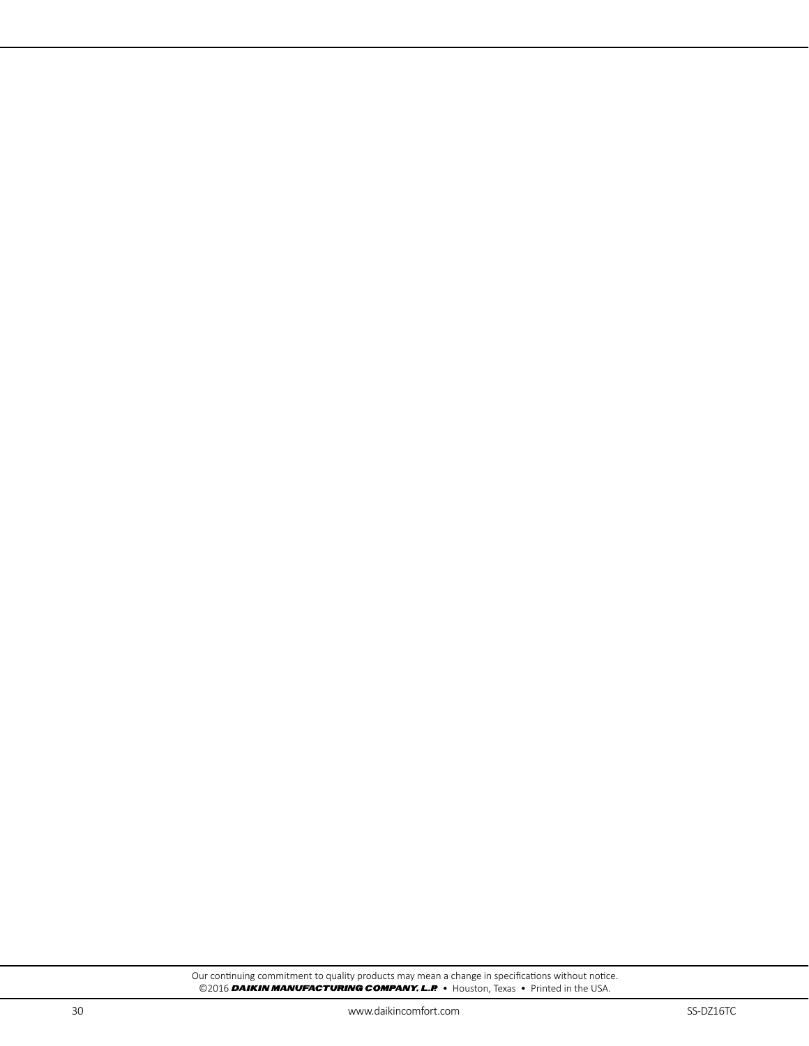Our continuing commitment to quality products may mean a change in specifications without notice.
©2016 ***DAIKIN MANUFACTURING COMPANY, L.P.*** • Houston, Texas • Printed in the USA.